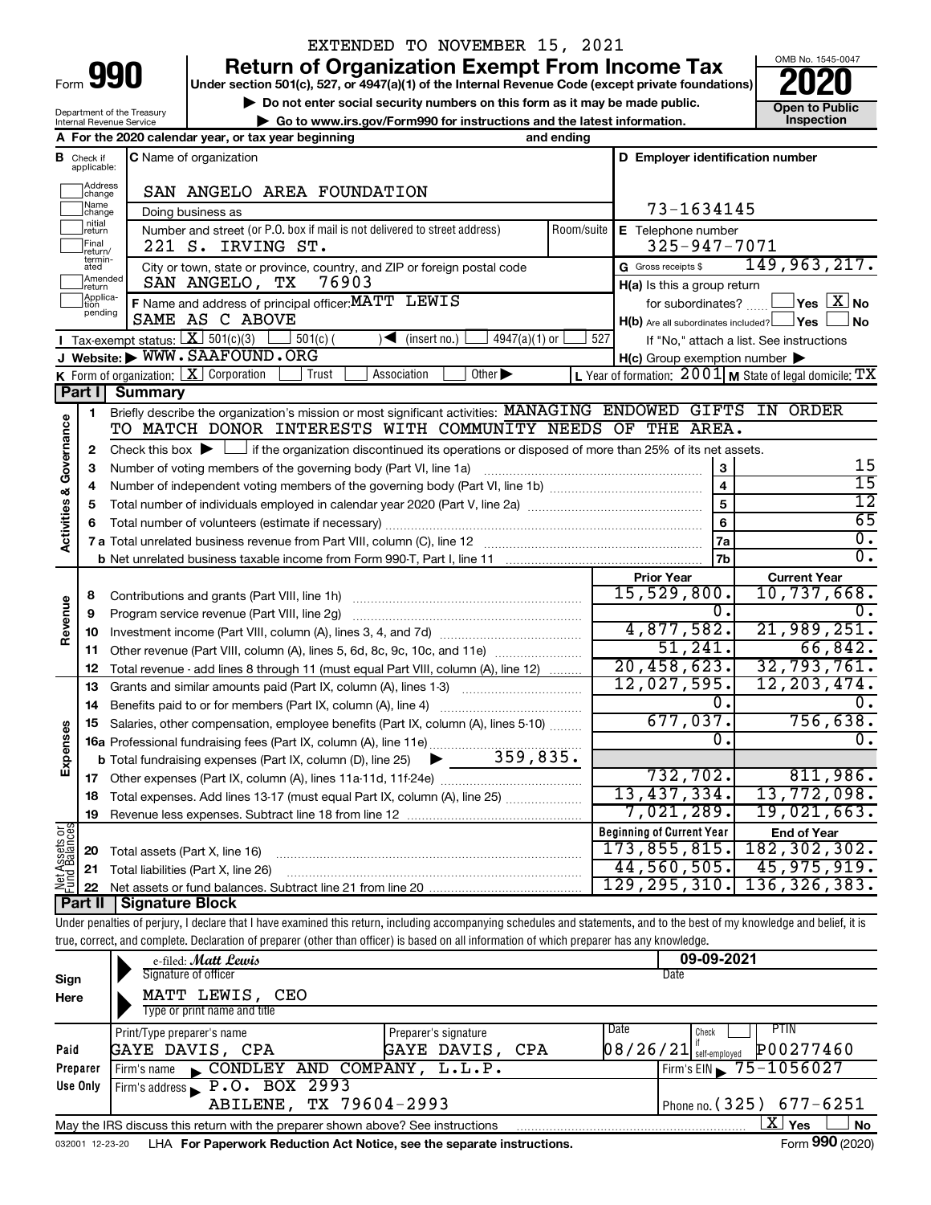EXTENDED TO NOVEMBER 15, 2021

# Form 990 Return of Organization Exempt From Income Tax

Under section 501(c), 527, or 4947(a)(1) of the Internal Revenue Code (except private foundations)

▶ Do not enter social security numbers on this form as it may be made public.

▶ Go to www.irs.gov/Form990 for instructions and the latest information.

OMB No. 1545-0047

**2020**

**Open to Public Inspection**

Department of the Treasury
Internal Revenue Service

**A** For the 2020 calendar year, or tax year beginning and ending

**B** Check if applicable: Address change, Name change, Initial return, Final return/terminated, Amended return, Application pending

**C** Name of organization: SAN ANGELO AREA FOUNDATION

Doing business as

Number and street (or P.O. box if mail is not delivered to street address): 221 S. IRVING ST. Room/suite

City or town, state or province, country, and ZIP or foreign postal code: SAN ANGELO, TX 76903

**D** Employer identification number: 73-1634145

**E** Telephone number: 325-947-7071

**G** Gross receipts $ 149,963,217.

**F** Name and address of principal officer: MATT LEWIS, SAME AS C ABOVE

**H(a)** Is this a group return for subordinates? Yes [ ] No [X]

**H(b)** Are all subordinates included? Yes [ ] No [ ]

If "No," attach a list. See instructions

**H(c)** Group exemption number ▶

**I** Tax-exempt status: [X] 501(c)(3) [ ] 501(c) ( ) ◀ (insert no.) [ ] 4947(a)(1) or [ ] 527

**J** Website: ▶ WWW.SAAFOUND.ORG

**K** Form of organization: [X] Corporation [ ] Trust [ ] Association [ ] Other ▶

**L** Year of formation: 2001 **M** State of legal domicile: TX

## Part I Summary

**Activities & Governance**

1. Briefly describe the organization's mission or most significant activities: MANAGING ENDOWED GIFTS IN ORDER TO MATCH DONOR INTERESTS WITH COMMUNITY NEEDS OF THE AREA.
2. Check this box ▶ [ ] if the organization discontinued its operations or disposed of more than 25% of its net assets.

| | | | |
|---|---|---|---|
| 3 | Number of voting members of the governing body (Part VI, line 1a) | 3 | 15 |
| 4 | Number of independent voting members of the governing body (Part VI, line 1b) | 4 | 15 |
| 5 | Total number of individuals employed in calendar year 2020 (Part V, line 2a) | 5 | 12 |
| 6 | Total number of volunteers (estimate if necessary) | 6 | 65 |
| 7a | Total unrelated business revenue from Part VIII, column (C), line 12 | 7a | 0. |
| b | Net unrelated business taxable income from Form 990-T, Part I, line 11 | 7b | 0. |

| | | Prior Year | Current Year |
|---|---|---|---|
| **Revenue** | | | |
| 8 | Contributions and grants (Part VIII, line 1h) | 15,529,800. | 10,737,668. |
| 9 | Program service revenue (Part VIII, line 2g) | 0. | 0. |
| 10 | Investment income (Part VIII, column (A), lines 3, 4, and 7d) | 4,877,582. | 21,989,251. |
| 11 | Other revenue (Part VIII, column (A), lines 5, 6d, 8c, 9c, 10c, and 11e) | 51,241. | 66,842. |
| 12 | Total revenue - add lines 8 through 11 (must equal Part VIII, column (A), line 12) | 20,458,623. | 32,793,761. |
| **Expenses** | | | |
| 13 | Grants and similar amounts paid (Part IX, column (A), lines 1-3) | 12,027,595. | 12,203,474. |
| 14 | Benefits paid to or for members (Part IX, column (A), line 4) | 0. | 0. |
| 15 | Salaries, other compensation, employee benefits (Part IX, column (A), lines 5-10) | 677,037. | 756,638. |
| 16a | Professional fundraising fees (Part IX, column (A), line 11e) | 0. | 0. |
| b | Total fundraising expenses (Part IX, column (D), line 25) ▶ 359,835. | | |
| 17 | Other expenses (Part IX, column (A), lines 11a-11d, 11f-24e) | 732,702. | 811,986. |
| 18 | Total expenses. Add lines 13-17 (must equal Part IX, column (A), line 25) | 13,437,334. | 13,772,098. |
| 19 | Revenue less expenses. Subtract line 18 from line 12 | 7,021,289. | 19,021,663. |

| **Net Assets or Fund Balances** | | Beginning of Current Year | End of Year |
|---|---|---|---|
| 20 | Total assets (Part X, line 16) | 173,855,815. | 182,302,302. |
| 21 | Total liabilities (Part X, line 26) | 44,560,505. | 45,975,919. |
| 22 | Net assets or fund balances. Subtract line 21 from line 20 | 129,295,310. | 136,326,383. |

## Part II Signature Block

Under penalties of perjury, I declare that I have examined this return, including accompanying schedules and statements, and to the best of my knowledge and belief, it is true, correct, and complete. Declaration of preparer (other than officer) is based on all information of which preparer has any knowledge.

**Sign Here**

e-filed: *Matt Lewis* — Signature of officer — Date: 09-09-2021

MATT LEWIS, CEO — Type or print name and title

**Paid Preparer Use Only**

| Print/Type preparer's name | Preparer's signature | Date | Check if self-employed | PTIN |
|---|---|---|---|---|
| GAYE DAVIS, CPA | GAYE DAVIS, CPA | 08/26/21 | [ ] | P00277460 |

Firm's name ▶ CONDLEY AND COMPANY, L.L.P. — Firm's EIN ▶ 75-1056027

Firm's address ▶ P.O. BOX 2993, ABILENE, TX 79604-2993 — Phone no. (325) 677-6251

May the IRS discuss this return with the preparer shown above? See instructions [X] Yes [ ] No

032001 12-23-20 LHA For Paperwork Reduction Act Notice, see the separate instructions. Form **990** (2020)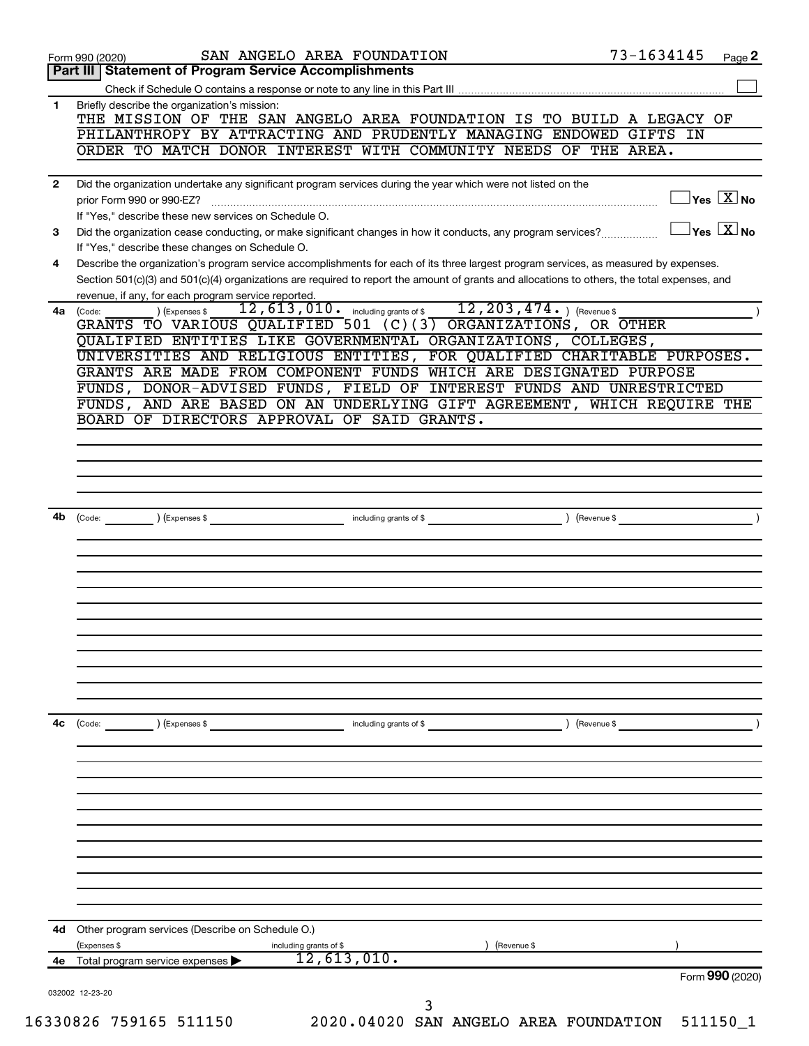Form 990 (2020) SAN ANGELO AREA FOUNDATION 73-1634145 Page 2

## Part III Statement of Program Service Accomplishments

Check if Schedule O contains a response or note to any line in this Part III ☐

**1** Briefly describe the organization's mission:

THE MISSION OF THE SAN ANGELO AREA FOUNDATION IS TO BUILD A LEGACY OF PHILANTHROPY BY ATTRACTING AND PRUDENTLY MANAGING ENDOWED GIFTS IN ORDER TO MATCH DONOR INTEREST WITH COMMUNITY NEEDS OF THE AREA.

**2** Did the organization undertake any significant program services during the year which were not listed on the prior Form 990 or 990-EZ? ☐ Yes ☒ No

If "Yes," describe these new services on Schedule O.

**3** Did the organization cease conducting, or make significant changes in how it conducts, any program services? ☐ Yes ☒ No

If "Yes," describe these changes on Schedule O.

**4** Describe the organization's program service accomplishments for each of its three largest program services, as measured by expenses. Section 501(c)(3) and 501(c)(4) organizations are required to report the amount of grants and allocations to others, the total expenses, and revenue, if any, for each program service reported.

**4a** (Code: ) (Expenses $ 12,613,010. including grants of $ 12,203,474. ) (Revenue $ )

GRANTS TO VARIOUS QUALIFIED 501 (C)(3) ORGANIZATIONS, OR OTHER QUALIFIED ENTITIES LIKE GOVERNMENTAL ORGANIZATIONS, COLLEGES, UNIVERSITIES AND RELIGIOUS ENTITIES, FOR QUALIFIED CHARITABLE PURPOSES. GRANTS ARE MADE FROM COMPONENT FUNDS WHICH ARE DESIGNATED PURPOSE FUNDS, DONOR-ADVISED FUNDS, FIELD OF INTEREST FUNDS AND UNRESTRICTED FUNDS, AND ARE BASED ON AN UNDERLYING GIFT AGREEMENT, WHICH REQUIRE THE BOARD OF DIRECTORS APPROVAL OF SAID GRANTS.

**4b** (Code: ) (Expenses $ including grants of $ ) (Revenue $ )

**4c** (Code: ) (Expenses $ including grants of $ ) (Revenue $ )

**4d** Other program services (Describe on Schedule O.)

(Expenses $ including grants of $ ) (Revenue $ )

**4e** Total program service expenses ▶ 12,613,010.

Form **990** (2020)

032002 12-23-20

16330826 759165 511150 2020.04020 SAN ANGELO AREA FOUNDATION 511150_1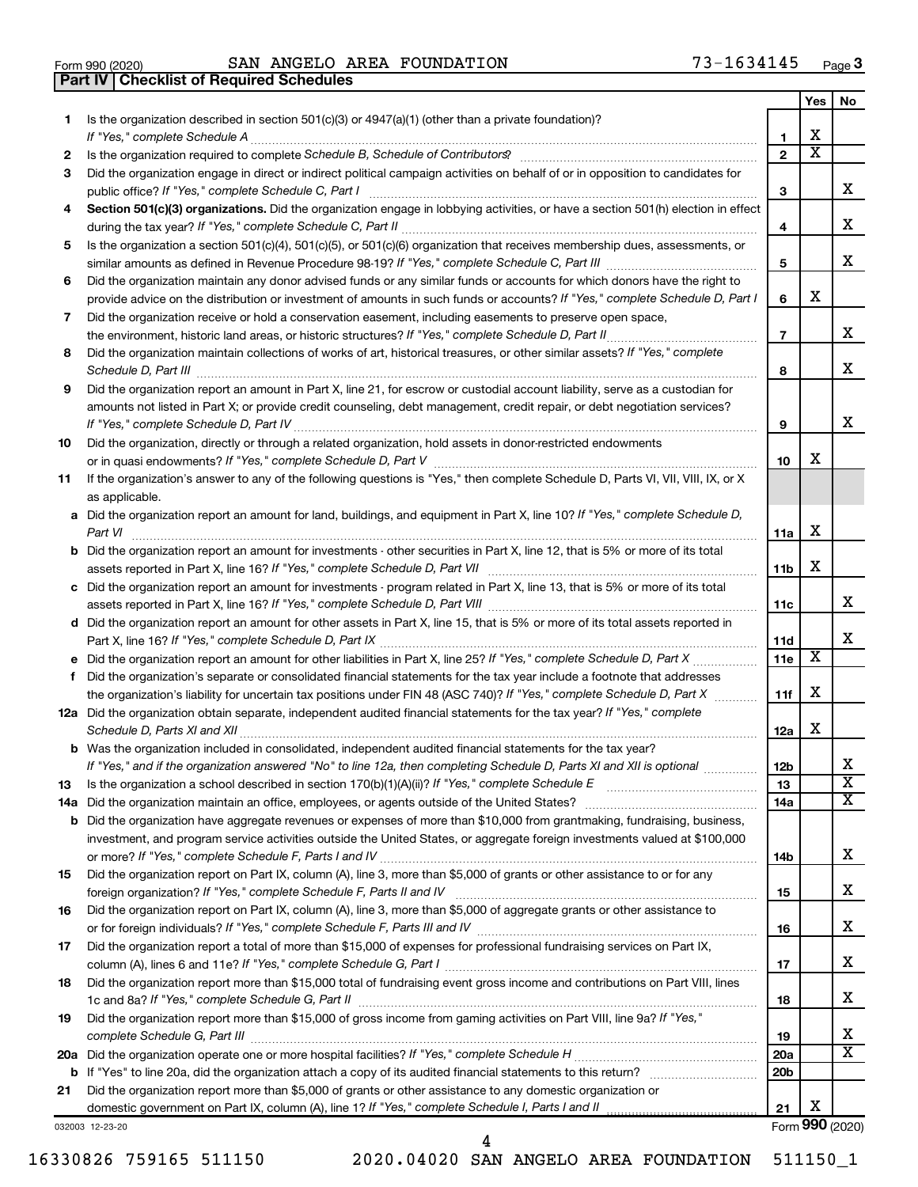Form 990 (2020) SAN ANGELO AREA FOUNDATION 73-1634145

## Part IV | Checklist of Required Schedules

| | | | Yes | No |
|---|---|---|---|---|
| 1 | Is the organization described in section 501(c)(3) or 4947(a)(1) (other than a private foundation)? *If "Yes," complete Schedule A* | 1 | X | |
| 2 | Is the organization required to complete *Schedule B, Schedule of Contributors*? | 2 | X | |
| 3 | Did the organization engage in direct or indirect political campaign activities on behalf of or in opposition to candidates for public office? *If "Yes," complete Schedule C, Part I* | 3 | | X |
| 4 | **Section 501(c)(3) organizations.** Did the organization engage in lobbying activities, or have a section 501(h) election in effect during the tax year? *If "Yes," complete Schedule C, Part II* | 4 | | X |
| 5 | Is the organization a section 501(c)(4), 501(c)(5), or 501(c)(6) organization that receives membership dues, assessments, or similar amounts as defined in Revenue Procedure 98-19? *If "Yes," complete Schedule C, Part III* | 5 | | X |
| 6 | Did the organization maintain any donor advised funds or any similar funds or accounts for which donors have the right to provide advice on the distribution or investment of amounts in such funds or accounts? *If "Yes," complete Schedule D, Part I* | 6 | X | |
| 7 | Did the organization receive or hold a conservation easement, including easements to preserve open space, the environment, historic land areas, or historic structures? *If "Yes," complete Schedule D, Part II* | 7 | | X |
| 8 | Did the organization maintain collections of works of art, historical treasures, or other similar assets? *If "Yes," complete Schedule D, Part III* | 8 | | X |
| 9 | Did the organization report an amount in Part X, line 21, for escrow or custodial account liability, serve as a custodian for amounts not listed in Part X; or provide credit counseling, debt management, credit repair, or debt negotiation services? *If "Yes," complete Schedule D, Part IV* | 9 | | X |
| 10 | Did the organization, directly or through a related organization, hold assets in donor-restricted endowments or in quasi endowments? *If "Yes," complete Schedule D, Part V* | 10 | X | |
| 11 | If the organization's answer to any of the following questions is "Yes," then complete Schedule D, Parts VI, VII, VIII, IX, or X as applicable. | | | |
| a | Did the organization report an amount for land, buildings, and equipment in Part X, line 10? *If "Yes," complete Schedule D, Part VI* | 11a | X | |
| b | Did the organization report an amount for investments - other securities in Part X, line 12, that is 5% or more of its total assets reported in Part X, line 16? *If "Yes," complete Schedule D, Part VII* | 11b | X | |
| c | Did the organization report an amount for investments - program related in Part X, line 13, that is 5% or more of its total assets reported in Part X, line 16? *If "Yes," complete Schedule D, Part VIII* | 11c | | X |
| d | Did the organization report an amount for other assets in Part X, line 15, that is 5% or more of its total assets reported in Part X, line 16? *If "Yes," complete Schedule D, Part IX* | 11d | | X |
| e | Did the organization report an amount for other liabilities in Part X, line 25? *If "Yes," complete Schedule D, Part X* | 11e | X | |
| f | Did the organization's separate or consolidated financial statements for the tax year include a footnote that addresses the organization's liability for uncertain tax positions under FIN 48 (ASC 740)? *If "Yes," complete Schedule D, Part X* | 11f | X | |
| 12a | Did the organization obtain separate, independent audited financial statements for the tax year? *If "Yes," complete Schedule D, Parts XI and XII* | 12a | X | |
| b | Was the organization included in consolidated, independent audited financial statements for the tax year? *If "Yes," and if the organization answered "No" to line 12a, then completing Schedule D, Parts XI and XII is optional* | 12b | | X |
| 13 | Is the organization a school described in section 170(b)(1)(A)(ii)? *If "Yes," complete Schedule E* | 13 | | X |
| 14a | Did the organization maintain an office, employees, or agents outside of the United States? | 14a | | X |
| b | Did the organization have aggregate revenues or expenses of more than $10,000 from grantmaking, fundraising, business, investment, and program service activities outside the United States, or aggregate foreign investments valued at $100,000 or more? *If "Yes," complete Schedule F, Parts I and IV* | 14b | | X |
| 15 | Did the organization report on Part IX, column (A), line 3, more than $5,000 of grants or other assistance to or for any foreign organization? *If "Yes," complete Schedule F, Parts II and IV* | 15 | | X |
| 16 | Did the organization report on Part IX, column (A), line 3, more than $5,000 of aggregate grants or other assistance to or for foreign individuals? *If "Yes," complete Schedule F, Parts III and IV* | 16 | | X |
| 17 | Did the organization report a total of more than $15,000 of expenses for professional fundraising services on Part IX, column (A), lines 6 and 11e? *If "Yes," complete Schedule G, Part I* | 17 | | X |
| 18 | Did the organization report more than $15,000 total of fundraising event gross income and contributions on Part VIII, lines 1c and 8a? *If "Yes," complete Schedule G, Part II* | 18 | | X |
| 19 | Did the organization report more than $15,000 of gross income from gaming activities on Part VIII, line 9a? *If "Yes," complete Schedule G, Part III* | 19 | | X |
| 20a | Did the organization operate one or more hospital facilities? *If "Yes," complete Schedule H* | 20a | | X |
| b | If "Yes" to line 20a, did the organization attach a copy of its audited financial statements to this return? | 20b | | |
| 21 | Did the organization report more than $5,000 of grants or other assistance to any domestic organization or domestic government on Part IX, column (A), line 1? *If "Yes," complete Schedule I, Parts I and II* | 21 | X | |

032003 12-23-20 Form **990** (2020)

16330826 759165 511150 2020.04020 SAN ANGELO AREA FOUNDATION 511150_1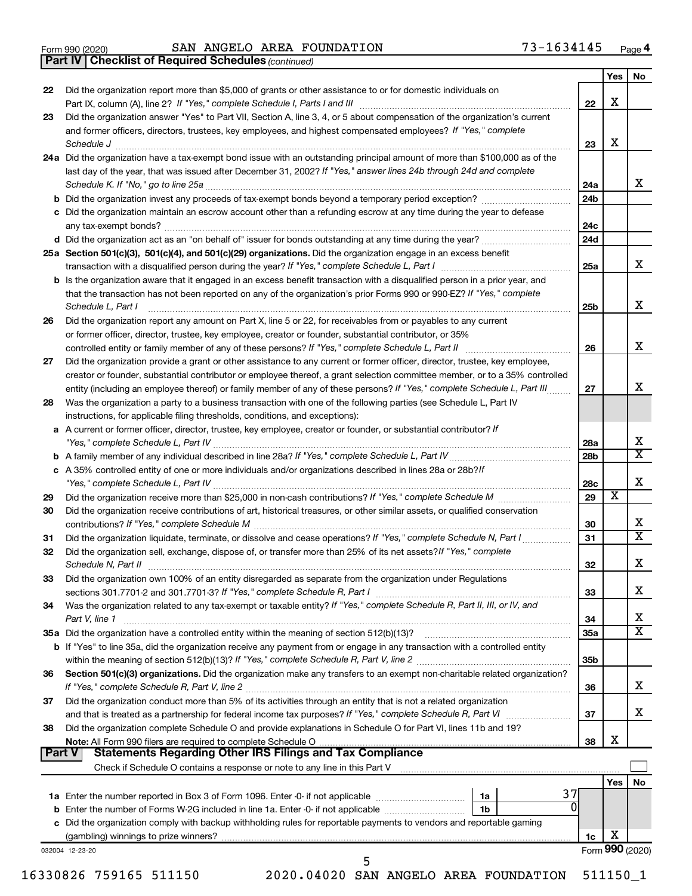Form 990 (2020) SAN ANGELO AREA FOUNDATION 73-1634145 Page **4**

**Part IV | Checklist of Required Schedules** *(continued)*

| | | | Yes | No |
|---|---|---|---|---|
| 22 | Did the organization report more than $5,000 of grants or other assistance to or for domestic individuals on Part IX, column (A), line 2? *If "Yes," complete Schedule I, Parts I and III* | 22 | X | |
| 23 | Did the organization answer "Yes" to Part VII, Section A, line 3, 4, or 5 about compensation of the organization's current and former officers, directors, trustees, key employees, and highest compensated employees? *If "Yes," complete Schedule J* | 23 | X | |
| 24a | Did the organization have a tax-exempt bond issue with an outstanding principal amount of more than $100,000 as of the last day of the year, that was issued after December 31, 2002? *If "Yes," answer lines 24b through 24d and complete Schedule K. If "No," go to line 25a* | 24a | | X |
| b | Did the organization invest any proceeds of tax-exempt bonds beyond a temporary period exception? | 24b | | |
| c | Did the organization maintain an escrow account other than a refunding escrow at any time during the year to defease any tax-exempt bonds? | 24c | | |
| d | Did the organization act as an "on behalf of" issuer for bonds outstanding at any time during the year? | 24d | | |
| 25a | **Section 501(c)(3), 501(c)(4), and 501(c)(29) organizations.** Did the organization engage in an excess benefit transaction with a disqualified person during the year? *If "Yes," complete Schedule L, Part I* | 25a | | X |
| b | Is the organization aware that it engaged in an excess benefit transaction with a disqualified person in a prior year, and that the transaction has not been reported on any of the organization's prior Forms 990 or 990-EZ? *If "Yes," complete Schedule L, Part I* | 25b | | X |
| 26 | Did the organization report any amount on Part X, line 5 or 22, for receivables from or payables to any current or former officer, director, trustee, key employee, creator or founder, substantial contributor, or 35% controlled entity or family member of any of these persons? *If "Yes," complete Schedule L, Part II* | 26 | | X |
| 27 | Did the organization provide a grant or other assistance to any current or former officer, director, trustee, key employee, creator or founder, substantial contributor or employee thereof, a grant selection committee member, or to a 35% controlled entity (including an employee thereof) or family member of any of these persons? *If "Yes," complete Schedule L, Part III* | 27 | | X |
| 28 | Was the organization a party to a business transaction with one of the following parties (see Schedule L, Part IV instructions, for applicable filing thresholds, conditions, and exceptions): | | | |
| a | A current or former officer, director, trustee, key employee, creator or founder, or substantial contributor? *If "Yes," complete Schedule L, Part IV* | 28a | | X |
| b | A family member of any individual described in line 28a? *If "Yes," complete Schedule L, Part IV* | 28b | | X |
| c | A 35% controlled entity of one or more individuals and/or organizations described in lines 28a or 28b? *If "Yes," complete Schedule L, Part IV* | 28c | | X |
| 29 | Did the organization receive more than $25,000 in non-cash contributions? *If "Yes," complete Schedule M* | 29 | X | |
| 30 | Did the organization receive contributions of art, historical treasures, or other similar assets, or qualified conservation contributions? *If "Yes," complete Schedule M* | 30 | | X |
| 31 | Did the organization liquidate, terminate, or dissolve and cease operations? *If "Yes," complete Schedule N, Part I* | 31 | | X |
| 32 | Did the organization sell, exchange, dispose of, or transfer more than 25% of its net assets? *If "Yes," complete Schedule N, Part II* | 32 | | X |
| 33 | Did the organization own 100% of an entity disregarded as separate from the organization under Regulations sections 301.7701-2 and 301.7701-3? *If "Yes," complete Schedule R, Part I* | 33 | | X |
| 34 | Was the organization related to any tax-exempt or taxable entity? *If "Yes," complete Schedule R, Part II, III, or IV, and Part V, line 1* | 34 | | X |
| 35a | Did the organization have a controlled entity within the meaning of section 512(b)(13)? | 35a | | X |
| b | If "Yes" to line 35a, did the organization receive any payment from or engage in any transaction with a controlled entity within the meaning of section 512(b)(13)? *If "Yes," complete Schedule R, Part V, line 2* | 35b | | |
| 36 | **Section 501(c)(3) organizations.** Did the organization make any transfers to an exempt non-charitable related organization? *If "Yes," complete Schedule R, Part V, line 2* | 36 | | X |
| 37 | Did the organization conduct more than 5% of its activities through an entity that is not a related organization and that is treated as a partnership for federal income tax purposes? *If "Yes," complete Schedule R, Part VI* | 37 | | X |
| 38 | Did the organization complete Schedule O and provide explanations in Schedule O for Part VI, lines 11b and 19? **Note:** All Form 990 filers are required to complete Schedule O | 38 | X | |

**Part V | Statements Regarding Other IRS Filings and Tax Compliance**

Check if Schedule O contains a response or note to any line in this Part V ☐

| | | | | | Yes | No |
|---|---|---|---|---|---|---|
| 1a | Enter the number reported in Box 3 of Form 1096. Enter -0- if not applicable | 1a | 37 | | | |
| b | Enter the number of Forms W-2G included in line 1a. Enter -0- if not applicable | 1b | 0 | | | |
| c | Did the organization comply with backup withholding rules for reportable payments to vendors and reportable gaming (gambling) winnings to prize winners? | | | 1c | X | |

032004 12-23-20

Form **990** (2020)

16330826 759165 511150 2020.04020 SAN ANGELO AREA FOUNDATION 511150_1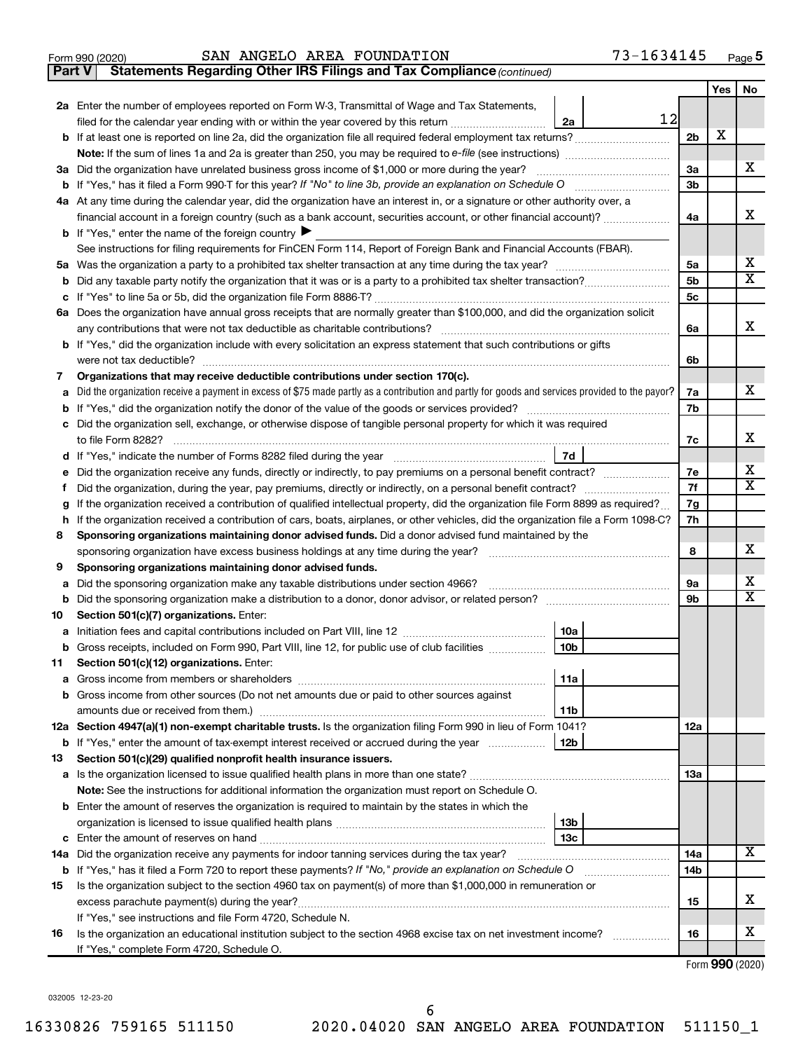Form 990 (2020) SAN ANGELO AREA FOUNDATION 73-1634145 Page 5

**Part V Statements Regarding Other IRS Filings and Tax Compliance** *(continued)*

| | | | | Yes | No |
|---|---|---|---|---|---|
| **2a** | Enter the number of employees reported on Form W-3, Transmittal of Wage and Tax Statements, filed for the calendar year ending with or within the year covered by this return | 2a 12 | | | |
| **b** | If at least one is reported on line 2a, did the organization file all required federal employment tax returns? | | 2b | X | |
| | **Note:** If the sum of lines 1a and 2a is greater than 250, you may be required to *e-file* (see instructions) | | | | |
| **3a** | Did the organization have unrelated business gross income of $1,000 or more during the year? | | 3a | | X |
| **b** | If "Yes," has it filed a Form 990-T for this year? *If "No" to line 3b, provide an explanation on Schedule O* | | 3b | | |
| **4a** | At any time during the calendar year, did the organization have an interest in, or a signature or other authority over, a financial account in a foreign country (such as a bank account, securities account, or other financial account)? | | 4a | | X |
| **b** | If "Yes," enter the name of the foreign country ▶ | | | | |
| | See instructions for filing requirements for FinCEN Form 114, Report of Foreign Bank and Financial Accounts (FBAR). | | | | |
| **5a** | Was the organization a party to a prohibited tax shelter transaction at any time during the tax year? | | 5a | | X |
| **b** | Did any taxable party notify the organization that it was or is a party to a prohibited tax shelter transaction? | | 5b | | X |
| **c** | If "Yes" to line 5a or 5b, did the organization file Form 8886-T? | | 5c | | |
| **6a** | Does the organization have annual gross receipts that are normally greater than $100,000, and did the organization solicit any contributions that were not tax deductible as charitable contributions? | | 6a | | X |
| **b** | If "Yes," did the organization include with every solicitation an express statement that such contributions or gifts were not tax deductible? | | 6b | | |
| **7** | **Organizations that may receive deductible contributions under section 170(c).** | | | | |
| **a** | Did the organization receive a payment in excess of $75 made partly as a contribution and partly for goods and services provided to the payor? | | 7a | | X |
| **b** | If "Yes," did the organization notify the donor of the value of the goods or services provided? | | 7b | | |
| **c** | Did the organization sell, exchange, or otherwise dispose of tangible personal property for which it was required to file Form 8282? | | 7c | | X |
| **d** | If "Yes," indicate the number of Forms 8282 filed during the year | 7d | | | |
| **e** | Did the organization receive any funds, directly or indirectly, to pay premiums on a personal benefit contract? | | 7e | | X |
| **f** | Did the organization, during the year, pay premiums, directly or indirectly, on a personal benefit contract? | | 7f | | X |
| **g** | If the organization received a contribution of qualified intellectual property, did the organization file Form 8899 as required? | | 7g | | |
| **h** | If the organization received a contribution of cars, boats, airplanes, or other vehicles, did the organization file a Form 1098-C? | | 7h | | |
| **8** | **Sponsoring organizations maintaining donor advised funds.** Did a donor advised fund maintained by the sponsoring organization have excess business holdings at any time during the year? | | 8 | | X |
| **9** | **Sponsoring organizations maintaining donor advised funds.** | | | | |
| **a** | Did the sponsoring organization make any taxable distributions under section 4966? | | 9a | | X |
| **b** | Did the sponsoring organization make a distribution to a donor, donor advisor, or related person? | | 9b | | X |
| **10** | **Section 501(c)(7) organizations.** Enter: | | | | |
| **a** | Initiation fees and capital contributions included on Part VIII, line 12 | 10a | | | |
| **b** | Gross receipts, included on Form 990, Part VIII, line 12, for public use of club facilities | 10b | | | |
| **11** | **Section 501(c)(12) organizations.** Enter: | | | | |
| **a** | Gross income from members or shareholders | 11a | | | |
| **b** | Gross income from other sources (Do not net amounts due or paid to other sources against amounts due or received from them.) | 11b | | | |
| **12a** | **Section 4947(a)(1) non-exempt charitable trusts.** Is the organization filing Form 990 in lieu of Form 1041? | | 12a | | |
| **b** | If "Yes," enter the amount of tax-exempt interest received or accrued during the year | 12b | | | |
| **13** | **Section 501(c)(29) qualified nonprofit health insurance issuers.** | | | | |
| **a** | Is the organization licensed to issue qualified health plans in more than one state? | | 13a | | |
| | **Note:** See the instructions for additional information the organization must report on Schedule O. | | | | |
| **b** | Enter the amount of reserves the organization is required to maintain by the states in which the organization is licensed to issue qualified health plans | 13b | | | |
| **c** | Enter the amount of reserves on hand | 13c | | | |
| **14a** | Did the organization receive any payments for indoor tanning services during the tax year? | | 14a | | X |
| **b** | If "Yes," has it filed a Form 720 to report these payments? *If "No," provide an explanation on Schedule O* | | 14b | | |
| **15** | Is the organization subject to the section 4960 tax on payment(s) of more than $1,000,000 in remuneration or excess parachute payment(s) during the year? | | 15 | | X |
| | If "Yes," see instructions and file Form 4720, Schedule N. | | | | |
| **16** | Is the organization an educational institution subject to the section 4968 excise tax on net investment income? | | 16 | | X |
| | If "Yes," complete Form 4720, Schedule O. | | | | |

Form **990** (2020)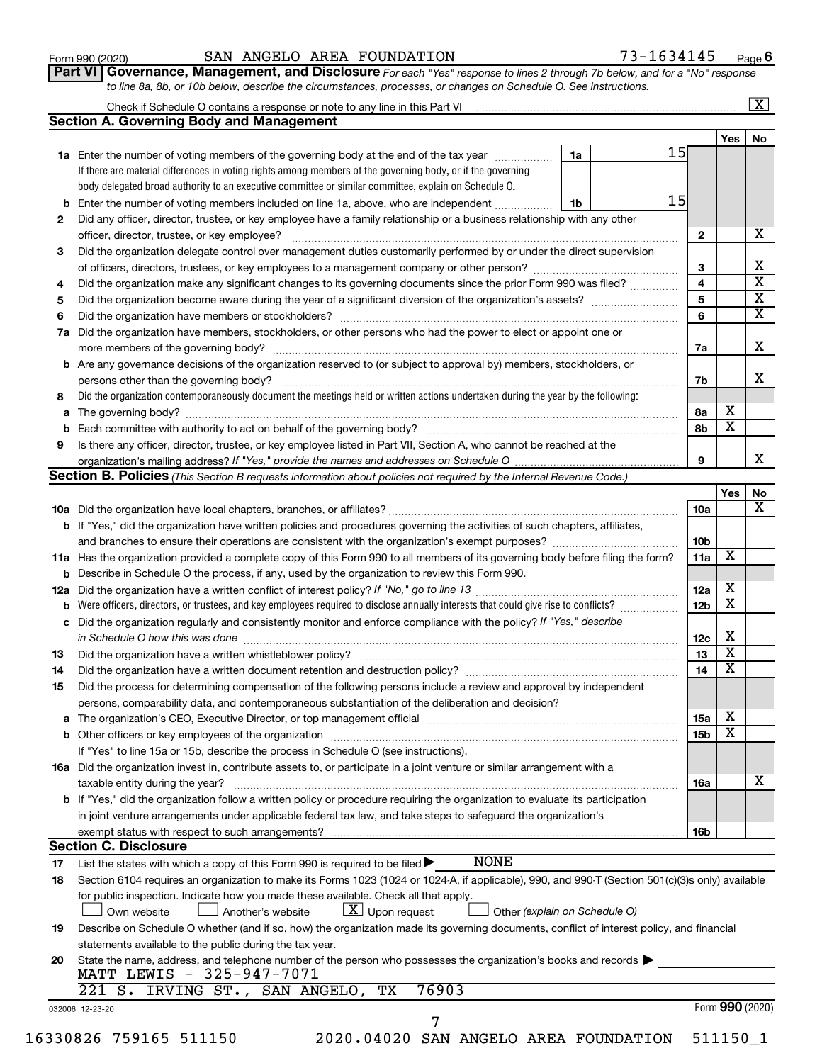Form 990 (2020) SAN ANGELO AREA FOUNDATION 73-1634145 Page 6

**Part VI Governance, Management, and Disclosure** *For each "Yes" response to lines 2 through 7b below, and for a "No" response to line 8a, 8b, or 10b below, describe the circumstances, processes, or changes on Schedule O. See instructions.*

Check if Schedule O contains a response or note to any line in this Part VI ..... [X]

## Section A. Governing Body and Management

| | | | | Yes | No |
|---|---|---|---|---|---|
| **1a** | Enter the number of voting members of the governing body at the end of the tax year (1a) | 15 | | | |
| | If there are material differences in voting rights among members of the governing body, or if the governing body delegated broad authority to an executive committee or similar committee, explain on Schedule O. | | | | |
| **b** | Enter the number of voting members included on line 1a, above, who are independent (1b) | 15 | | | |
| **2** | Did any officer, director, trustee, or key employee have a family relationship or a business relationship with any other officer, director, trustee, or key employee? | | 2 | | X |
| **3** | Did the organization delegate control over management duties customarily performed by or under the direct supervision of officers, directors, trustees, or key employees to a management company or other person? | | 3 | | X |
| **4** | Did the organization make any significant changes to its governing documents since the prior Form 990 was filed? | | 4 | | X |
| **5** | Did the organization become aware during the year of a significant diversion of the organization's assets? | | 5 | | X |
| **6** | Did the organization have members or stockholders? | | 6 | | X |
| **7a** | Did the organization have members, stockholders, or other persons who had the power to elect or appoint one or more members of the governing body? | | 7a | | X |
| **b** | Are any governance decisions of the organization reserved to (or subject to approval by) members, stockholders, or persons other than the governing body? | | 7b | | X |
| **8** | Did the organization contemporaneously document the meetings held or written actions undertaken during the year by the following: | | | | |
| **a** | The governing body? | | 8a | X | |
| **b** | Each committee with authority to act on behalf of the governing body? | | 8b | X | |
| **9** | Is there any officer, director, trustee, or key employee listed in Part VII, Section A, who cannot be reached at the organization's mailing address? *If "Yes," provide the names and addresses on Schedule O* | | 9 | | X |

## Section B. Policies *(This Section B requests information about policies not required by the Internal Revenue Code.)*

| | | | Yes | No |
|---|---|---|---|---|
| **10a** | Did the organization have local chapters, branches, or affiliates? | 10a | | X |
| **b** | If "Yes," did the organization have written policies and procedures governing the activities of such chapters, affiliates, and branches to ensure their operations are consistent with the organization's exempt purposes? | 10b | | |
| **11a** | Has the organization provided a complete copy of this Form 990 to all members of its governing body before filing the form? | 11a | X | |
| **b** | Describe in Schedule O the process, if any, used by the organization to review this Form 990. | | | |
| **12a** | Did the organization have a written conflict of interest policy? *If "No," go to line 13* | 12a | X | |
| **b** | Were officers, directors, or trustees, and key employees required to disclose annually interests that could give rise to conflicts? | 12b | X | |
| **c** | Did the organization regularly and consistently monitor and enforce compliance with the policy? *If "Yes," describe in Schedule O how this was done* | 12c | X | |
| **13** | Did the organization have a written whistleblower policy? | 13 | X | |
| **14** | Did the organization have a written document retention and destruction policy? | 14 | X | |
| **15** | Did the process for determining compensation of the following persons include a review and approval by independent persons, comparability data, and contemporaneous substantiation of the deliberation and decision? | | | |
| **a** | The organization's CEO, Executive Director, or top management official | 15a | X | |
| **b** | Other officers or key employees of the organization | 15b | X | |
| | If "Yes" to line 15a or 15b, describe the process in Schedule O (see instructions). | | | |
| **16a** | Did the organization invest in, contribute assets to, or participate in a joint venture or similar arrangement with a taxable entity during the year? | 16a | | X |
| **b** | If "Yes," did the organization follow a written policy or procedure requiring the organization to evaluate its participation in joint venture arrangements under applicable federal tax law, and take steps to safeguard the organization's exempt status with respect to such arrangements? | 16b | | |

## Section C. Disclosure

**17** List the states with which a copy of this Form 990 is required to be filed ▶ NONE

**18** Section 6104 requires an organization to make its Forms 1023 (1024 or 1024-A, if applicable), 990, and 990-T (Section 501(c)(3)s only) available for public inspection. Indicate how you made these available. Check all that apply.

[ ] Own website [ ] Another's website [X] Upon request [ ] Other *(explain on Schedule O)*

**19** Describe on Schedule O whether (and if so, how) the organization made its governing documents, conflict of interest policy, and financial statements available to the public during the tax year.

**20** State the name, address, and telephone number of the person who possesses the organization's books and records ▶

MATT LEWIS - 325-947-7071
221 S. IRVING ST., SAN ANGELO, TX 76903

032006 12-23-20 Form 990 (2020)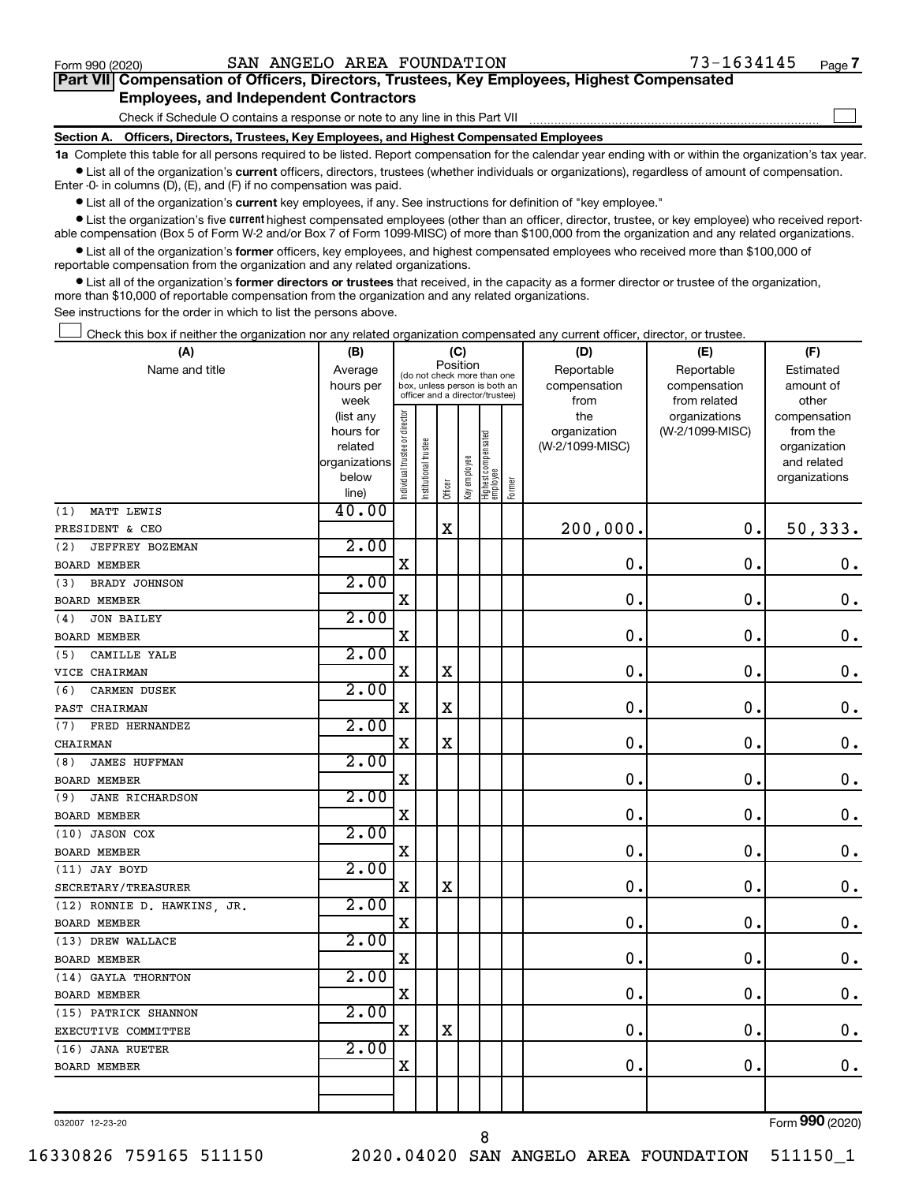Form 990 (2020) SAN ANGELO AREA FOUNDATION 73-1634145 Page 7

## Part VII Compensation of Officers, Directors, Trustees, Key Employees, Highest Compensated Employees, and Independent Contractors

Check if Schedule O contains a response or note to any line in this Part VII ☐

### Section A. Officers, Directors, Trustees, Key Employees, and Highest Compensated Employees

**1a** Complete this table for all persons required to be listed. Report compensation for the calendar year ending with or within the organization's tax year.

- List all of the organization's **current** officers, directors, trustees (whether individuals or organizations), regardless of amount of compensation. Enter -0- in columns (D), (E), and (F) if no compensation was paid.
- List all of the organization's **current** key employees, if any. See instructions for definition of "key employee."
- List the organization's five **current** highest compensated employees (other than an officer, director, trustee, or key employee) who received reportable compensation (Box 5 of Form W-2 and/or Box 7 of Form 1099-MISC) of more than $100,000 from the organization and any related organizations.
- List all of the organization's **former** officers, key employees, and highest compensated employees who received more than $100,000 of reportable compensation from the organization and any related organizations.
- List all of the organization's **former directors or trustees** that received, in the capacity as a former director or trustee of the organization, more than $10,000 of reportable compensation from the organization and any related organizations.

See instructions for the order in which to list the persons above.

☐ Check this box if neither the organization nor any related organization compensated any current officer, director, or trustee.

| (A) Name and title | (B) Average hours per week (list any hours for related organizations below line) | (C) Position: Individual trustee or director | Institutional trustee | Officer | Key employee | Highest compensated employee | Former | (D) Reportable compensation from the organization (W-2/1099-MISC) | (E) Reportable compensation from related organizations (W-2/1099-MISC) | (F) Estimated amount of other compensation from the organization and related organizations |
|---|---|---|---|---|---|---|---|---|---|---|
| (1) MATT LEWIS<br>PRESIDENT & CEO | 40.00 | | | X | | | | 200,000. | 0. | 50,333. |
| (2) JEFFREY BOZEMAN<br>BOARD MEMBER | 2.00 | X | | | | | | 0. | 0. | 0. |
| (3) BRADY JOHNSON<br>BOARD MEMBER | 2.00 | X | | | | | | 0. | 0. | 0. |
| (4) JON BAILEY<br>BOARD MEMBER | 2.00 | X | | | | | | 0. | 0. | 0. |
| (5) CAMILLE YALE<br>VICE CHAIRMAN | 2.00 | X | | X | | | | 0. | 0. | 0. |
| (6) CARMEN DUSEK<br>PAST CHAIRMAN | 2.00 | X | | X | | | | 0. | 0. | 0. |
| (7) FRED HERNANDEZ<br>CHAIRMAN | 2.00 | X | | X | | | | 0. | 0. | 0. |
| (8) JAMES HUFFMAN<br>BOARD MEMBER | 2.00 | X | | | | | | 0. | 0. | 0. |
| (9) JANE RICHARDSON<br>BOARD MEMBER | 2.00 | X | | | | | | 0. | 0. | 0. |
| (10) JASON COX<br>BOARD MEMBER | 2.00 | X | | | | | | 0. | 0. | 0. |
| (11) JAY BOYD<br>SECRETARY/TREASURER | 2.00 | X | | X | | | | 0. | 0. | 0. |
| (12) RONNIE D. HAWKINS, JR.<br>BOARD MEMBER | 2.00 | X | | | | | | 0. | 0. | 0. |
| (13) DREW WALLACE<br>BOARD MEMBER | 2.00 | X | | | | | | 0. | 0. | 0. |
| (14) GAYLA THORNTON<br>BOARD MEMBER | 2.00 | X | | | | | | 0. | 0. | 0. |
| (15) PATRICK SHANNON<br>EXECUTIVE COMMITTEE | 2.00 | X | | X | | | | 0. | 0. | 0. |
| (16) JANA RUETER<br>BOARD MEMBER | 2.00 | X | | | | | | 0. | 0. | 0. |

032007 12-23-20 Form 990 (2020)

16330826 759165 511150 2020.04020 SAN ANGELO AREA FOUNDATION 511150_1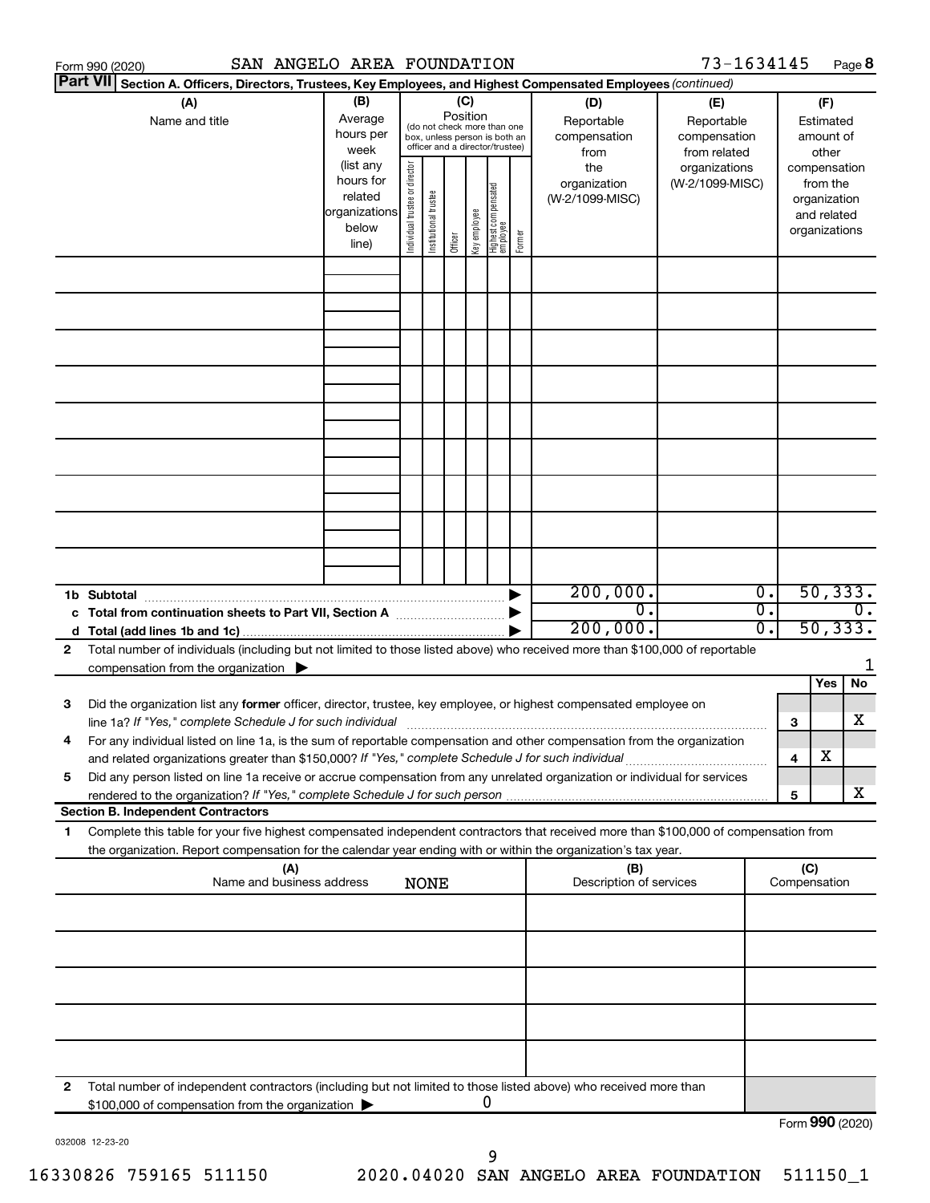Form 990 (2020) SAN ANGELO AREA FOUNDATION 73-1634145 Page 8

**Part VII** Section A. Officers, Directors, Trustees, Key Employees, and Highest Compensated Employees *(continued)*

| (A) Name and title | (B) Average hours per week (list any hours for related organizations below line) | (C) Position (do not check more than one box, unless person is both an officer and a director/trustee): Individual trustee or director | Institutional trustee | Officer | Key employee | Highest compensated employee | Former | (D) Reportable compensation from the organization (W-2/1099-MISC) | (E) Reportable compensation from related organizations (W-2/1099-MISC) | (F) Estimated amount of other compensation from the organization and related organizations |
|---|---|---|---|---|---|---|---|---|---|---|
| | | | | | | | | | | |
| | | | | | | | | | | |
| | | | | | | | | | | |
| | | | | | | | | | | |
| | | | | | | | | | | |
| | | | | | | | | | | |
| | | | | | | | | | | |
| | | | | | | | | | | |
| | | | | | | | | | | |
| **1b Subtotal** | | | | | | | | 200,000. | 0. | 50,333. |
| **c Total from continuation sheets to Part VII, Section A** | | | | | | | | 0. | 0. | 0. |
| **d Total (add lines 1b and 1c)** | | | | | | | | 200,000. | 0. | 50,333. |

**2** Total number of individuals (including but not limited to those listed above) who received more than $100,000 of reportable compensation from the organization ▶ 1

| | | | Yes | No |
|---|---|---|---|---|
| **3** | Did the organization list any **former** officer, director, trustee, key employee, or highest compensated employee on line 1a? *If "Yes," complete Schedule J for such individual* | 3 | | X |
| **4** | For any individual listed on line 1a, is the sum of reportable compensation and other compensation from the organization and related organizations greater than $150,000? *If "Yes," complete Schedule J for such individual* | 4 | X | |
| **5** | Did any person listed on line 1a receive or accrue compensation from any unrelated organization or individual for services rendered to the organization? *If "Yes," complete Schedule J for such person* | 5 | | X |

**Section B. Independent Contractors**

**1** Complete this table for your five highest compensated independent contractors that received more than $100,000 of compensation from the organization. Report compensation for the calendar year ending with or within the organization's tax year.

| (A) Name and business address NONE | (B) Description of services | (C) Compensation |
|---|---|---|
| | | |
| | | |
| | | |
| | | |
| | | |

**2** Total number of independent contractors (including but not limited to those listed above) who received more than $100,000 of compensation from the organization ▶ 0

Form **990** (2020)

032008 12-23-20

16330826 759165 511150 2020.04020 SAN ANGELO AREA FOUNDATION 511150_1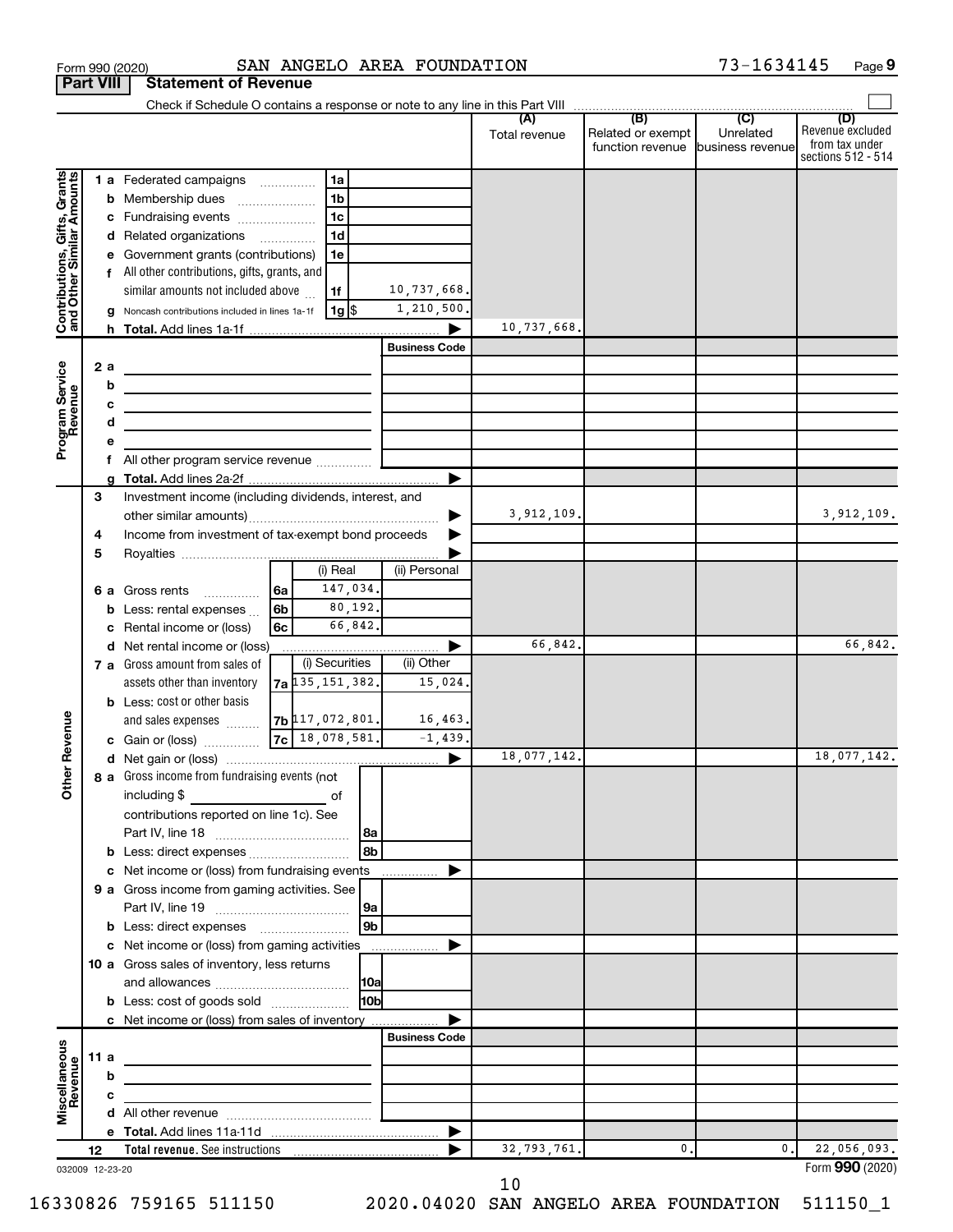Form 990 (2020) SAN ANGELO AREA FOUNDATION 73-1634145 Page 9

**Part VIII Statement of Revenue**

Check if Schedule O contains a response or note to any line in this Part VIII

| | | | | (A) Total revenue | (B) Related or exempt function revenue | (C) Unrelated business revenue | (D) Revenue excluded from tax under sections 512 - 514 |
|---|---|---|---|---|---|---|---|
| **Contributions, Gifts, Grants and Other Similar Amounts** | 1 a Federated campaigns | 1a | | | | | |
| | b Membership dues | 1b | | | | | |
| | c Fundraising events | 1c | | | | | |
| | d Related organizations | 1d | | | | | |
| | e Government grants (contributions) | 1e | | | | | |
| | f All other contributions, gifts, grants, and similar amounts not included above | 1f | 10,737,668. | | | | |
| | g Noncash contributions included in lines 1a-1f | 1g $ | 1,210,500. | | | | |
| | h **Total.** Add lines 1a-1f | | | 10,737,668. | | | |
| **Program Service Revenue** | | | Business Code | | | | |
| | 2 a | | | | | | |
| | b | | | | | | |
| | c | | | | | | |
| | d | | | | | | |
| | e | | | | | | |
| | f All other program service revenue | | | | | | |
| | g **Total.** Add lines 2a-2f | | | | | | |
| **Other Revenue** | 3 Investment income (including dividends, interest, and other similar amounts) | | | 3,912,109. | | | 3,912,109. |
| | 4 Income from investment of tax-exempt bond proceeds | | | | | | |
| | 5 Royalties | | | | | | |
| | | (i) Real | (ii) Personal | | | | |
| | 6 a Gross rents 6a | 147,034. | | | | | |
| | b Less: rental expenses 6b | 80,192. | | | | | |
| | c Rental income or (loss) 6c | 66,842. | | | | | |
| | d Net rental income or (loss) | | | 66,842. | | | 66,842. |
| | | (i) Securities | (ii) Other | | | | |
| | 7 a Gross amount from sales of assets other than inventory 7a | 135,151,382. | 15,024. | | | | |
| | b Less: cost or other basis and sales expenses 7b | 117,072,801. | 16,463. | | | | |
| | c Gain or (loss) 7c | 18,078,581. | -1,439. | | | | |
| | d Net gain or (loss) | | | 18,077,142. | | | 18,077,142. |
| | 8 a Gross income from fundraising events (not including $ ___ of contributions reported on line 1c). See Part IV, line 18 | 8a | | | | | |
| | b Less: direct expenses | 8b | | | | | |
| | c Net income or (loss) from fundraising events | | | | | | |
| | 9 a Gross income from gaming activities. See Part IV, line 19 | 9a | | | | | |
| | b Less: direct expenses | 9b | | | | | |
| | c Net income or (loss) from gaming activities | | | | | | |
| | 10 a Gross sales of inventory, less returns and allowances | 10a | | | | | |
| | b Less: cost of goods sold | 10b | | | | | |
| | c Net income or (loss) from sales of inventory | | | | | | |
| **Miscellaneous Revenue** | | | Business Code | | | | |
| | 11 a | | | | | | |
| | b | | | | | | |
| | c | | | | | | |
| | d All other revenue | | | | | | |
| | e **Total.** Add lines 11a-11d | | | | | | |
| | 12 **Total revenue.** See instructions | | | 32,793,761. | 0. | 0. | 22,056,093. |

032009 12-23-20

Form **990** (2020)

16330826 759165 511150 2020.04020 SAN ANGELO AREA FOUNDATION 511150_1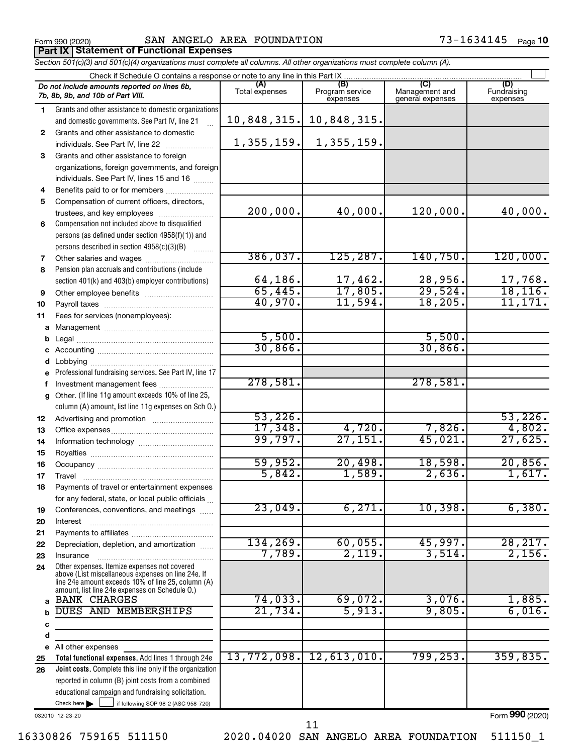Form 990 (2020) SAN ANGELO AREA FOUNDATION 73-1634145 Page 10

**Part IX | Statement of Functional Expenses**

*Section 501(c)(3) and 501(c)(4) organizations must complete all columns. All other organizations must complete column (A).*

Check if Schedule O contains a response or note to any line in this Part IX ☐

| | *Do not include amounts reported on lines 6b, 7b, 8b, 9b, and 10b of Part VIII.* | (A) Total expenses | (B) Program service expenses | (C) Management and general expenses | (D) Fundraising expenses |
|---|---|---|---|---|---|
| 1 | Grants and other assistance to domestic organizations and domestic governments. See Part IV, line 21 | 10,848,315. | 10,848,315. | | |
| 2 | Grants and other assistance to domestic individuals. See Part IV, line 22 | 1,355,159. | 1,355,159. | | |
| 3 | Grants and other assistance to foreign organizations, foreign governments, and foreign individuals. See Part IV, lines 15 and 16 | | | | |
| 4 | Benefits paid to or for members | | | | |
| 5 | Compensation of current officers, directors, trustees, and key employees | 200,000. | 40,000. | 120,000. | 40,000. |
| 6 | Compensation not included above to disqualified persons (as defined under section 4958(f)(1)) and persons described in section 4958(c)(3)(B) | | | | |
| 7 | Other salaries and wages | 386,037. | 125,287. | 140,750. | 120,000. |
| 8 | Pension plan accruals and contributions (include section 401(k) and 403(b) employer contributions) | 64,186. | 17,462. | 28,956. | 17,768. |
| 9 | Other employee benefits | 65,445. | 17,805. | 29,524. | 18,116. |
| 10 | Payroll taxes | 40,970. | 11,594. | 18,205. | 11,171. |
| 11 | Fees for services (nonemployees): | | | | |
| a | Management | | | | |
| b | Legal | 5,500. | | 5,500. | |
| c | Accounting | 30,866. | | 30,866. | |
| d | Lobbying | | | | |
| e | Professional fundraising services. See Part IV, line 17 | | | | |
| f | Investment management fees | 278,581. | | 278,581. | |
| g | Other. (If line 11g amount exceeds 10% of line 25, column (A) amount, list line 11g expenses on Sch O.) | | | | |
| 12 | Advertising and promotion | 53,226. | | | 53,226. |
| 13 | Office expenses | 17,348. | 4,720. | 7,826. | 4,802. |
| 14 | Information technology | 99,797. | 27,151. | 45,021. | 27,625. |
| 15 | Royalties | | | | |
| 16 | Occupancy | 59,952. | 20,498. | 18,598. | 20,856. |
| 17 | Travel | 5,842. | 1,589. | 2,636. | 1,617. |
| 18 | Payments of travel or entertainment expenses for any federal, state, or local public officials | | | | |
| 19 | Conferences, conventions, and meetings | 23,049. | 6,271. | 10,398. | 6,380. |
| 20 | Interest | | | | |
| 21 | Payments to affiliates | | | | |
| 22 | Depreciation, depletion, and amortization | 134,269. | 60,055. | 45,997. | 28,217. |
| 23 | Insurance | 7,789. | 2,119. | 3,514. | 2,156. |
| 24 | Other expenses. Itemize expenses not covered above (List miscellaneous expenses on line 24e. If line 24e amount exceeds 10% of line 25, column (A) amount, list line 24e expenses on Schedule O.) | | | | |
| a | BANK CHARGES | 74,033. | 69,072. | 3,076. | 1,885. |
| b | DUES AND MEMBERSHIPS | 21,734. | 5,913. | 9,805. | 6,016. |
| c | | | | | |
| d | | | | | |
| e | All other expenses | | | | |
| 25 | **Total functional expenses.** Add lines 1 through 24e | 13,772,098. | 12,613,010. | 799,253. | 359,835. |
| 26 | **Joint costs.** Complete this line only if the organization reported in column (B) joint costs from a combined educational campaign and fundraising solicitation. Check here ☐ if following SOP 98-2 (ASC 958-720) | | | | |

032010 12-23-20

Form **990** (2020)

16330826 759165 511150 2020.04020 SAN ANGELO AREA FOUNDATION 511150_1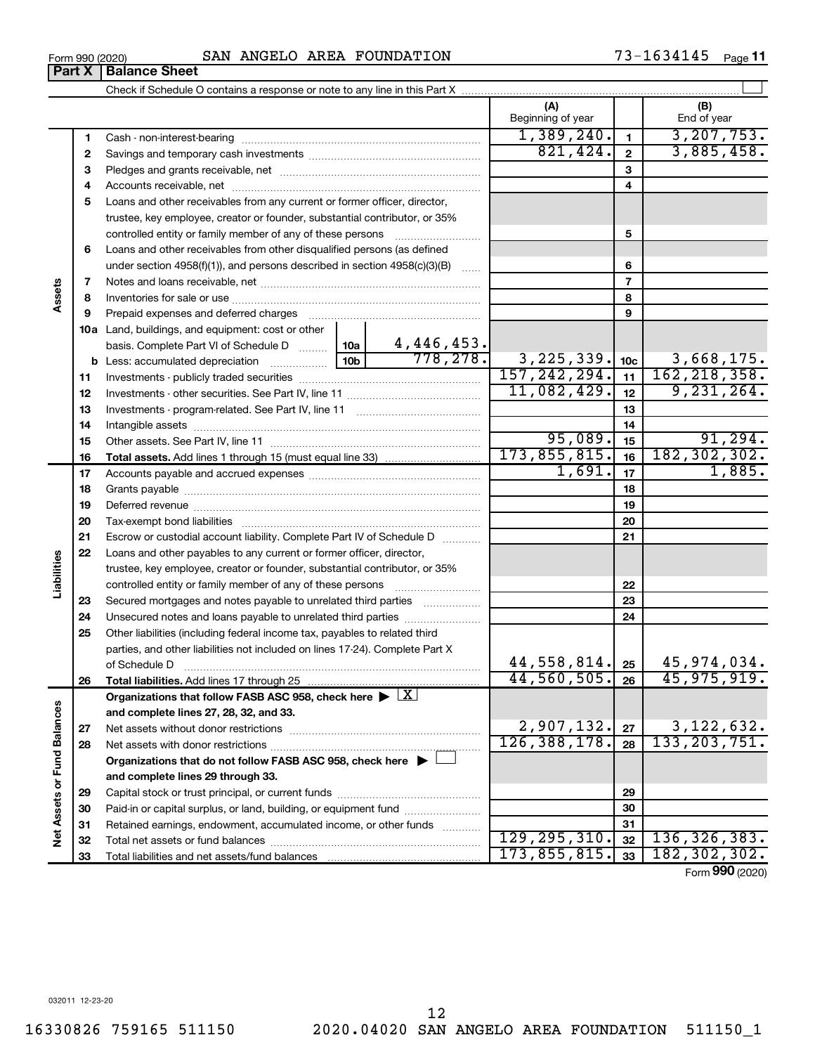Form 990 (2020) SAN ANGELO AREA FOUNDATION 73-1634145

## Part X | Balance Sheet

Check if Schedule O contains a response or note to any line in this Part X

| | | | (A) Beginning of year | | (B) End of year |
|---|---|---|---|---|---|
| **Assets** | 1 | Cash - non-interest-bearing | 1,389,240. | 1 | 3,207,753. |
| | 2 | Savings and temporary cash investments | 821,424. | 2 | 3,885,458. |
| | 3 | Pledges and grants receivable, net | | 3 | |
| | 4 | Accounts receivable, net | | 4 | |
| | 5 | Loans and other receivables from any current or former officer, director, trustee, key employee, creator or founder, substantial contributor, or 35% controlled entity or family member of any of these persons | | 5 | |
| | 6 | Loans and other receivables from other disqualified persons (as defined under section 4958(f)(1)), and persons described in section 4958(c)(3)(B) | | 6 | |
| | 7 | Notes and loans receivable, net | | 7 | |
| | 8 | Inventories for sale or use | | 8 | |
| | 9 | Prepaid expenses and deferred charges | | 9 | |
| | 10a | Land, buildings, and equipment: cost or other basis. Complete Part VI of Schedule D — 10a: 4,446,453. | | | |
| | b | Less: accumulated depreciation — 10b: 778,278. | 3,225,339. | 10c | 3,668,175. |
| | 11 | Investments - publicly traded securities | 157,242,294. | 11 | 162,218,358. |
| | 12 | Investments - other securities. See Part IV, line 11 | 11,082,429. | 12 | 9,231,264. |
| | 13 | Investments - program-related. See Part IV, line 11 | | 13 | |
| | 14 | Intangible assets | | 14 | |
| | 15 | Other assets. See Part IV, line 11 | 95,089. | 15 | 91,294. |
| | 16 | **Total assets.** Add lines 1 through 15 (must equal line 33) | 173,855,815. | 16 | 182,302,302. |
| **Liabilities** | 17 | Accounts payable and accrued expenses | 1,691. | 17 | 1,885. |
| | 18 | Grants payable | | 18 | |
| | 19 | Deferred revenue | | 19 | |
| | 20 | Tax-exempt bond liabilities | | 20 | |
| | 21 | Escrow or custodial account liability. Complete Part IV of Schedule D | | 21 | |
| | 22 | Loans and other payables to any current or former officer, director, trustee, key employee, creator or founder, substantial contributor, or 35% controlled entity or family member of any of these persons | | 22 | |
| | 23 | Secured mortgages and notes payable to unrelated third parties | | 23 | |
| | 24 | Unsecured notes and loans payable to unrelated third parties | | 24 | |
| | 25 | Other liabilities (including federal income tax, payables to related third parties, and other liabilities not included on lines 17-24). Complete Part X of Schedule D | 44,558,814. | 25 | 45,974,034. |
| | 26 | **Total liabilities.** Add lines 17 through 25 | 44,560,505. | 26 | 45,975,919. |
| **Net Assets or Fund Balances** | | **Organizations that follow FASB ASC 958, check here ▶ [X] and complete lines 27, 28, 32, and 33.** | | | |
| | 27 | Net assets without donor restrictions | 2,907,132. | 27 | 3,122,632. |
| | 28 | Net assets with donor restrictions | 126,388,178. | 28 | 133,203,751. |
| | | **Organizations that do not follow FASB ASC 958, check here ▶ [ ] and complete lines 29 through 33.** | | | |
| | 29 | Capital stock or trust principal, or current funds | | 29 | |
| | 30 | Paid-in or capital surplus, or land, building, or equipment fund | | 30 | |
| | 31 | Retained earnings, endowment, accumulated income, or other funds | | 31 | |
| | 32 | Total net assets or fund balances | 129,295,310. | 32 | 136,326,383. |
| | 33 | Total liabilities and net assets/fund balances | 173,855,815. | 33 | 182,302,302. |

Form **990** (2020)

032011 12-23-20

16330826 759165 511150 2020.04020 SAN ANGELO AREA FOUNDATION 511150_1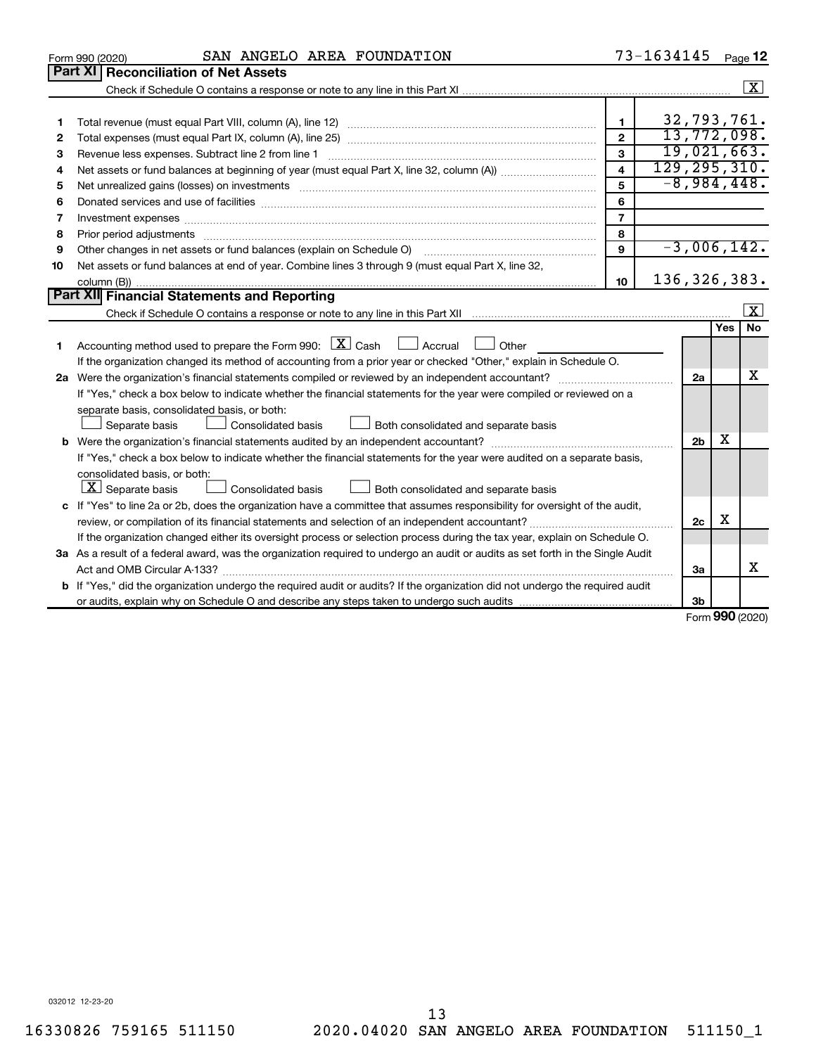Form 990 (2020) SAN ANGELO AREA FOUNDATION 73-1634145

## Part XI Reconciliation of Net Assets

Check if Schedule O contains a response or note to any line in this Part XI .......... [X]

| | | | |
|---|---|---|---|
| 1 | Total revenue (must equal Part VIII, column (A), line 12) | 1 | 32,793,761. |
| 2 | Total expenses (must equal Part IX, column (A), line 25) | 2 | 13,772,098. |
| 3 | Revenue less expenses. Subtract line 2 from line 1 | 3 | 19,021,663. |
| 4 | Net assets or fund balances at beginning of year (must equal Part X, line 32, column (A)) | 4 | 129,295,310. |
| 5 | Net unrealized gains (losses) on investments | 5 | -8,984,448. |
| 6 | Donated services and use of facilities | 6 | |
| 7 | Investment expenses | 7 | |
| 8 | Prior period adjustments | 8 | |
| 9 | Other changes in net assets or fund balances (explain on Schedule O) | 9 | -3,006,142. |
| 10 | Net assets or fund balances at end of year. Combine lines 3 through 9 (must equal Part X, line 32, column (B)) | 10 | 136,326,383. |

## Part XII Financial Statements and Reporting

Check if Schedule O contains a response or note to any line in this Part XII .......... [X]

| | | | Yes | No |
|---|---|---|---|---|
| 1 | Accounting method used to prepare the Form 990: [X] Cash [ ] Accrual [ ] Other<br>If the organization changed its method of accounting from a prior year or checked "Other," explain in Schedule O. | | | |
| 2a | Were the organization's financial statements compiled or reviewed by an independent accountant?<br>If "Yes," check a box below to indicate whether the financial statements for the year were compiled or reviewed on a separate basis, consolidated basis, or both:<br>[ ] Separate basis [ ] Consolidated basis [ ] Both consolidated and separate basis | 2a | | X |
| b | Were the organization's financial statements audited by an independent accountant?<br>If "Yes," check a box below to indicate whether the financial statements for the year were audited on a separate basis, consolidated basis, or both:<br>[X] Separate basis [ ] Consolidated basis [ ] Both consolidated and separate basis | 2b | X | |
| c | If "Yes" to line 2a or 2b, does the organization have a committee that assumes responsibility for oversight of the audit, review, or compilation of its financial statements and selection of an independent accountant?<br>If the organization changed either its oversight process or selection process during the tax year, explain on Schedule O. | 2c | X | |
| 3a | As a result of a federal award, was the organization required to undergo an audit or audits as set forth in the Single Audit Act and OMB Circular A-133? | 3a | | X |
| b | If "Yes," did the organization undergo the required audit or audits? If the organization did not undergo the required audit or audits, explain why on Schedule O and describe any steps taken to undergo such audits | 3b | | |

Form 990 (2020)

032012 12-23-20

16330826 759165 511150 2020.04020 SAN ANGELO AREA FOUNDATION 511150_1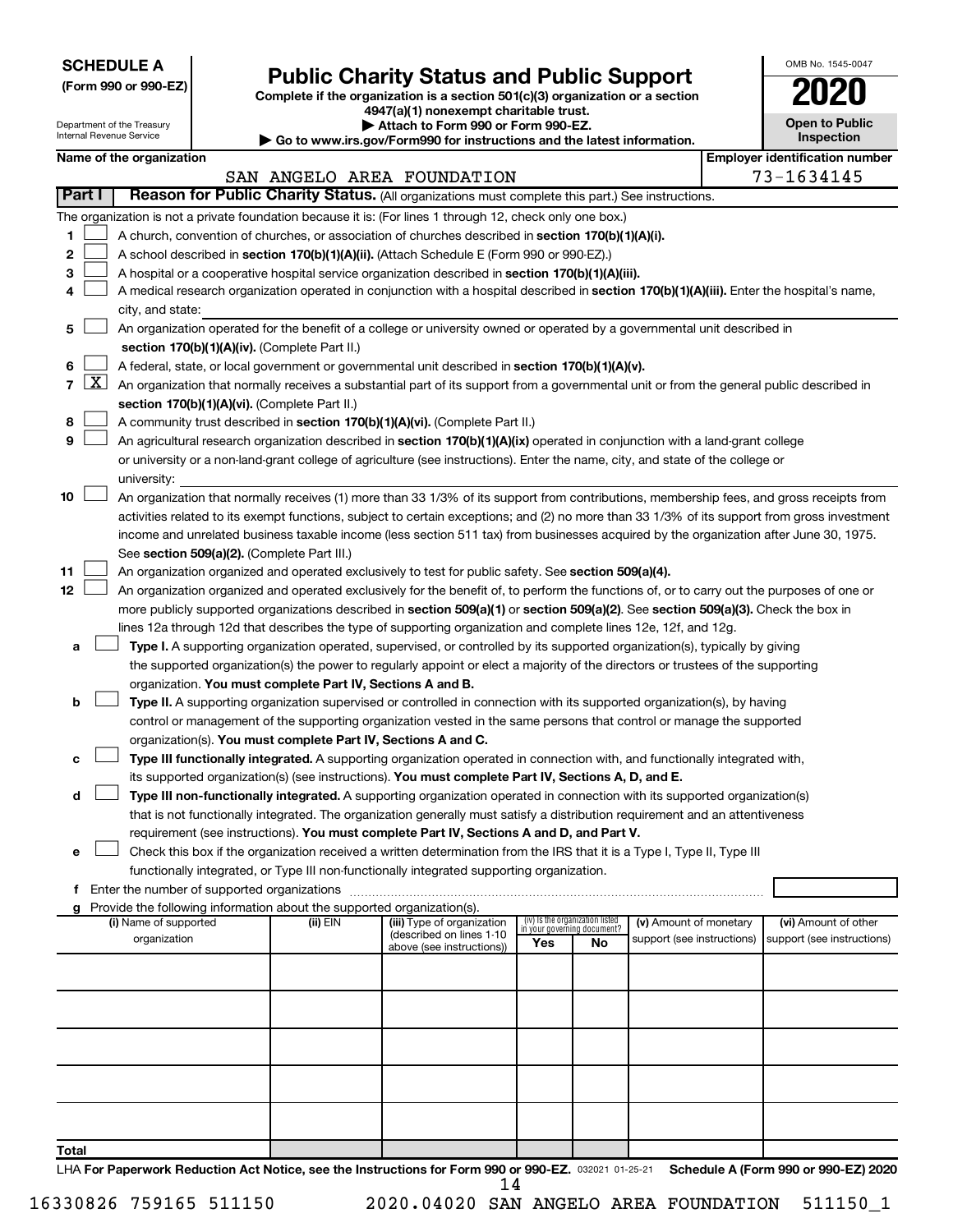**SCHEDULE A**
**(Form 990 or 990-EZ)**

Department of the Treasury
Internal Revenue Service

# Public Charity Status and Public Support

**Complete if the organization is a section 501(c)(3) organization or a section 4947(a)(1) nonexempt charitable trust.**
**▶ Attach to Form 990 or Form 990-EZ.**
**▶ Go to www.irs.gov/Form990 for instructions and the latest information.**

OMB No. 1545-0047
**2020**
**Open to Public Inspection**

**Name of the organization**
SAN ANGELO AREA FOUNDATION

**Employer identification number**
73-1634145

**Part I** **Reason for Public Charity Status.** (All organizations must complete this part.) See instructions.

The organization is not a private foundation because it is: (For lines 1 through 12, check only one box.)

1 [ ] A church, convention of churches, or association of churches described in **section 170(b)(1)(A)(i).**

2 [ ] A school described in **section 170(b)(1)(A)(ii).** (Attach Schedule E (Form 990 or 990-EZ).)

3 [ ] A hospital or a cooperative hospital service organization described in **section 170(b)(1)(A)(iii).**

4 [ ] A medical research organization operated in conjunction with a hospital described in **section 170(b)(1)(A)(iii).** Enter the hospital's name, city, and state:

5 [ ] An organization operated for the benefit of a college or university owned or operated by a governmental unit described in **section 170(b)(1)(A)(iv).** (Complete Part II.)

6 [ ] A federal, state, or local government or governmental unit described in **section 170(b)(1)(A)(v).**

7 [X] An organization that normally receives a substantial part of its support from a governmental unit or from the general public described in **section 170(b)(1)(A)(vi).** (Complete Part II.)

8 [ ] A community trust described in **section 170(b)(1)(A)(vi).** (Complete Part II.)

9 [ ] An agricultural research organization described in **section 170(b)(1)(A)(ix)** operated in conjunction with a land-grant college or university or a non-land-grant college of agriculture (see instructions). Enter the name, city, and state of the college or university:

10 [ ] An organization that normally receives (1) more than 33 1/3% of its support from contributions, membership fees, and gross receipts from activities related to its exempt functions, subject to certain exceptions; and (2) no more than 33 1/3% of its support from gross investment income and unrelated business taxable income (less section 511 tax) from businesses acquired by the organization after June 30, 1975. See **section 509(a)(2).** (Complete Part III.)

11 [ ] An organization organized and operated exclusively to test for public safety. See **section 509(a)(4).**

12 [ ] An organization organized and operated exclusively for the benefit of, to perform the functions of, or to carry out the purposes of one or more publicly supported organizations described in **section 509(a)(1)** or **section 509(a)(2)**. See **section 509(a)(3).** Check the box in lines 12a through 12d that describes the type of supporting organization and complete lines 12e, 12f, and 12g.

a [ ] **Type I.** A supporting organization operated, supervised, or controlled by its supported organization(s), typically by giving the supported organization(s) the power to regularly appoint or elect a majority of the directors or trustees of the supporting organization. **You must complete Part IV, Sections A and B.**

b [ ] **Type II.** A supporting organization supervised or controlled in connection with its supported organization(s), by having control or management of the supporting organization vested in the same persons that control or manage the supported organization(s). **You must complete Part IV, Sections A and C.**

c [ ] **Type III functionally integrated.** A supporting organization operated in connection with, and functionally integrated with, its supported organization(s) (see instructions). **You must complete Part IV, Sections A, D, and E.**

d [ ] **Type III non-functionally integrated.** A supporting organization operated in connection with its supported organization(s) that is not functionally integrated. The organization generally must satisfy a distribution requirement and an attentiveness requirement (see instructions). **You must complete Part IV, Sections A and D, and Part V.**

e [ ] Check this box if the organization received a written determination from the IRS that it is a Type I, Type II, Type III functionally integrated, or Type III non-functionally integrated supporting organization.

f Enter the number of supported organizations

g Provide the following information about the supported organization(s).

| (i) Name of supported organization | (ii) EIN | (iii) Type of organization (described on lines 1-10 above (see instructions)) | (iv) Is the organization listed in your governing document? Yes | No | (v) Amount of monetary support (see instructions) | (vi) Amount of other support (see instructions) |
|---|---|---|---|---|---|---|
| | | | | | | |
| | | | | | | |
| | | | | | | |
| | | | | | | |
| | | | | | | |
| **Total** | | | | | | |

LHA **For Paperwork Reduction Act Notice, see the Instructions for Form 990 or 990-EZ.** 032021 01-25-21 **Schedule A (Form 990 or 990-EZ) 2020**

16330826 759165 511150 2020.04020 SAN ANGELO AREA FOUNDATION 511150_1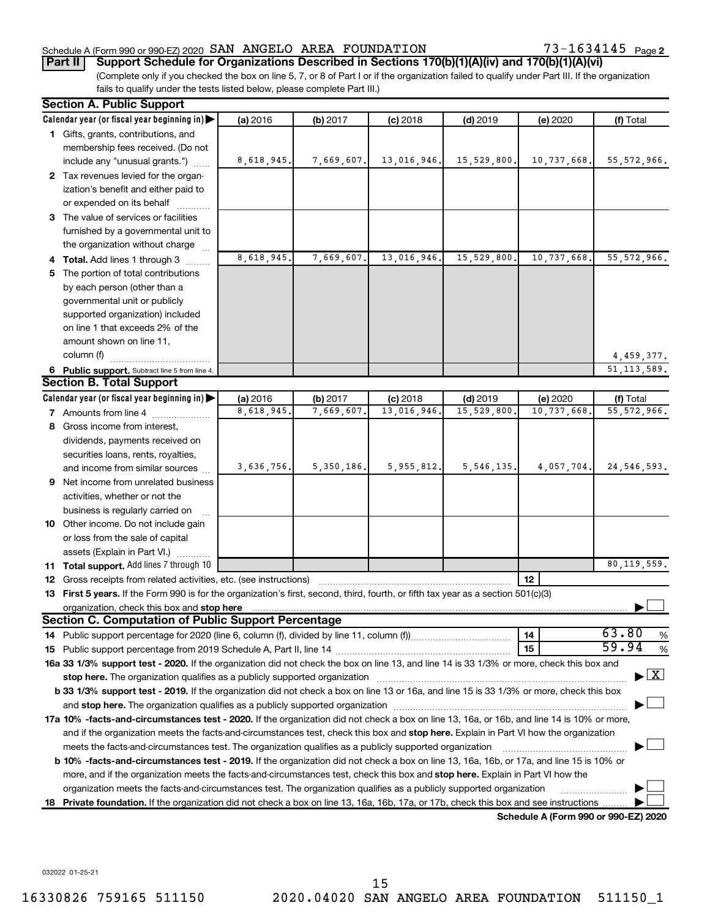Schedule A (Form 990 or 990-EZ) 2020 SAN ANGELO AREA FOUNDATION 73-1634145 Page 2

**Part II | Support Schedule for Organizations Described in Sections 170(b)(1)(A)(iv) and 170(b)(1)(A)(vi)**

(Complete only if you checked the box on line 5, 7, or 8 of Part I or if the organization failed to qualify under Part III. If the organization fails to qualify under the tests listed below, please complete Part III.)

**Section A. Public Support**

| Calendar year (or fiscal year beginning in) | (a) 2016 | (b) 2017 | (c) 2018 | (d) 2019 | (e) 2020 | (f) Total |
|---|---|---|---|---|---|---|
| **1** Gifts, grants, contributions, and membership fees received. (Do not include any "unusual grants.") | 8,618,945. | 7,669,607. | 13,016,946. | 15,529,800. | 10,737,668. | 55,572,966. |
| **2** Tax revenues levied for the organization's benefit and either paid to or expended on its behalf | | | | | | |
| **3** The value of services or facilities furnished by a governmental unit to the organization without charge | | | | | | |
| **4 Total.** Add lines 1 through 3 | 8,618,945. | 7,669,607. | 13,016,946. | 15,529,800. | 10,737,668. | 55,572,966. |
| **5** The portion of total contributions by each person (other than a governmental unit or publicly supported organization) included on line 1 that exceeds 2% of the amount shown on line 11, column (f) | | | | | | 4,459,377. |
| **6 Public support.** Subtract line 5 from line 4. | | | | | | 51,113,589. |

**Section B. Total Support**

| Calendar year (or fiscal year beginning in) | (a) 2016 | (b) 2017 | (c) 2018 | (d) 2019 | (e) 2020 | (f) Total |
|---|---|---|---|---|---|---|
| **7** Amounts from line 4 | 8,618,945. | 7,669,607. | 13,016,946. | 15,529,800. | 10,737,668. | 55,572,966. |
| **8** Gross income from interest, dividends, payments received on securities loans, rents, royalties, and income from similar sources | 3,636,756. | 5,350,186. | 5,955,812. | 5,546,135. | 4,057,704. | 24,546,593. |
| **9** Net income from unrelated business activities, whether or not the business is regularly carried on | | | | | | |
| **10** Other income. Do not include gain or loss from the sale of capital assets (Explain in Part VI.) | | | | | | |
| **11 Total support.** Add lines 7 through 10 | | | | | | 80,119,559. |

**12** Gross receipts from related activities, etc. (see instructions) | 12 |

**13 First 5 years.** If the Form 990 is for the organization's first, second, third, fourth, or fifth tax year as a section 501(c)(3) organization, check this box and **stop here** ☐

**Section C. Computation of Public Support Percentage**

**14** Public support percentage for 2020 (line 6, column (f), divided by line 11, column (f)) | 14 | 63.80 %

**15** Public support percentage from 2019 Schedule A, Part II, line 14 | 15 | 59.94 %

**16a 33 1/3% support test - 2020.** If the organization did not check the box on line 13, and line 14 is 33 1/3% or more, check this box and **stop here.** The organization qualifies as a publicly supported organization ☒

**b 33 1/3% support test - 2019.** If the organization did not check a box on line 13 or 16a, and line 15 is 33 1/3% or more, check this box and **stop here.** The organization qualifies as a publicly supported organization ☐

**17a 10% -facts-and-circumstances test - 2020.** If the organization did not check a box on line 13, 16a, or 16b, and line 14 is 10% or more, and if the organization meets the facts-and-circumstances test, check this box and **stop here.** Explain in Part VI how the organization meets the facts-and-circumstances test. The organization qualifies as a publicly supported organization ☐

**b 10% -facts-and-circumstances test - 2019.** If the organization did not check a box on line 13, 16a, 16b, or 17a, and line 15 is 10% or more, and if the organization meets the facts-and-circumstances test, check this box and **stop here.** Explain in Part VI how the organization meets the facts-and-circumstances test. The organization qualifies as a publicly supported organization ☐

**18 Private foundation.** If the organization did not check a box on line 13, 16a, 16b, 17a, or 17b, check this box and see instructions ☐

**Schedule A (Form 990 or 990-EZ) 2020**

032022 01-25-21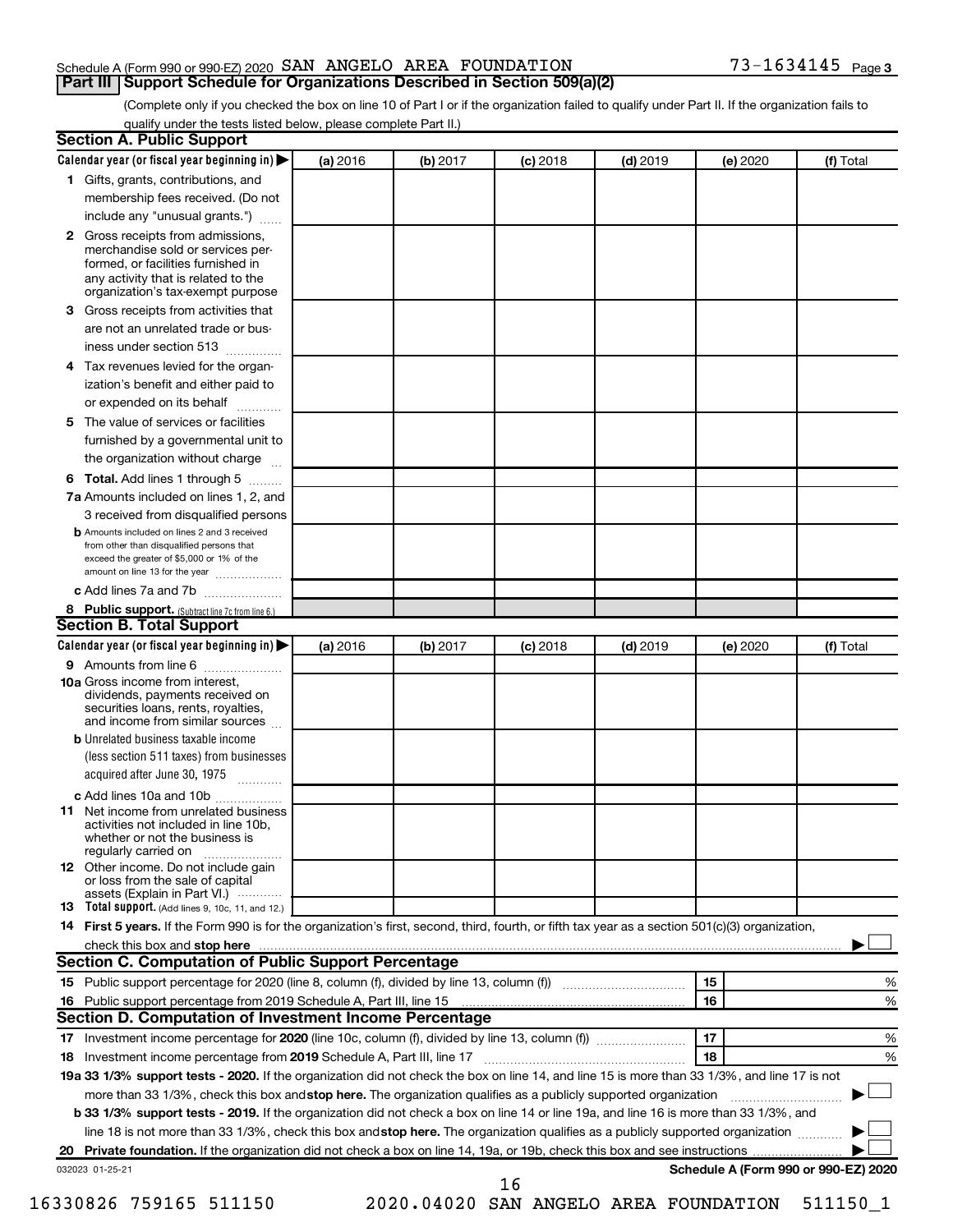Schedule A (Form 990 or 990-EZ) 2020 SAN ANGELO AREA FOUNDATION 73-1634145 Page 3

## Part III Support Schedule for Organizations Described in Section 509(a)(2)

(Complete only if you checked the box on line 10 of Part I or if the organization failed to qualify under Part II. If the organization fails to qualify under the tests listed below, please complete Part II.)

### Section A. Public Support

| Calendar year (or fiscal year beginning in) ▶ | (a) 2016 | (b) 2017 | (c) 2018 | (d) 2019 | (e) 2020 | (f) Total |
|---|---|---|---|---|---|---|
| **1** Gifts, grants, contributions, and membership fees received. (Do not include any "unusual grants.") | | | | | | |
| **2** Gross receipts from admissions, merchandise sold or services performed, or facilities furnished in any activity that is related to the organization's tax-exempt purpose | | | | | | |
| **3** Gross receipts from activities that are not an unrelated trade or business under section 513 | | | | | | |
| **4** Tax revenues levied for the organization's benefit and either paid to or expended on its behalf | | | | | | |
| **5** The value of services or facilities furnished by a governmental unit to the organization without charge | | | | | | |
| **6 Total.** Add lines 1 through 5 | | | | | | |
| **7a** Amounts included on lines 1, 2, and 3 received from disqualified persons | | | | | | |
| **b** Amounts included on lines 2 and 3 received from other than disqualified persons that exceed the greater of $5,000 or 1% of the amount on line 13 for the year | | | | | | |
| **c** Add lines 7a and 7b | | | | | | |
| **8 Public support.** (Subtract line 7c from line 6.) | | | | | | |

### Section B. Total Support

| Calendar year (or fiscal year beginning in) ▶ | (a) 2016 | (b) 2017 | (c) 2018 | (d) 2019 | (e) 2020 | (f) Total |
|---|---|---|---|---|---|---|
| **9** Amounts from line 6 | | | | | | |
| **10a** Gross income from interest, dividends, payments received on securities loans, rents, royalties, and income from similar sources | | | | | | |
| **b** Unrelated business taxable income (less section 511 taxes) from businesses acquired after June 30, 1975 | | | | | | |
| **c** Add lines 10a and 10b | | | | | | |
| **11** Net income from unrelated business activities not included in line 10b, whether or not the business is regularly carried on | | | | | | |
| **12** Other income. Do not include gain or loss from the sale of capital assets (Explain in Part VI.) | | | | | | |
| **13 Total support.** (Add lines 9, 10c, 11, and 12.) | | | | | | |

**14 First 5 years.** If the Form 990 is for the organization's first, second, third, fourth, or fifth tax year as a section 501(c)(3) organization, check this box and **stop here** ▶ ☐

### Section C. Computation of Public Support Percentage

**15** Public support percentage for 2020 (line 8, column (f), divided by line 13, column (f)) — **15** ______ %

**16** Public support percentage from 2019 Schedule A, Part III, line 15 — **16** ______ %

### Section D. Computation of Investment Income Percentage

**17** Investment income percentage for **2020** (line 10c, column (f), divided by line 13, column (f)) — **17** ______ %

**18** Investment income percentage from **2019** Schedule A, Part III, line 17 — **18** ______ %

**19a 33 1/3% support tests - 2020.** If the organization did not check the box on line 14, and line 15 is more than 33 1/3%, and line 17 is not more than 33 1/3%, check this box and **stop here.** The organization qualifies as a publicly supported organization ▶ ☐

**b 33 1/3% support tests - 2019.** If the organization did not check a box on line 14 or line 19a, and line 16 is more than 33 1/3%, and line 18 is not more than 33 1/3%, check this box and **stop here.** The organization qualifies as a publicly supported organization ▶ ☐

**20 Private foundation.** If the organization did not check a box on line 14, 19a, or 19b, check this box and see instructions ▶ ☐

032023 01-25-21 **Schedule A (Form 990 or 990-EZ) 2020**

16330826 759165 511150 2020.04020 SAN ANGELO AREA FOUNDATION 511150_1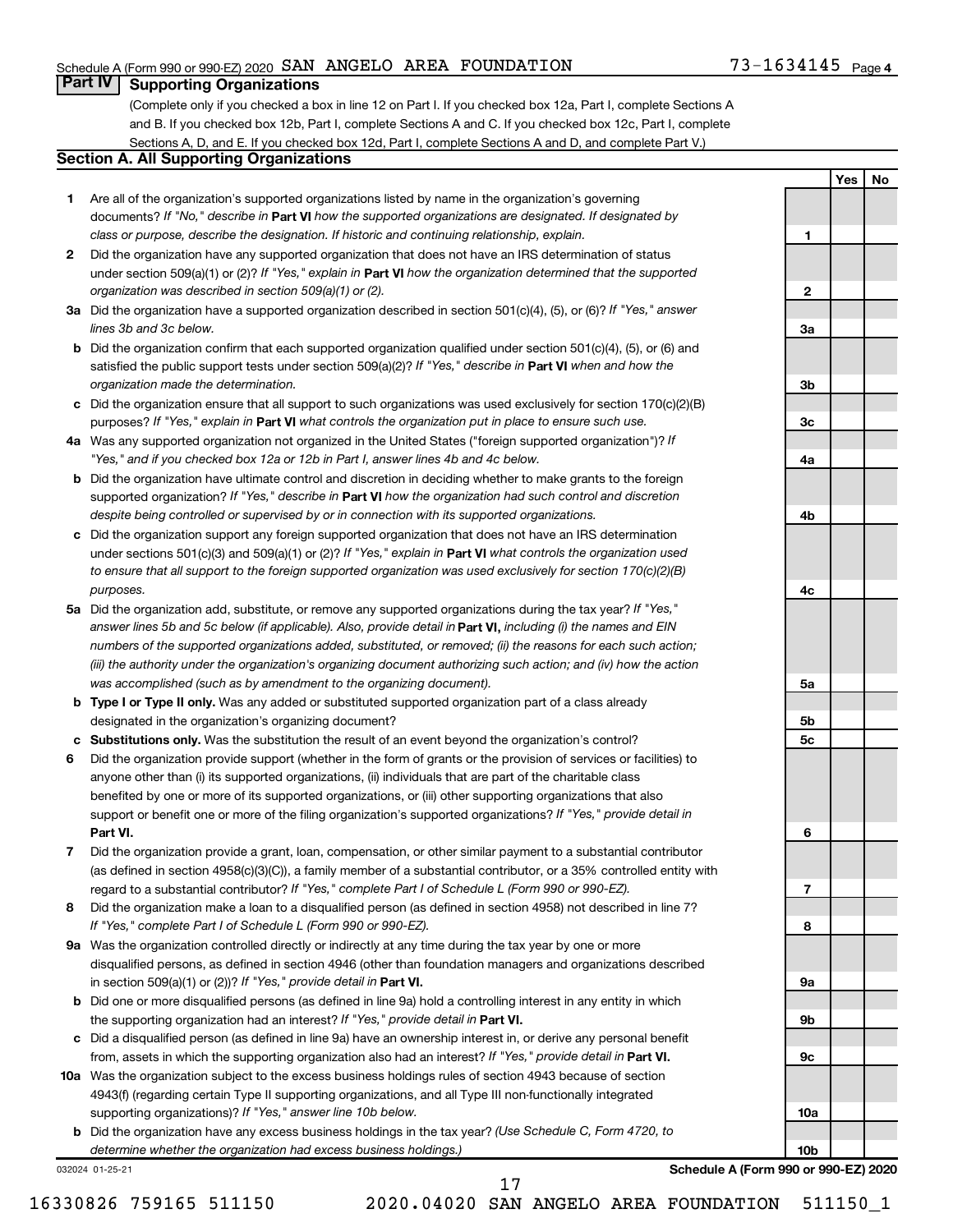Schedule A (Form 990 or 990-EZ) 2020 SAN ANGELO AREA FOUNDATION 73-1634145 Page 4

## Part IV Supporting Organizations

(Complete only if you checked a box in line 12 on Part I. If you checked box 12a, Part I, complete Sections A and B. If you checked box 12b, Part I, complete Sections A and C. If you checked box 12c, Part I, complete Sections A, D, and E. If you checked box 12d, Part I, complete Sections A and D, and complete Part V.)

### Section A. All Supporting Organizations

| | | | Yes | No |
|---|---|---|---|---|
| **1** | Are all of the organization's supported organizations listed by name in the organization's governing documents? *If "No," describe in* **Part VI** *how the supported organizations are designated. If designated by class or purpose, describe the designation. If historic and continuing relationship, explain.* | 1 | | |
| **2** | Did the organization have any supported organization that does not have an IRS determination of status under section 509(a)(1) or (2)? *If "Yes," explain in* **Part VI** *how the organization determined that the supported organization was described in section 509(a)(1) or (2).* | 2 | | |
| **3a** | Did the organization have a supported organization described in section 501(c)(4), (5), or (6)? *If "Yes," answer lines 3b and 3c below.* | 3a | | |
| **b** | Did the organization confirm that each supported organization qualified under section 501(c)(4), (5), or (6) and satisfied the public support tests under section 509(a)(2)? *If "Yes," describe in* **Part VI** *when and how the organization made the determination.* | 3b | | |
| **c** | Did the organization ensure that all support to such organizations was used exclusively for section 170(c)(2)(B) purposes? *If "Yes," explain in* **Part VI** *what controls the organization put in place to ensure such use.* | 3c | | |
| **4a** | Was any supported organization not organized in the United States ("foreign supported organization")? *If "Yes," and if you checked box 12a or 12b in Part I, answer lines 4b and 4c below.* | 4a | | |
| **b** | Did the organization have ultimate control and discretion in deciding whether to make grants to the foreign supported organization? *If "Yes," describe in* **Part VI** *how the organization had such control and discretion despite being controlled or supervised by or in connection with its supported organizations.* | 4b | | |
| **c** | Did the organization support any foreign supported organization that does not have an IRS determination under sections 501(c)(3) and 509(a)(1) or (2)? *If "Yes," explain in* **Part VI** *what controls the organization used to ensure that all support to the foreign supported organization was used exclusively for section 170(c)(2)(B) purposes.* | 4c | | |
| **5a** | Did the organization add, substitute, or remove any supported organizations during the tax year? *If "Yes," answer lines 5b and 5c below (if applicable). Also, provide detail in* **Part VI,** *including (i) the names and EIN numbers of the supported organizations added, substituted, or removed; (ii) the reasons for each such action; (iii) the authority under the organization's organizing document authorizing such action; and (iv) how the action was accomplished (such as by amendment to the organizing document).* | 5a | | |
| **b** | **Type I or Type II only.** Was any added or substituted supported organization part of a class already designated in the organization's organizing document? | 5b | | |
| **c** | **Substitutions only.** Was the substitution the result of an event beyond the organization's control? | 5c | | |
| **6** | Did the organization provide support (whether in the form of grants or the provision of services or facilities) to anyone other than (i) its supported organizations, (ii) individuals that are part of the charitable class benefited by one or more of its supported organizations, or (iii) other supporting organizations that also support or benefit one or more of the filing organization's supported organizations? *If "Yes," provide detail in* **Part VI.** | 6 | | |
| **7** | Did the organization provide a grant, loan, compensation, or other similar payment to a substantial contributor (as defined in section 4958(c)(3)(C)), a family member of a substantial contributor, or a 35% controlled entity with regard to a substantial contributor? *If "Yes," complete Part I of Schedule L (Form 990 or 990-EZ).* | 7 | | |
| **8** | Did the organization make a loan to a disqualified person (as defined in section 4958) not described in line 7? *If "Yes," complete Part I of Schedule L (Form 990 or 990-EZ).* | 8 | | |
| **9a** | Was the organization controlled directly or indirectly at any time during the tax year by one or more disqualified persons, as defined in section 4946 (other than foundation managers and organizations described in section 509(a)(1) or (2))? *If "Yes," provide detail in* **Part VI.** | 9a | | |
| **b** | Did one or more disqualified persons (as defined in line 9a) hold a controlling interest in any entity in which the supporting organization had an interest? *If "Yes," provide detail in* **Part VI.** | 9b | | |
| **c** | Did a disqualified person (as defined in line 9a) have an ownership interest in, or derive any personal benefit from, assets in which the supporting organization also had an interest? *If "Yes," provide detail in* **Part VI.** | 9c | | |
| **10a** | Was the organization subject to the excess business holdings rules of section 4943 because of section 4943(f) (regarding certain Type II supporting organizations, and all Type III non-functionally integrated supporting organizations)? *If "Yes," answer line 10b below.* | 10a | | |
| **b** | Did the organization have any excess business holdings in the tax year? *(Use Schedule C, Form 4720, to determine whether the organization had excess business holdings.)* | 10b | | |

032024 01-25-21 **Schedule A (Form 990 or 990-EZ) 2020**

16330826 759165 511150 2020.04020 SAN ANGELO AREA FOUNDATION 511150_1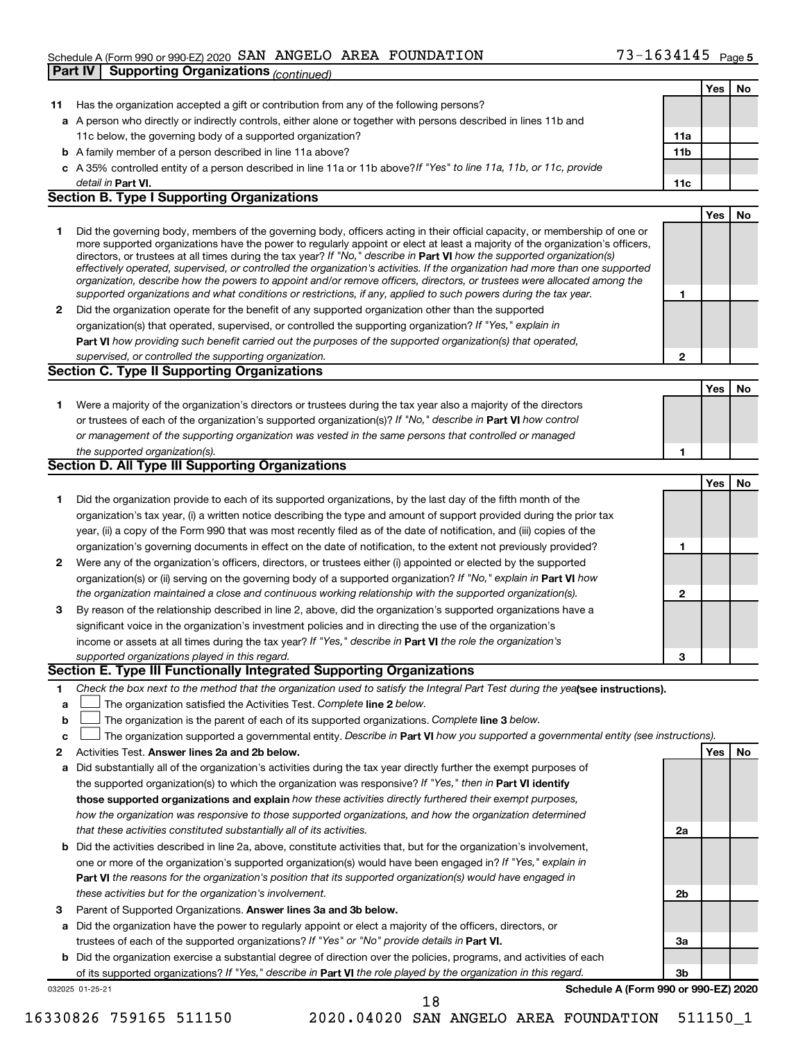Schedule A (Form 990 or 990-EZ) 2020 SAN ANGELO AREA FOUNDATION 73-1634145 Page 5

**Part IV Supporting Organizations** *(continued)*

| | | | Yes | No |
|---|---|---|---|---|
| **11** | Has the organization accepted a gift or contribution from any of the following persons? | | | |
| **a** | A person who directly or indirectly controls, either alone or together with persons described in lines 11b and 11c below, the governing body of a supported organization? | **11a** | | |
| **b** | A family member of a person described in line 11a above? | **11b** | | |
| **c** | A 35% controlled entity of a person described in line 11a or 11b above? *If "Yes" to line 11a, 11b, or 11c, provide detail in* **Part VI.** | **11c** | | |

## Section B. Type I Supporting Organizations

| | | | Yes | No |
|---|---|---|---|---|
| **1** | Did the governing body, members of the governing body, officers acting in their official capacity, or membership of one or more supported organizations have the power to regularly appoint or elect at least a majority of the organization's officers, directors, or trustees at all times during the tax year? *If "No," describe in* **Part VI** *how the supported organization(s) effectively operated, supervised, or controlled the organization's activities. If the organization had more than one supported organization, describe how the powers to appoint and/or remove officers, directors, or trustees were allocated among the supported organizations and what conditions or restrictions, if any, applied to such powers during the tax year.* | **1** | | |
| **2** | Did the organization operate for the benefit of any supported organization other than the supported organization(s) that operated, supervised, or controlled the supporting organization? *If "Yes," explain in* **Part VI** *how providing such benefit carried out the purposes of the supported organization(s) that operated, supervised, or controlled the supporting organization.* | **2** | | |

## Section C. Type II Supporting Organizations

| | | | Yes | No |
|---|---|---|---|---|
| **1** | Were a majority of the organization's directors or trustees during the tax year also a majority of the directors or trustees of each of the organization's supported organization(s)? *If "No," describe in* **Part VI** *how control or management of the supporting organization was vested in the same persons that controlled or managed the supported organization(s).* | **1** | | |

## Section D. All Type III Supporting Organizations

| | | | Yes | No |
|---|---|---|---|---|
| **1** | Did the organization provide to each of its supported organizations, by the last day of the fifth month of the organization's tax year, (i) a written notice describing the type and amount of support provided during the prior tax year, (ii) a copy of the Form 990 that was most recently filed as of the date of notification, and (iii) copies of the organization's governing documents in effect on the date of notification, to the extent not previously provided? | **1** | | |
| **2** | Were any of the organization's officers, directors, or trustees either (i) appointed or elected by the supported organization(s) or (ii) serving on the governing body of a supported organization? *If "No," explain in* **Part VI** *how the organization maintained a close and continuous working relationship with the supported organization(s).* | **2** | | |
| **3** | By reason of the relationship described in line 2, above, did the organization's supported organizations have a significant voice in the organization's investment policies and in directing the use of the organization's income or assets at all times during the tax year? *If "Yes," describe in* **Part VI** *the role the organization's supported organizations played in this regard.* | **3** | | |

## Section E. Type III Functionally Integrated Supporting Organizations

**1** *Check the box next to the method that the organization used to satisfy the Integral Part Test during the year* **(see instructions).**

**a** ☐ The organization satisfied the Activities Test. *Complete* **line 2** *below.*

**b** ☐ The organization is the parent of each of its supported organizations. *Complete* **line 3** *below.*

**c** ☐ The organization supported a governmental entity. *Describe in* **Part VI** *how you supported a governmental entity (see instructions).*

| | | | Yes | No |
|---|---|---|---|---|
| **2** | Activities Test. **Answer lines 2a and 2b below.** | | | |
| **a** | Did substantially all of the organization's activities during the tax year directly further the exempt purposes of the supported organization(s) to which the organization was responsive? *If "Yes," then in* **Part VI identify those supported organizations and explain** *how these activities directly furthered their exempt purposes, how the organization was responsive to those supported organizations, and how the organization determined that these activities constituted substantially all of its activities.* | **2a** | | |
| **b** | Did the activities described in line 2a, above, constitute activities that, but for the organization's involvement, one or more of the organization's supported organization(s) would have been engaged in? *If "Yes," explain in* **Part VI** *the reasons for the organization's position that its supported organization(s) would have engaged in these activities but for the organization's involvement.* | **2b** | | |
| **3** | Parent of Supported Organizations. **Answer lines 3a and 3b below.** | | | |
| **a** | Did the organization have the power to regularly appoint or elect a majority of the officers, directors, or trustees of each of the supported organizations? *If "Yes" or "No" provide details in* **Part VI.** | **3a** | | |
| **b** | Did the organization exercise a substantial degree of direction over the policies, programs, and activities of each of its supported organizations? *If "Yes," describe in* **Part VI** *the role played by the organization in this regard.* | **3b** | | |

032025 01-25-21 **Schedule A (Form 990 or 990-EZ) 2020**

16330826 759165 511150 2020.04020 SAN ANGELO AREA FOUNDATION 511150_1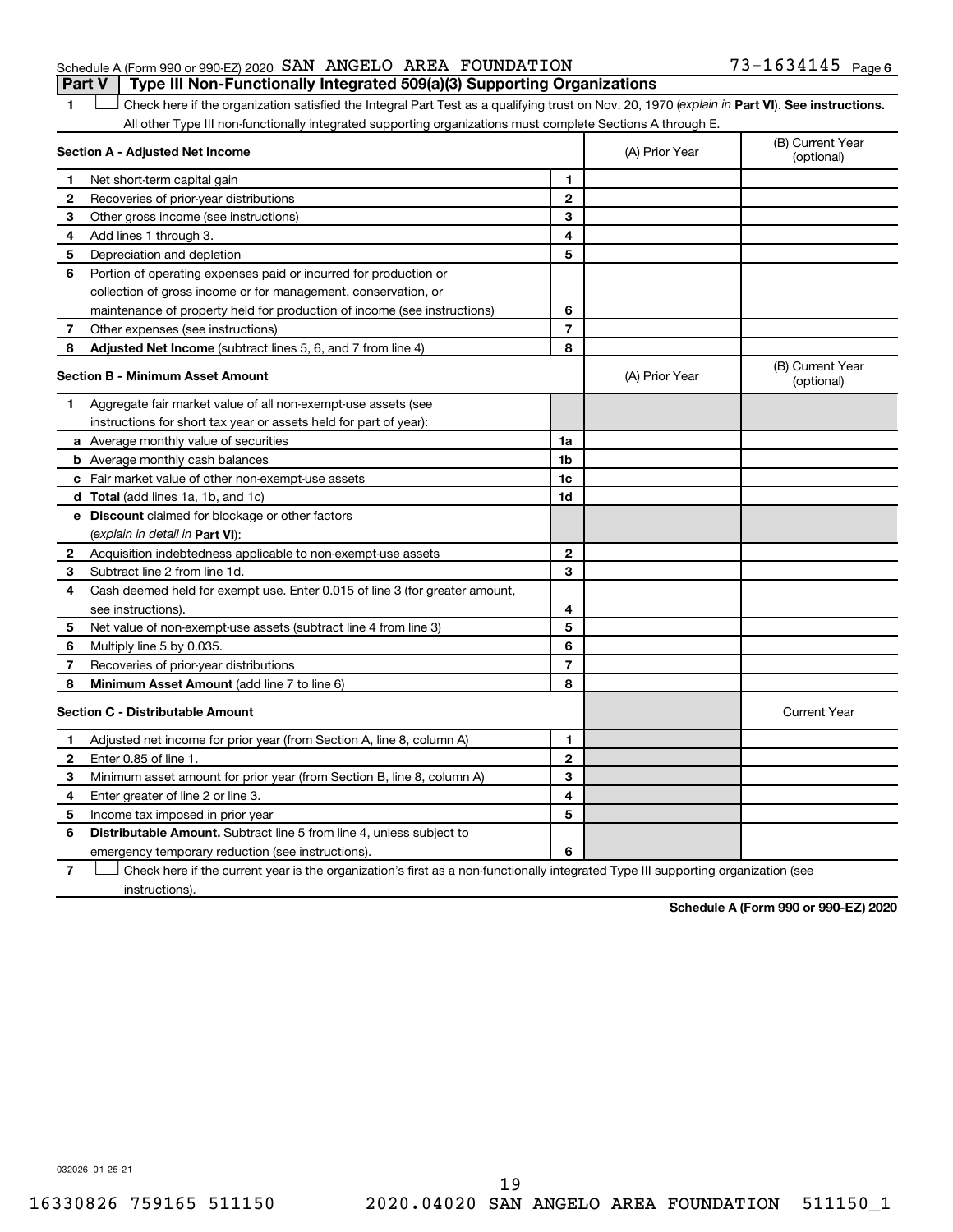Schedule A (Form 990 or 990-EZ) 2020 SAN ANGELO AREA FOUNDATION 73-1634145 Page 6

**Part V | Type III Non-Functionally Integrated 509(a)(3) Supporting Organizations**

1 ☐ Check here if the organization satisfied the Integral Part Test as a qualifying trust on Nov. 20, 1970 (*explain in* **Part VI**). **See instructions.** All other Type III non-functionally integrated supporting organizations must complete Sections A through E.

| **Section A - Adjusted Net Income** | | | (A) Prior Year | (B) Current Year (optional) |
|---|---|---|---|---|
| 1 | Net short-term capital gain | 1 | | |
| 2 | Recoveries of prior-year distributions | 2 | | |
| 3 | Other gross income (see instructions) | 3 | | |
| 4 | Add lines 1 through 3. | 4 | | |
| 5 | Depreciation and depletion | 5 | | |
| 6 | Portion of operating expenses paid or incurred for production or collection of gross income or for management, conservation, or maintenance of property held for production of income (see instructions) | 6 | | |
| 7 | Other expenses (see instructions) | 7 | | |
| 8 | **Adjusted Net Income** (subtract lines 5, 6, and 7 from line 4) | 8 | | |

| **Section B - Minimum Asset Amount** | | | (A) Prior Year | (B) Current Year (optional) |
|---|---|---|---|---|
| 1 | Aggregate fair market value of all non-exempt-use assets (see instructions for short tax year or assets held for part of year): | | | |
| a | Average monthly value of securities | 1a | | |
| b | Average monthly cash balances | 1b | | |
| c | Fair market value of other non-exempt-use assets | 1c | | |
| d | **Total** (add lines 1a, 1b, and 1c) | 1d | | |
| e | **Discount** claimed for blockage or other factors (*explain in detail in* **Part VI**): | | | |
| 2 | Acquisition indebtedness applicable to non-exempt-use assets | 2 | | |
| 3 | Subtract line 2 from line 1d. | 3 | | |
| 4 | Cash deemed held for exempt use. Enter 0.015 of line 3 (for greater amount, see instructions). | 4 | | |
| 5 | Net value of non-exempt-use assets (subtract line 4 from line 3) | 5 | | |
| 6 | Multiply line 5 by 0.035. | 6 | | |
| 7 | Recoveries of prior-year distributions | 7 | | |
| 8 | **Minimum Asset Amount** (add line 7 to line 6) | 8 | | |

| **Section C - Distributable Amount** | | | | Current Year |
|---|---|---|---|---|
| 1 | Adjusted net income for prior year (from Section A, line 8, column A) | 1 | | |
| 2 | Enter 0.85 of line 1. | 2 | | |
| 3 | Minimum asset amount for prior year (from Section B, line 8, column A) | 3 | | |
| 4 | Enter greater of line 2 or line 3. | 4 | | |
| 5 | Income tax imposed in prior year | 5 | | |
| 6 | **Distributable Amount.** Subtract line 5 from line 4, unless subject to emergency temporary reduction (see instructions). | 6 | | |

7 ☐ Check here if the current year is the organization's first as a non-functionally integrated Type III supporting organization (see instructions).

**Schedule A (Form 990 or 990-EZ) 2020**

032026 01-25-21

16330826 759165 511150 2020.04020 SAN ANGELO AREA FOUNDATION 511150_1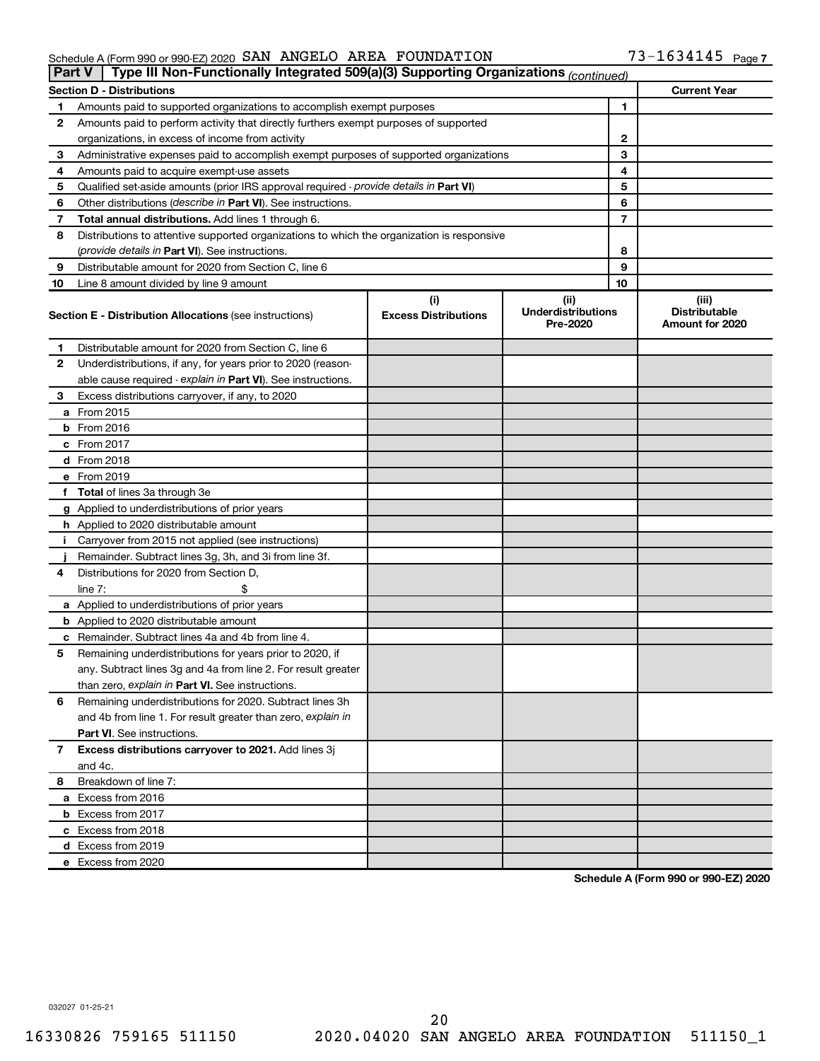Schedule A (Form 990 or 990-EZ) 2020 SAN ANGELO AREA FOUNDATION 73-1634145 Page 7

**Part V | Type III Non-Functionally Integrated 509(a)(3) Supporting Organizations** *(continued)*

| **Section D - Distributions** | | | **Current Year** |
|---|---|---|---|
| 1 | Amounts paid to supported organizations to accomplish exempt purposes | 1 | |
| 2 | Amounts paid to perform activity that directly furthers exempt purposes of supported organizations, in excess of income from activity | 2 | |
| 3 | Administrative expenses paid to accomplish exempt purposes of supported organizations | 3 | |
| 4 | Amounts paid to acquire exempt-use assets | 4 | |
| 5 | Qualified set-aside amounts (prior IRS approval required - *provide details in* **Part VI**) | 5 | |
| 6 | Other distributions (*describe in* **Part VI**). See instructions. | 6 | |
| 7 | **Total annual distributions.** Add lines 1 through 6. | 7 | |
| 8 | Distributions to attentive supported organizations to which the organization is responsive (*provide details in* **Part VI**). See instructions. | 8 | |
| 9 | Distributable amount for 2020 from Section C, line 6 | 9 | |
| 10 | Line 8 amount divided by line 9 amount | 10 | |

| **Section E - Distribution Allocations** (see instructions) | (i) **Excess Distributions** | (ii) **Underdistributions Pre-2020** | (iii) **Distributable Amount for 2020** |
|---|---|---|---|
| **1** Distributable amount for 2020 from Section C, line 6 | | | |
| **2** Underdistributions, if any, for years prior to 2020 (reasonable cause required - *explain in* **Part VI**). See instructions. | | | |
| **3** Excess distributions carryover, if any, to 2020 | | | |
| **a** From 2015 | | | |
| **b** From 2016 | | | |
| **c** From 2017 | | | |
| **d** From 2018 | | | |
| **e** From 2019 | | | |
| **f** **Total** of lines 3a through 3e | | | |
| **g** Applied to underdistributions of prior years | | | |
| **h** Applied to 2020 distributable amount | | | |
| **i** Carryover from 2015 not applied (see instructions) | | | |
| **j** Remainder. Subtract lines 3g, 3h, and 3i from line 3f. | | | |
| **4** Distributions for 2020 from Section D, line 7: $ | | | |
| **a** Applied to underdistributions of prior years | | | |
| **b** Applied to 2020 distributable amount | | | |
| **c** Remainder. Subtract lines 4a and 4b from line 4. | | | |
| **5** Remaining underdistributions for years prior to 2020, if any. Subtract lines 3g and 4a from line 2. For result greater than zero, *explain in* **Part VI**. See instructions. | | | |
| **6** Remaining underdistributions for 2020. Subtract lines 3h and 4b from line 1. For result greater than zero, *explain in* **Part VI**. See instructions. | | | |
| **7** **Excess distributions carryover to 2021.** Add lines 3j and 4c. | | | |
| **8** Breakdown of line 7: | | | |
| **a** Excess from 2016 | | | |
| **b** Excess from 2017 | | | |
| **c** Excess from 2018 | | | |
| **d** Excess from 2019 | | | |
| **e** Excess from 2020 | | | |

**Schedule A (Form 990 or 990-EZ) 2020**

032027 01-25-21

16330826 759165 511150 2020.04020 SAN ANGELO AREA FOUNDATION 511150_1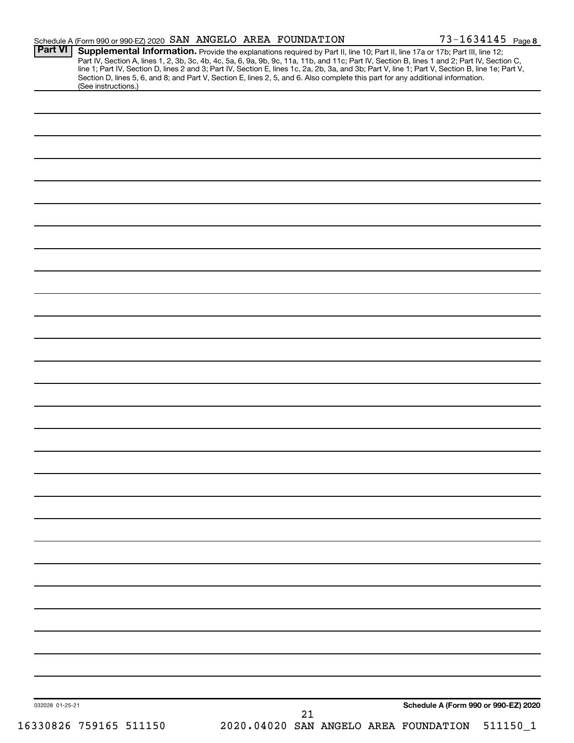Schedule A (Form 990 or 990-EZ) 2020 SAN ANGELO AREA FOUNDATION 73-1634145 Page 8

**Part VI** **Supplemental Information.** Provide the explanations required by Part II, line 10; Part II, line 17a or 17b; Part III, line 12; Part IV, Section A, lines 1, 2, 3b, 3c, 4b, 4c, 5a, 6, 9a, 9b, 9c, 11a, 11b, and 11c; Part IV, Section B, lines 1 and 2; Part IV, Section C, line 1; Part IV, Section D, lines 2 and 3; Part IV, Section E, lines 1c, 2a, 2b, 3a, and 3b; Part V, line 1; Part V, Section B, line 1e; Part V, Section D, lines 5, 6, and 8; and Part V, Section E, lines 2, 5, and 6. Also complete this part for any additional information. (See instructions.)

032028 01-25-21

**Schedule A (Form 990 or 990-EZ) 2020**

16330826 759165 511150 2020.04020 SAN ANGELO AREA FOUNDATION 511150_1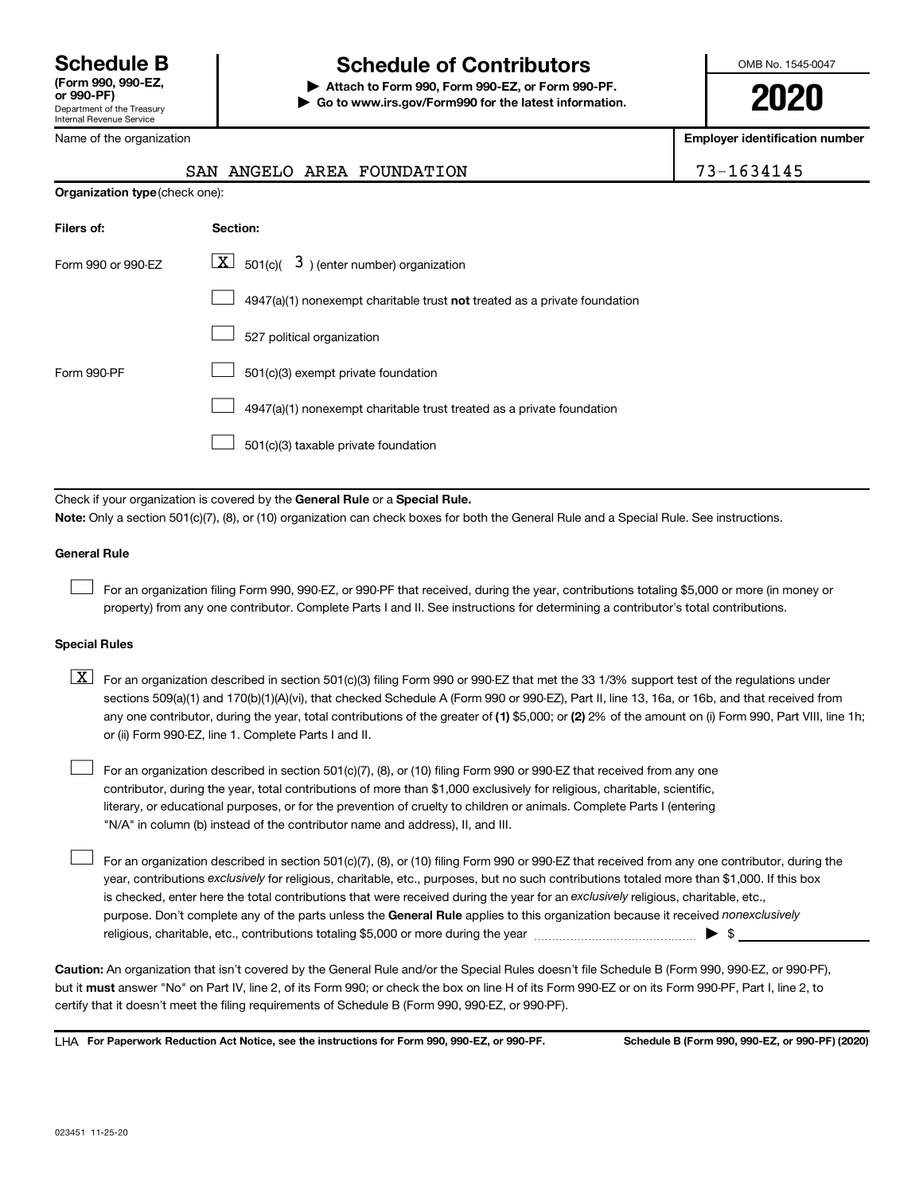# Schedule B

**(Form 990, 990-EZ, or 990-PF)**
Department of the Treasury
Internal Revenue Service

# Schedule of Contributors

**▶ Attach to Form 990, Form 990-EZ, or Form 990-PF.**
**▶ Go to www.irs.gov/Form990 for the latest information.**

OMB No. 1545-0047

**2020**

Name of the organization: SAN ANGELO AREA FOUNDATION

**Employer identification number:** 73-1634145

**Organization type** (check one):

| Filers of: | Section: |
|---|---|
| Form 990 or 990-EZ | [X] 501(c)( 3 ) (enter number) organization |
| | [ ] 4947(a)(1) nonexempt charitable trust **not** treated as a private foundation |
| | [ ] 527 political organization |
| Form 990-PF | [ ] 501(c)(3) exempt private foundation |
| | [ ] 4947(a)(1) nonexempt charitable trust treated as a private foundation |
| | [ ] 501(c)(3) taxable private foundation |

Check if your organization is covered by the **General Rule** or a **Special Rule.**

**Note:** Only a section 501(c)(7), (8), or (10) organization can check boxes for both the General Rule and a Special Rule. See instructions.

**General Rule**

[ ] For an organization filing Form 990, 990-EZ, or 990-PF that received, during the year, contributions totaling $5,000 or more (in money or property) from any one contributor. Complete Parts I and II. See instructions for determining a contributor's total contributions.

**Special Rules**

[X] For an organization described in section 501(c)(3) filing Form 990 or 990-EZ that met the 33 1/3% support test of the regulations under sections 509(a)(1) and 170(b)(1)(A)(vi), that checked Schedule A (Form 990 or 990-EZ), Part II, line 13, 16a, or 16b, and that received from any one contributor, during the year, total contributions of the greater of **(1)** $5,000; or **(2)** 2% of the amount on (i) Form 990, Part VIII, line 1h; or (ii) Form 990-EZ, line 1. Complete Parts I and II.

[ ] For an organization described in section 501(c)(7), (8), or (10) filing Form 990 or 990-EZ that received from any one contributor, during the year, total contributions of more than $1,000 exclusively for religious, charitable, scientific, literary, or educational purposes, or for the prevention of cruelty to children or animals. Complete Parts I (entering "N/A" in column (b) instead of the contributor name and address), II, and III.

[ ] For an organization described in section 501(c)(7), (8), or (10) filing Form 990 or 990-EZ that received from any one contributor, during the year, contributions *exclusively* for religious, charitable, etc., purposes, but no such contributions totaled more than $1,000. If this box is checked, enter here the total contributions that were received during the year for an *exclusively* religious, charitable, etc., purpose. Don't complete any of the parts unless the **General Rule** applies to this organization because it received *nonexclusively* religious, charitable, etc., contributions totaling $5,000 or more during the year ▶ $ ________

**Caution:** An organization that isn't covered by the General Rule and/or the Special Rules doesn't file Schedule B (Form 990, 990-EZ, or 990-PF), but it **must** answer "No" on Part IV, line 2, of its Form 990; or check the box on line H of its Form 990-EZ or on its Form 990-PF, Part I, line 2, to certify that it doesn't meet the filing requirements of Schedule B (Form 990, 990-EZ, or 990-PF).

LHA **For Paperwork Reduction Act Notice, see the instructions for Form 990, 990-EZ, or 990-PF.** **Schedule B (Form 990, 990-EZ, or 990-PF) (2020)**

023451 11-25-20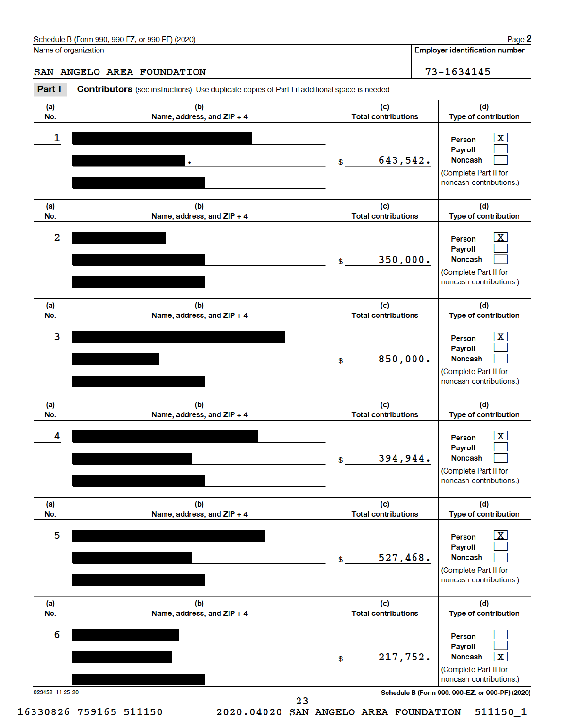Schedule B (Form 990, 990-EZ, or 990-PF) (2020)

Name of organization: SAN ANGELO AREA FOUNDATION

Employer identification number: 73-1634145

## Part I Contributors (see instructions). Use duplicate copies of Part I if additional space is needed.

| (a) No. | (b) Name, address, and ZIP + 4 | (c) Total contributions | (d) Type of contribution |
|---|---|---|---|
| 1 | [redacted] | $ 643,542. | Person [X] Payroll [ ] Noncash [ ] (Complete Part II for noncash contributions.) |
| 2 | [redacted] | $ 350,000. | Person [X] Payroll [ ] Noncash [ ] (Complete Part II for noncash contributions.) |
| 3 | [redacted] | $ 850,000. | Person [X] Payroll [ ] Noncash [ ] (Complete Part II for noncash contributions.) |
| 4 | [redacted] | $ 394,944. | Person [X] Payroll [ ] Noncash [ ] (Complete Part II for noncash contributions.) |
| 5 | [redacted] | $ 527,468. | Person [X] Payroll [ ] Noncash [ ] (Complete Part II for noncash contributions.) |
| 6 | [redacted] | $ 217,752. | Person [ ] Payroll [ ] Noncash [X] (Complete Part II for noncash contributions.) |

023452 11-25-20

Schedule B (Form 990, 990-EZ, or 990-PF) (2020)

16330826 759165 511150 2020.04020 SAN ANGELO AREA FOUNDATION 511150_1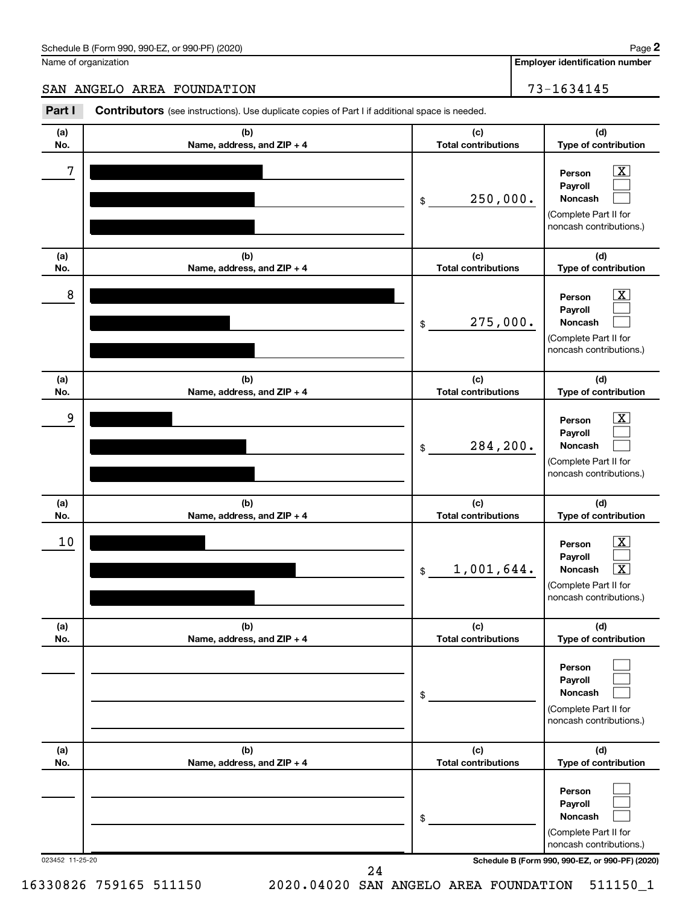Schedule B (Form 990, 990-EZ, or 990-PF) (2020)

Name of organization: SAN ANGELO AREA FOUNDATION

Employer identification number: 73-1634145

## Part I Contributors (see instructions). Use duplicate copies of Part I if additional space is needed.

| (a) No. | (b) Name, address, and ZIP + 4 | (c) Total contributions | (d) Type of contribution |
|---|---|---|---|
| 7 | [redacted] | $ 250,000. | Person [X] Payroll [ ] Noncash [ ] (Complete Part II for noncash contributions.) |
| 8 | [redacted] | $ 275,000. | Person [X] Payroll [ ] Noncash [ ] (Complete Part II for noncash contributions.) |
| 9 | [redacted] | $ 284,200. | Person [X] Payroll [ ] Noncash [ ] (Complete Part II for noncash contributions.) |
| 10 | [redacted] | $ 1,001,644. | Person [X] Payroll [ ] Noncash [X] (Complete Part II for noncash contributions.) |
| | | $ | Person [ ] Payroll [ ] Noncash [ ] (Complete Part II for noncash contributions.) |
| | | $ | Person [ ] Payroll [ ] Noncash [ ] (Complete Part II for noncash contributions.) |

023452 11-25-20

Schedule B (Form 990, 990-EZ, or 990-PF) (2020)

16330826 759165 511150 2020.04020 SAN ANGELO AREA FOUNDATION 511150_1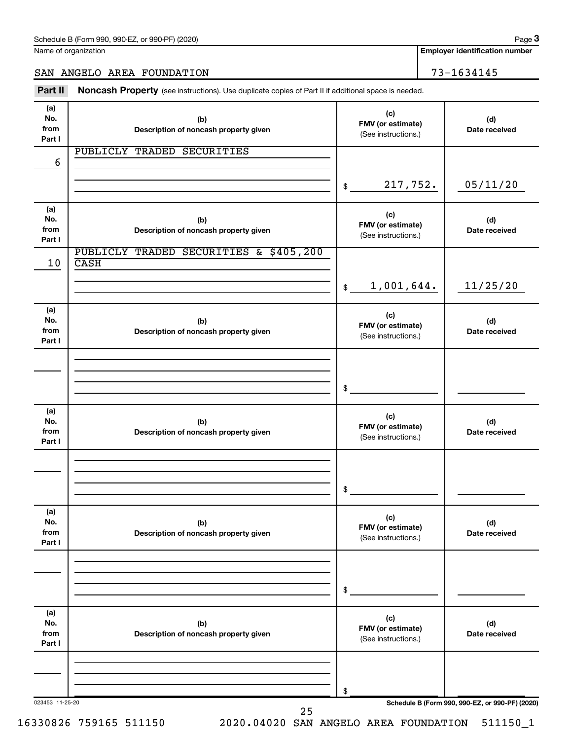Schedule B (Form 990, 990-EZ, or 990-PF) (2020)

Name of organization: SAN ANGELO AREA FOUNDATION

Employer identification number: 73-1634145

## Part II Noncash Property

(see instructions). Use duplicate copies of Part II if additional space is needed.

| (a) No. from Part I | (b) Description of noncash property given | (c) FMV (or estimate) (See instructions.) | (d) Date received |
|---|---|---|---|
| 6 | PUBLICLY TRADED SECURITIES | $ 217,752. | 05/11/20 |
| 10 | PUBLICLY TRADED SECURITIES & $405,200 CASH | $ 1,001,644. | 11/25/20 |
| | | $ | |
| | | $ | |
| | | $ | |
| | | $ | |

023453 11-25-20

Schedule B (Form 990, 990-EZ, or 990-PF) (2020)

16330826 759165 511150 2020.04020 SAN ANGELO AREA FOUNDATION 511150_1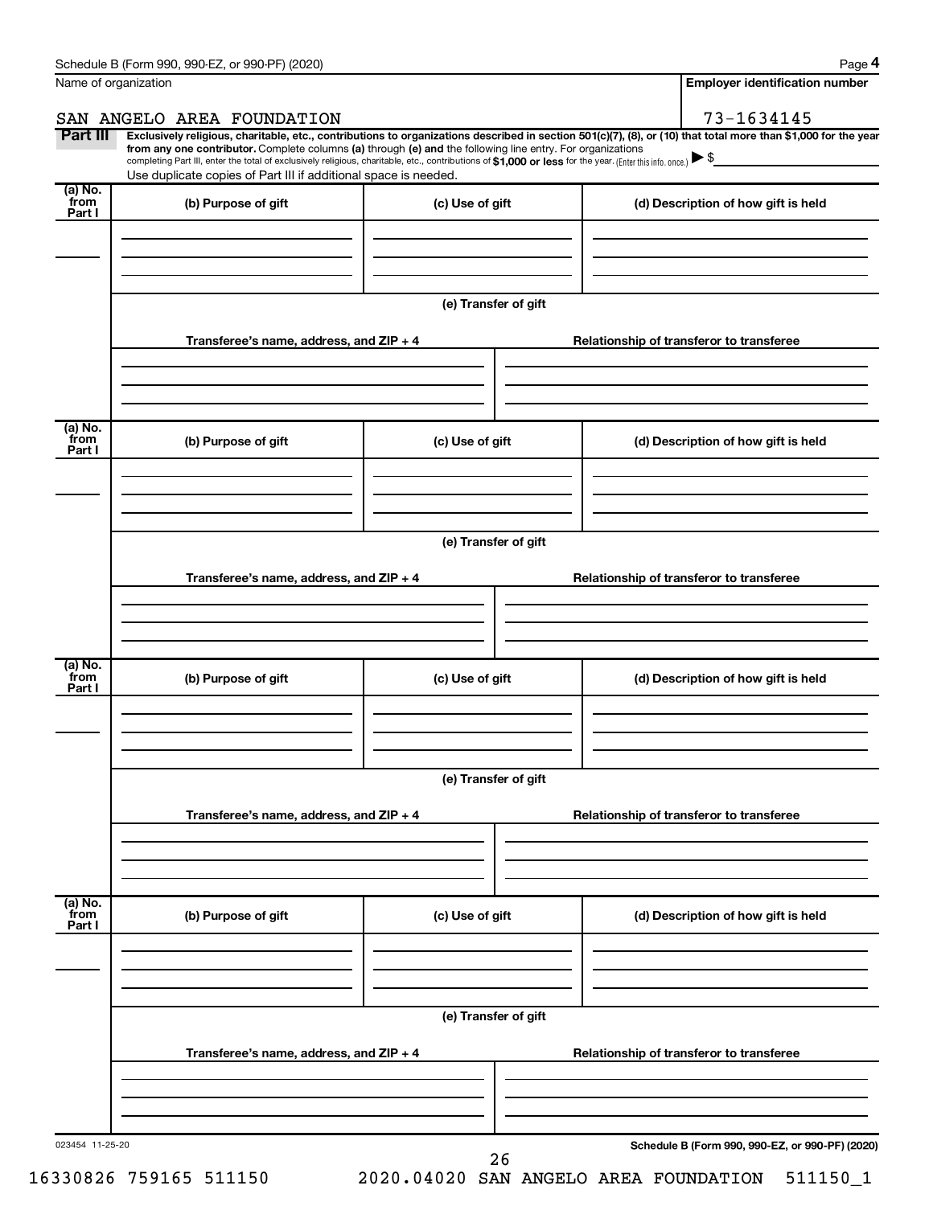Name of organization

SAN ANGELO AREA FOUNDATION

**Employer identification number**

73-1634145

**Part III** **Exclusively religious, charitable, etc., contributions to organizations described in section 501(c)(7), (8), or (10) that total more than $1,000 for the year from any one contributor.** Complete columns **(a)** through **(e) and** the following line entry. For organizations completing Part III, enter the total of exclusively religious, charitable, etc., contributions of **$1,000 or less** for the year. (Enter this info. once.) ▶ $

Use duplicate copies of Part III if additional space is needed.

| (a) No. from Part I | (b) Purpose of gift | (c) Use of gift | (d) Description of how gift is held |
|---|---|---|---|
| | | | |

**(e) Transfer of gift**

| Transferee's name, address, and ZIP + 4 | Relationship of transferor to transferee |
|---|---|
| | |

| (a) No. from Part I | (b) Purpose of gift | (c) Use of gift | (d) Description of how gift is held |
|---|---|---|---|
| | | | |

**(e) Transfer of gift**

| Transferee's name, address, and ZIP + 4 | Relationship of transferor to transferee |
|---|---|
| | |

| (a) No. from Part I | (b) Purpose of gift | (c) Use of gift | (d) Description of how gift is held |
|---|---|---|---|
| | | | |

**(e) Transfer of gift**

| Transferee's name, address, and ZIP + 4 | Relationship of transferor to transferee |
|---|---|
| | |

| (a) No. from Part I | (b) Purpose of gift | (c) Use of gift | (d) Description of how gift is held |
|---|---|---|---|
| | | | |

**(e) Transfer of gift**

| Transferee's name, address, and ZIP + 4 | Relationship of transferor to transferee |
|---|---|
| | |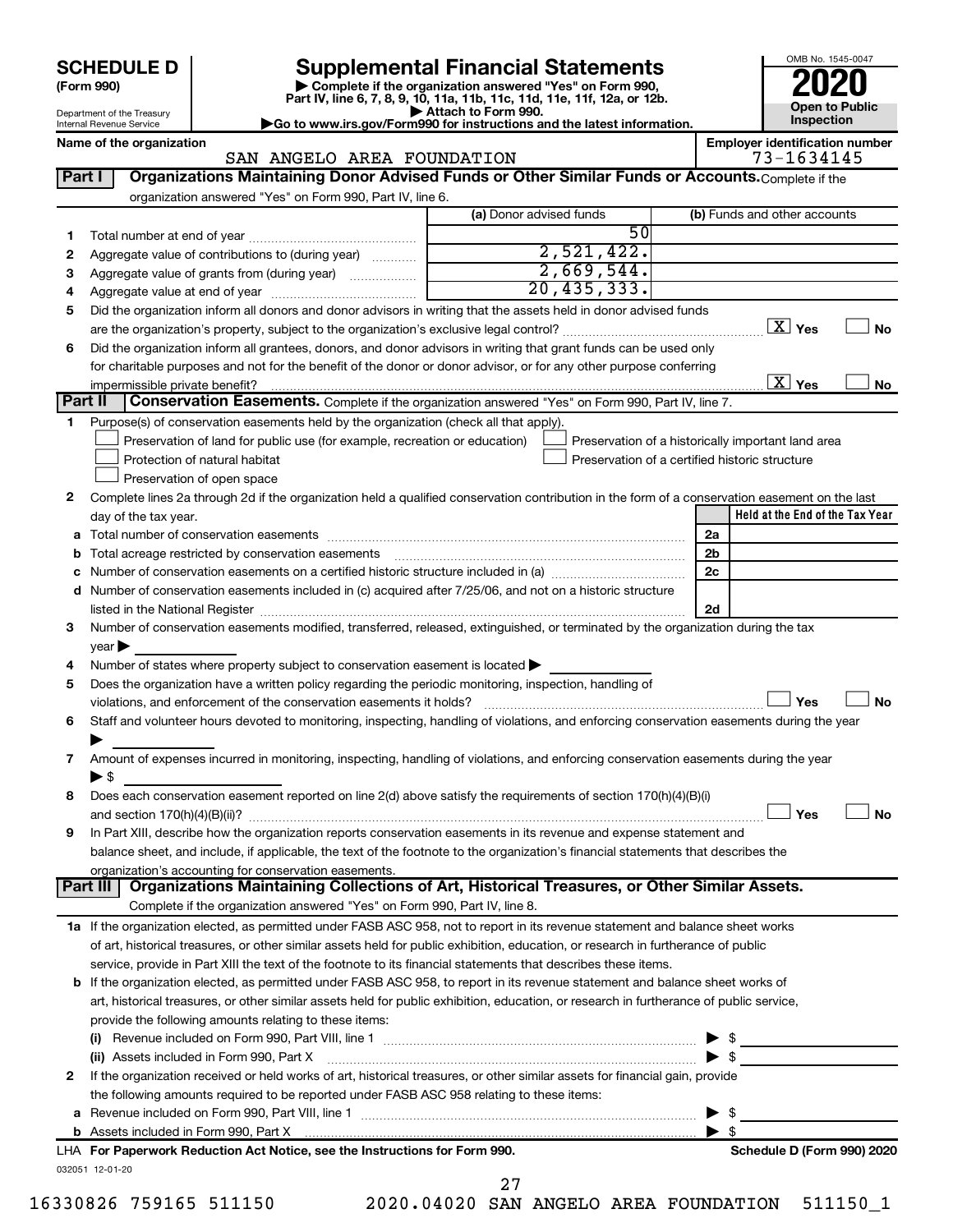# SCHEDULE D (Form 990)

Department of the Treasury
Internal Revenue Service

## Supplemental Financial Statements

▶ Complete if the organization answered "Yes" on Form 990, Part IV, line 6, 7, 8, 9, 10, 11a, 11b, 11c, 11d, 11e, 11f, 12a, or 12b.
▶ Attach to Form 990.
▶Go to www.irs.gov/Form990 for instructions and the latest information.

OMB No. 1545-0047

**2020**

**Open to Public Inspection**

**Name of the organization**
SAN ANGELO AREA FOUNDATION

**Employer identification number**
73-1634145

### Part I — Organizations Maintaining Donor Advised Funds or Other Similar Funds or Accounts. Complete if the organization answered "Yes" on Form 990, Part IV, line 6.

| | | (a) Donor advised funds | (b) Funds and other accounts |
|---|---|---|---|
| 1 | Total number at end of year | 50 | |
| 2 | Aggregate value of contributions to (during year) | 2,521,422. | |
| 3 | Aggregate value of grants from (during year) | 2,669,544. | |
| 4 | Aggregate value at end of year | 20,435,333. | |

5 Did the organization inform all donors and donor advisors in writing that the assets held in donor advised funds are the organization's property, subject to the organization's exclusive legal control? [X] Yes [ ] No

6 Did the organization inform all grantees, donors, and donor advisors in writing that grant funds can be used only for charitable purposes and not for the benefit of the donor or donor advisor, or for any other purpose conferring impermissible private benefit? [X] Yes [ ] No

### Part II — Conservation Easements. Complete if the organization answered "Yes" on Form 990, Part IV, line 7.

1 Purpose(s) of conservation easements held by the organization (check all that apply).

- [ ] Preservation of land for public use (for example, recreation or education)
- [ ] Protection of natural habitat
- [ ] Preservation of open space
- [ ] Preservation of a historically important land area
- [ ] Preservation of a certified historic structure

2 Complete lines 2a through 2d if the organization held a qualified conservation contribution in the form of a conservation easement on the last day of the tax year.

| | | | Held at the End of the Tax Year |
|---|---|---|---|
| a | Total number of conservation easements | 2a | |
| b | Total acreage restricted by conservation easements | 2b | |
| c | Number of conservation easements on a certified historic structure included in (a) | 2c | |
| d | Number of conservation easements included in (c) acquired after 7/25/06, and not on a historic structure listed in the National Register | 2d | |

3 Number of conservation easements modified, transferred, released, extinguished, or terminated by the organization during the tax year ▶

4 Number of states where property subject to conservation easement is located ▶

5 Does the organization have a written policy regarding the periodic monitoring, inspection, handling of violations, and enforcement of the conservation easements it holds? [ ] Yes [ ] No

6 Staff and volunteer hours devoted to monitoring, inspecting, handling of violations, and enforcing conservation easements during the year ▶

7 Amount of expenses incurred in monitoring, inspecting, handling of violations, and enforcing conservation easements during the year ▶ $

8 Does each conservation easement reported on line 2(d) above satisfy the requirements of section 170(h)(4)(B)(i) and section 170(h)(4)(B)(ii)? [ ] Yes [ ] No

9 In Part XIII, describe how the organization reports conservation easements in its revenue and expense statement and balance sheet, and include, if applicable, the text of the footnote to the organization's financial statements that describes the organization's accounting for conservation easements.

### Part III — Organizations Maintaining Collections of Art, Historical Treasures, or Other Similar Assets. Complete if the organization answered "Yes" on Form 990, Part IV, line 8.

1a If the organization elected, as permitted under FASB ASC 958, not to report in its revenue statement and balance sheet works of art, historical treasures, or other similar assets held for public exhibition, education, or research in furtherance of public service, provide in Part XIII the text of the footnote to its financial statements that describes these items.

b If the organization elected, as permitted under FASB ASC 958, to report in its revenue statement and balance sheet works of art, historical treasures, or other similar assets held for public exhibition, education, or research in furtherance of public service, provide the following amounts relating to these items:

(i) Revenue included on Form 990, Part VIII, line 1 ▶ $

(ii) Assets included in Form 990, Part X ▶ $

2 If the organization received or held works of art, historical treasures, or other similar assets for financial gain, provide the following amounts required to be reported under FASB ASC 958 relating to these items:

a Revenue included on Form 990, Part VIII, line 1 ▶ $

b Assets included in Form 990, Part X ▶ $

**LHA For Paperwork Reduction Act Notice, see the Instructions for Form 990.** **Schedule D (Form 990) 2020**

032051 12-01-20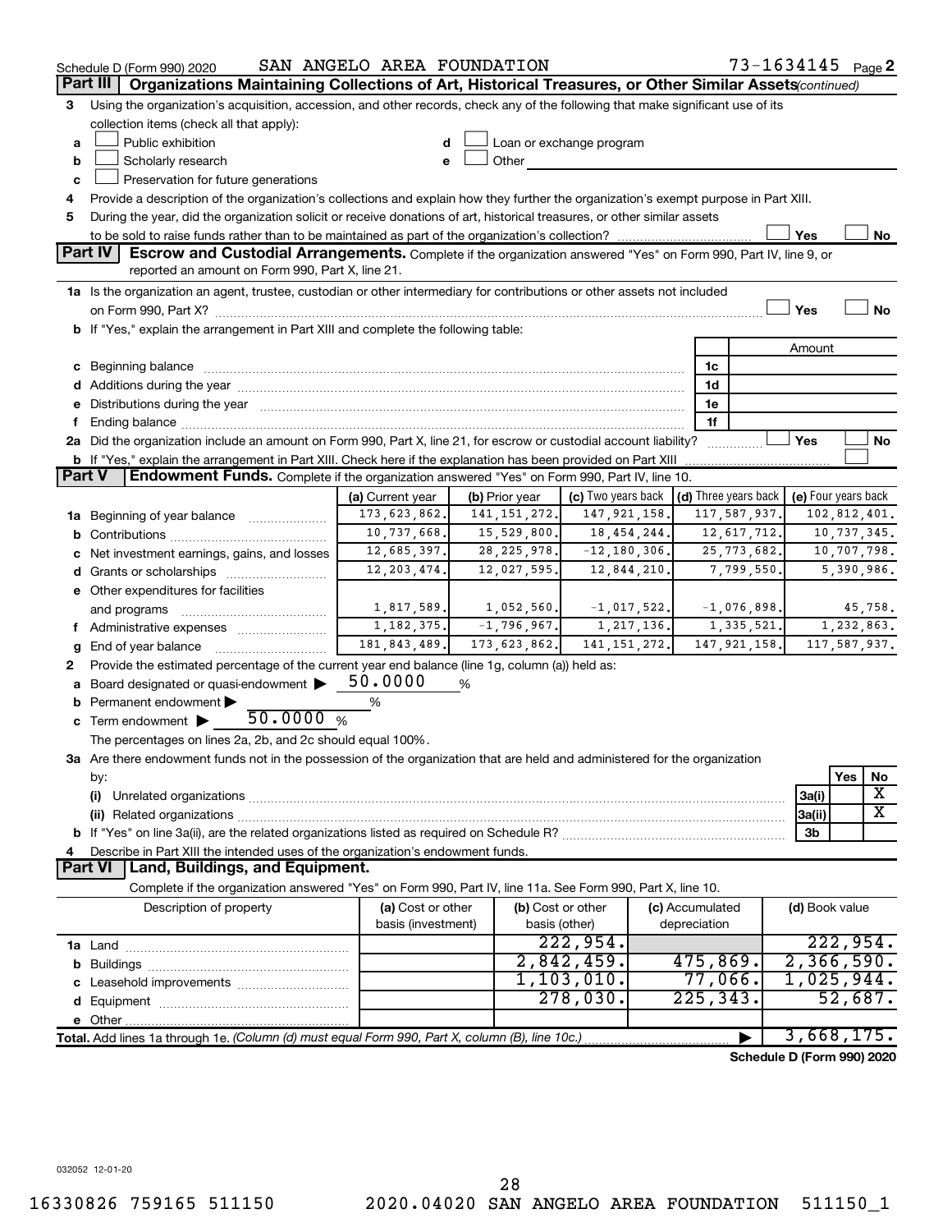Schedule D (Form 990) 2020 SAN ANGELO AREA FOUNDATION 73-1634145 Page 2

**Part III | Organizations Maintaining Collections of Art, Historical Treasures, or Other Similar Assets** *(continued)*

3 Using the organization's acquisition, accession, and other records, check any of the following that make significant use of its collection items (check all that apply):

- a ☐ Public exhibition
- b ☐ Scholarly research
- c ☐ Preservation for future generations
- d ☐ Loan or exchange program
- e ☐ Other

4 Provide a description of the organization's collections and explain how they further the organization's exempt purpose in Part XIII.

5 During the year, did the organization solicit or receive donations of art, historical treasures, or other similar assets to be sold to raise funds rather than to be maintained as part of the organization's collection? ☐ Yes ☐ No

**Part IV | Escrow and Custodial Arrangements.** Complete if the organization answered "Yes" on Form 990, Part IV, line 9, or reported an amount on Form 990, Part X, line 21.

1a Is the organization an agent, trustee, custodian or other intermediary for contributions or other assets not included on Form 990, Part X? ☐ Yes ☐ No

b If "Yes," explain the arrangement in Part XIII and complete the following table:

| | | Amount |
|---|---|---|
| c Beginning balance | 1c | |
| d Additions during the year | 1d | |
| e Distributions during the year | 1e | |
| f Ending balance | 1f | |

2a Did the organization include an amount on Form 990, Part X, line 21, for escrow or custodial account liability? ☐ Yes ☐ No

b If "Yes," explain the arrangement in Part XIII. Check here if the explanation has been provided on Part XIII ☐

**Part V | Endowment Funds.** Complete if the organization answered "Yes" on Form 990, Part IV, line 10.

| | (a) Current year | (b) Prior year | (c) Two years back | (d) Three years back | (e) Four years back |
|---|---|---|---|---|---|
| 1a Beginning of year balance | 173,623,862. | 141,151,272. | 147,921,158. | 117,587,937. | 102,812,401. |
| b Contributions | 10,737,668. | 15,529,800. | 18,454,244. | 12,617,712. | 10,737,345. |
| c Net investment earnings, gains, and losses | 12,685,397. | 28,225,978. | -12,180,306. | 25,773,682. | 10,707,798. |
| d Grants or scholarships | 12,203,474. | 12,027,595. | 12,844,210. | 7,799,550. | 5,390,986. |
| e Other expenditures for facilities and programs | 1,817,589. | 1,052,560. | -1,017,522. | -1,076,898. | 45,758. |
| f Administrative expenses | 1,182,375. | -1,796,967. | 1,217,136. | 1,335,521. | 1,232,863. |
| g End of year balance | 181,843,489. | 173,623,862. | 141,151,272. | 147,921,158. | 117,587,937. |

2 Provide the estimated percentage of the current year end balance (line 1g, column (a)) held as:

- a Board designated or quasi-endowment ▶ 50.0000 %
- b Permanent endowment ▶ %
- c Term endowment ▶ 50.0000 %

The percentages on lines 2a, 2b, and 2c should equal 100%.

3a Are there endowment funds not in the possession of the organization that are held and administered for the organization by:

| | | Yes | No |
|---|---|---|---|
| (i) Unrelated organizations | 3a(i) | | X |
| (ii) Related organizations | 3a(ii) | | X |
| b If "Yes" on line 3a(ii), are the related organizations listed as required on Schedule R? | 3b | | |

4 Describe in Part XIII the intended uses of the organization's endowment funds.

**Part VI | Land, Buildings, and Equipment.**

Complete if the organization answered "Yes" on Form 990, Part IV, line 11a. See Form 990, Part X, line 10.

| Description of property | (a) Cost or other basis (investment) | (b) Cost or other basis (other) | (c) Accumulated depreciation | (d) Book value |
|---|---|---|---|---|
| 1a Land | | 222,954. | | 222,954. |
| b Buildings | | 2,842,459. | 475,869. | 2,366,590. |
| c Leasehold improvements | | 1,103,010. | 77,066. | 1,025,944. |
| d Equipment | | 278,030. | 225,343. | 52,687. |
| e Other | | | | |
| **Total.** Add lines 1a through 1e. *(Column (d) must equal Form 990, Part X, column (B), line 10c.)* | | | ▶ | 3,668,175. |

**Schedule D (Form 990) 2020**

032052 12-01-20

16330826 759165 511150 2020.04020 SAN ANGELO AREA FOUNDATION 511150_1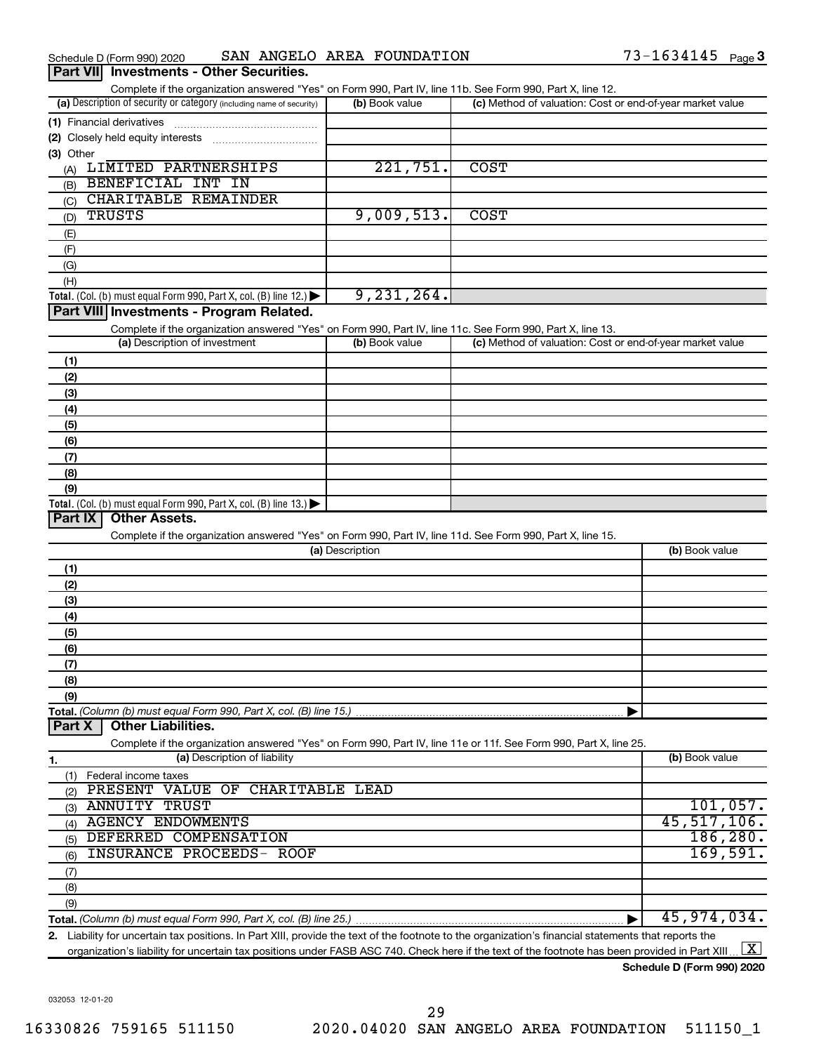Schedule D (Form 990) 2020 SAN ANGELO AREA FOUNDATION 73-1634145 Page 3

## Part VII Investments - Other Securities.

Complete if the organization answered "Yes" on Form 990, Part IV, line 11b. See Form 990, Part X, line 12.

| (a) Description of security or category (including name of security) | (b) Book value | (c) Method of valuation: Cost or end-of-year market value |
|---|---|---|
| (1) Financial derivatives | | |
| (2) Closely held equity interests | | |
| (3) Other | | |
| (A) LIMITED PARTNERSHIPS | 221,751. | COST |
| (B) BENEFICIAL INT IN | | |
| (C) CHARITABLE REMAINDER | | |
| (D) TRUSTS | 9,009,513. | COST |
| (E) | | |
| (F) | | |
| (G) | | |
| (H) | | |
| **Total.** (Col. (b) must equal Form 990, Part X, col. (B) line 12.) ▶ | 9,231,264. | |

## Part VIII Investments - Program Related.

Complete if the organization answered "Yes" on Form 990, Part IV, line 11c. See Form 990, Part X, line 13.

| (a) Description of investment | (b) Book value | (c) Method of valuation: Cost or end-of-year market value |
|---|---|---|
| (1) | | |
| (2) | | |
| (3) | | |
| (4) | | |
| (5) | | |
| (6) | | |
| (7) | | |
| (8) | | |
| (9) | | |
| **Total.** (Col. (b) must equal Form 990, Part X, col. (B) line 13.) ▶ | | |

## Part IX Other Assets.

Complete if the organization answered "Yes" on Form 990, Part IV, line 11d. See Form 990, Part X, line 15.

| (a) Description | (b) Book value |
|---|---|
| (1) | |
| (2) | |
| (3) | |
| (4) | |
| (5) | |
| (6) | |
| (7) | |
| (8) | |
| (9) | |
| **Total.** *(Column (b) must equal Form 990, Part X, col. (B) line 15.)* ▶ | |

## Part X Other Liabilities.

Complete if the organization answered "Yes" on Form 990, Part IV, line 11e or 11f. See Form 990, Part X, line 25.

| 1. (a) Description of liability | (b) Book value |
|---|---|
| (1) Federal income taxes | |
| (2) PRESENT VALUE OF CHARITABLE LEAD | |
| (3) ANNUITY TRUST | 101,057. |
| (4) AGENCY ENDOWMENTS | 45,517,106. |
| (5) DEFERRED COMPENSATION | 186,280. |
| (6) INSURANCE PROCEEDS- ROOF | 169,591. |
| (7) | |
| (8) | |
| (9) | |
| **Total.** *(Column (b) must equal Form 990, Part X, col. (B) line 25.)* ▶ | 45,974,034. |

**2.** Liability for uncertain tax positions. In Part XIII, provide the text of the footnote to the organization's financial statements that reports the organization's liability for uncertain tax positions under FASB ASC 740. Check here if the text of the footnote has been provided in Part XIII ... [X]

**Schedule D (Form 990) 2020**

032053 12-01-20

16330826 759165 511150 2020.04020 SAN ANGELO AREA FOUNDATION 511150_1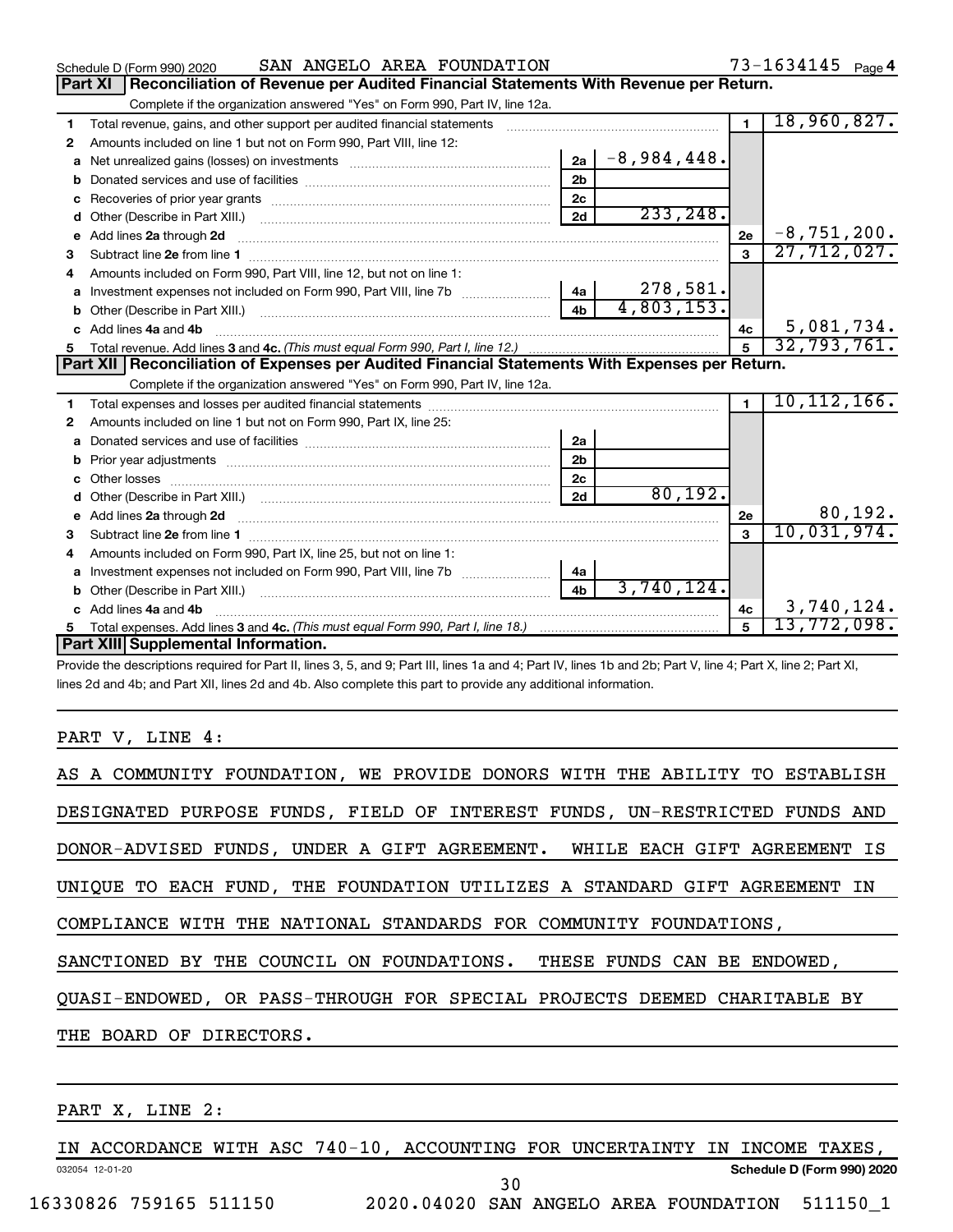Schedule D (Form 990) 2020 SAN ANGELO AREA FOUNDATION 73-1634145 Page 4

## Part XI Reconciliation of Revenue per Audited Financial Statements With Revenue per Return.

Complete if the organization answered "Yes" on Form 990, Part IV, line 12a.

| | | | | | |
|---|---|---|---|---|---|
| 1 | Total revenue, gains, and other support per audited financial statements | | | 1 | 18,960,827. |
| 2 | Amounts included on line 1 but not on Form 990, Part VIII, line 12: | | | | |
| a | Net unrealized gains (losses) on investments | 2a | -8,984,448. | | |
| b | Donated services and use of facilities | 2b | | | |
| c | Recoveries of prior year grants | 2c | | | |
| d | Other (Describe in Part XIII.) | 2d | 233,248. | | |
| e | Add lines 2a through 2d | | | 2e | -8,751,200. |
| 3 | Subtract line 2e from line 1 | | | 3 | 27,712,027. |
| 4 | Amounts included on Form 990, Part VIII, line 12, but not on line 1: | | | | |
| a | Investment expenses not included on Form 990, Part VIII, line 7b | 4a | 278,581. | | |
| b | Other (Describe in Part XIII.) | 4b | 4,803,153. | | |
| c | Add lines 4a and 4b | | | 4c | 5,081,734. |
| 5 | Total revenue. Add lines 3 and 4c. *(This must equal Form 990, Part I, line 12.)* | | | 5 | 32,793,761. |

## Part XII Reconciliation of Expenses per Audited Financial Statements With Expenses per Return.

Complete if the organization answered "Yes" on Form 990, Part IV, line 12a.

| | | | | | |
|---|---|---|---|---|---|
| 1 | Total expenses and losses per audited financial statements | | | 1 | 10,112,166. |
| 2 | Amounts included on line 1 but not on Form 990, Part IX, line 25: | | | | |
| a | Donated services and use of facilities | 2a | | | |
| b | Prior year adjustments | 2b | | | |
| c | Other losses | 2c | | | |
| d | Other (Describe in Part XIII.) | 2d | 80,192. | | |
| e | Add lines 2a through 2d | | | 2e | 80,192. |
| 3 | Subtract line 2e from line 1 | | | 3 | 10,031,974. |
| 4 | Amounts included on Form 990, Part IX, line 25, but not on line 1: | | | | |
| a | Investment expenses not included on Form 990, Part VIII, line 7b | 4a | | | |
| b | Other (Describe in Part XIII.) | 4b | 3,740,124. | | |
| c | Add lines 4a and 4b | | | 4c | 3,740,124. |
| 5 | Total expenses. Add lines 3 and 4c. *(This must equal Form 990, Part I, line 18.)* | | | 5 | 13,772,098. |

## Part XIII Supplemental Information.

Provide the descriptions required for Part II, lines 3, 5, and 9; Part III, lines 1a and 4; Part IV, lines 1b and 2b; Part V, line 4; Part X, line 2; Part XI, lines 2d and 4b; and Part XII, lines 2d and 4b. Also complete this part to provide any additional information.

PART V, LINE 4:

AS A COMMUNITY FOUNDATION, WE PROVIDE DONORS WITH THE ABILITY TO ESTABLISH DESIGNATED PURPOSE FUNDS, FIELD OF INTEREST FUNDS, UN-RESTRICTED FUNDS AND DONOR-ADVISED FUNDS, UNDER A GIFT AGREEMENT. WHILE EACH GIFT AGREEMENT IS UNIQUE TO EACH FUND, THE FOUNDATION UTILIZES A STANDARD GIFT AGREEMENT IN COMPLIANCE WITH THE NATIONAL STANDARDS FOR COMMUNITY FOUNDATIONS, SANCTIONED BY THE COUNCIL ON FOUNDATIONS. THESE FUNDS CAN BE ENDOWED, QUASI-ENDOWED, OR PASS-THROUGH FOR SPECIAL PROJECTS DEEMED CHARITABLE BY THE BOARD OF DIRECTORS.

PART X, LINE 2:

IN ACCORDANCE WITH ASC 740-10, ACCOUNTING FOR UNCERTAINTY IN INCOME TAXES,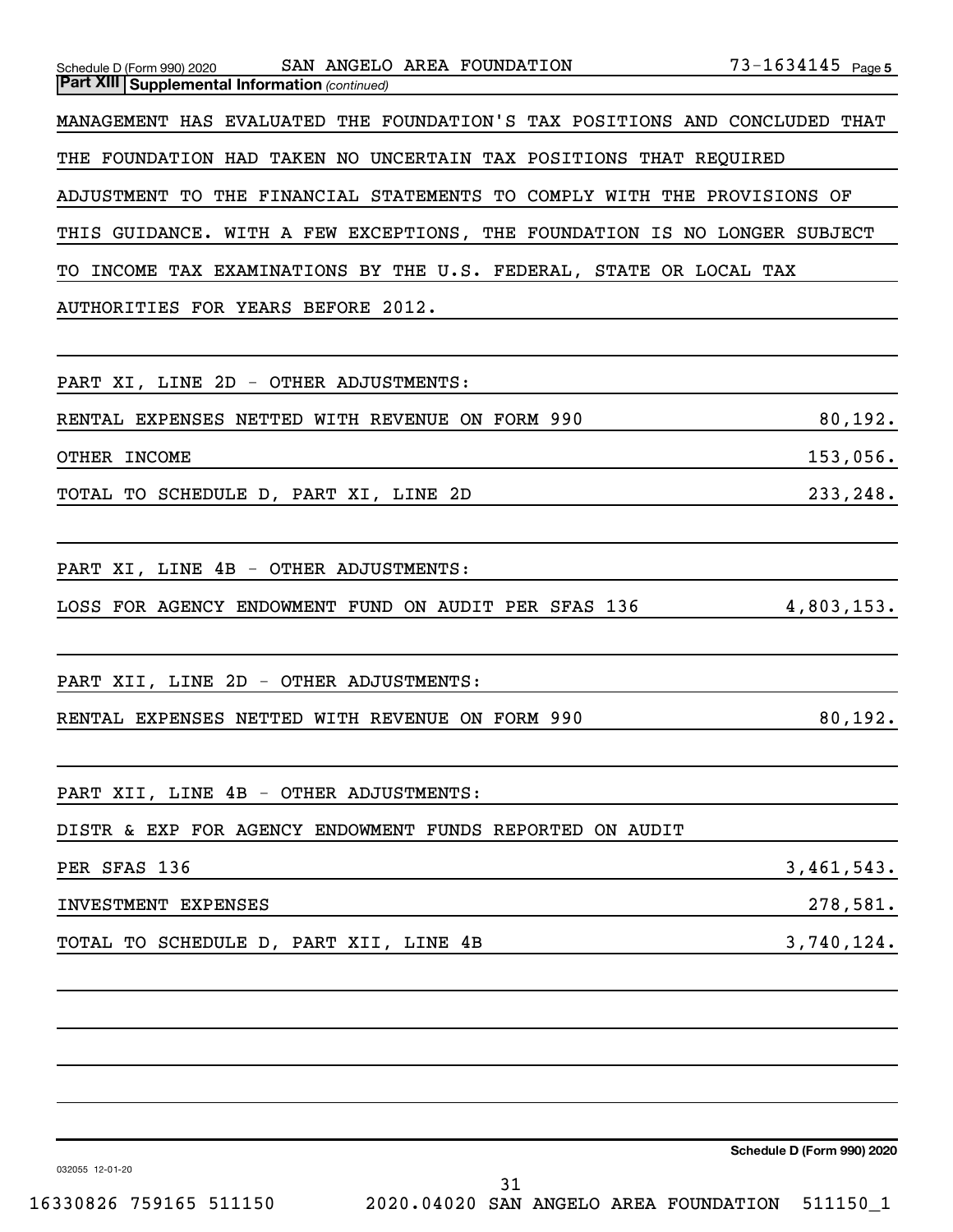Schedule D (Form 990) 2020 SAN ANGELO AREA FOUNDATION 73-1634145

**Part XIII Supplemental Information** *(continued)*

MANAGEMENT HAS EVALUATED THE FOUNDATION'S TAX POSITIONS AND CONCLUDED THAT THE FOUNDATION HAD TAKEN NO UNCERTAIN TAX POSITIONS THAT REQUIRED ADJUSTMENT TO THE FINANCIAL STATEMENTS TO COMPLY WITH THE PROVISIONS OF THIS GUIDANCE. WITH A FEW EXCEPTIONS, THE FOUNDATION IS NO LONGER SUBJECT TO INCOME TAX EXAMINATIONS BY THE U.S. FEDERAL, STATE OR LOCAL TAX AUTHORITIES FOR YEARS BEFORE 2012.

PART XI, LINE 2D - OTHER ADJUSTMENTS:

| | |
|---|---|
| RENTAL EXPENSES NETTED WITH REVENUE ON FORM 990 | 80,192. |
| OTHER INCOME | 153,056. |
| TOTAL TO SCHEDULE D, PART XI, LINE 2D | 233,248. |

PART XI, LINE 4B - OTHER ADJUSTMENTS:

| | |
|---|---|
| LOSS FOR AGENCY ENDOWMENT FUND ON AUDIT PER SFAS 136 | 4,803,153. |

PART XII, LINE 2D - OTHER ADJUSTMENTS:

| | |
|---|---|
| RENTAL EXPENSES NETTED WITH REVENUE ON FORM 990 | 80,192. |

PART XII, LINE 4B - OTHER ADJUSTMENTS:

| | |
|---|---|
| DISTR & EXP FOR AGENCY ENDOWMENT FUNDS REPORTED ON AUDIT PER SFAS 136 | 3,461,543. |
| INVESTMENT EXPENSES | 278,581. |
| TOTAL TO SCHEDULE D, PART XII, LINE 4B | 3,740,124. |

Schedule D (Form 990) 2020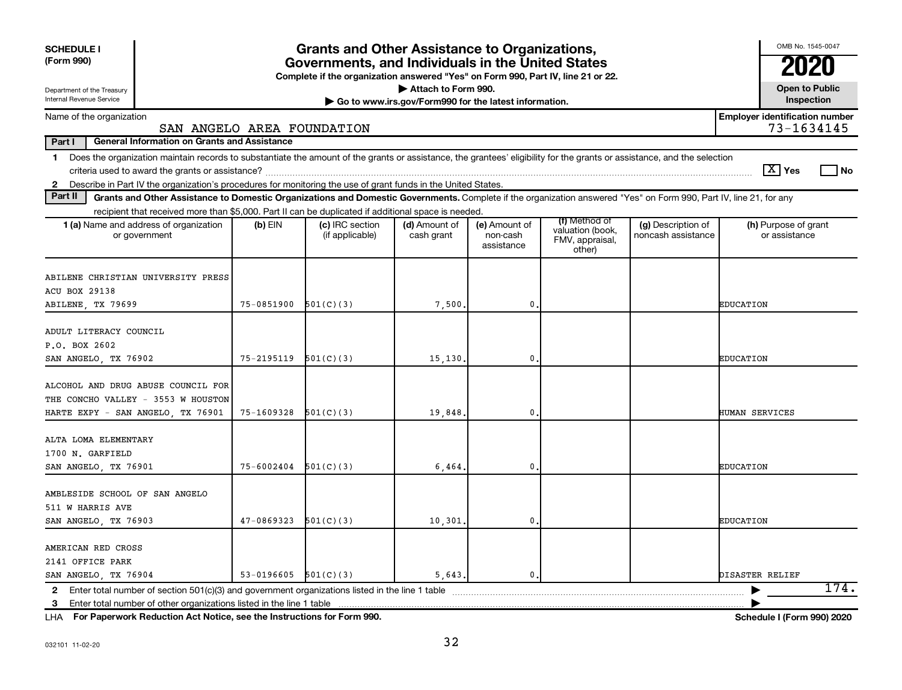**SCHEDULE I (Form 990)**

Department of the Treasury
Internal Revenue Service

# Grants and Other Assistance to Organizations, Governments, and Individuals in the United States

**Complete if the organization answered "Yes" on Form 990, Part IV, line 21 or 22.**
**▶ Attach to Form 990.**
**▶ Go to www.irs.gov/Form990 for the latest information.**

OMB No. 1545-0047

**2020**

**Open to Public Inspection**

Name of the organization: SAN ANGELO AREA FOUNDATION

**Employer identification number:** 73-1634145

**Part I — General Information on Grants and Assistance**

1 Does the organization maintain records to substantiate the amount of the grants or assistance, the grantees' eligibility for the grants or assistance, and the selection criteria used to award the grants or assistance? [X] Yes [ ] No

2 Describe in Part IV the organization's procedures for monitoring the use of grant funds in the United States.

**Part II — Grants and Other Assistance to Domestic Organizations and Domestic Governments.** Complete if the organization answered "Yes" on Form 990, Part IV, line 21, for any recipient that received more than $5,000. Part II can be duplicated if additional space is needed.

| 1 (a) Name and address of organization or government | (b) EIN | (c) IRC section (if applicable) | (d) Amount of cash grant | (e) Amount of non-cash assistance | (f) Method of valuation (book, FMV, appraisal, other) | (g) Description of noncash assistance | (h) Purpose of grant or assistance |
|---|---|---|---|---|---|---|---|
| ABILENE CHRISTIAN UNIVERSITY PRESS<br>ACU BOX 29138<br>ABILENE, TX 79699 | 75-0851900 | 501(C)(3) | 7,500. | 0. | | | EDUCATION |
| ADULT LITERACY COUNCIL<br>P.O. BOX 2602<br>SAN ANGELO, TX 76902 | 75-2195119 | 501(C)(3) | 15,130. | 0. | | | EDUCATION |
| ALCOHOL AND DRUG ABUSE COUNCIL FOR THE CONCHO VALLEY - 3553 W HOUSTON HARTE EXPY - SAN ANGELO, TX 76901 | 75-1609328 | 501(C)(3) | 19,848. | 0. | | | HUMAN SERVICES |
| ALTA LOMA ELEMENTARY<br>1700 N. GARFIELD<br>SAN ANGELO, TX 76901 | 75-6002404 | 501(C)(3) | 6,464. | 0. | | | EDUCATION |
| AMBLESIDE SCHOOL OF SAN ANGELO<br>511 W HARRIS AVE<br>SAN ANGELO, TX 76903 | 47-0869323 | 501(C)(3) | 10,301. | 0. | | | EDUCATION |
| AMERICAN RED CROSS<br>2141 OFFICE PARK<br>SAN ANGELO, TX 76904 | 53-0196605 | 501(C)(3) | 5,643. | 0. | | | DISASTER RELIEF |

2 Enter total number of section 501(c)(3) and government organizations listed in the line 1 table ▶ 174.

3 Enter total number of other organizations listed in the line 1 table ▶

LHA **For Paperwork Reduction Act Notice, see the Instructions for Form 990.** **Schedule I (Form 990) 2020**

032101 11-02-20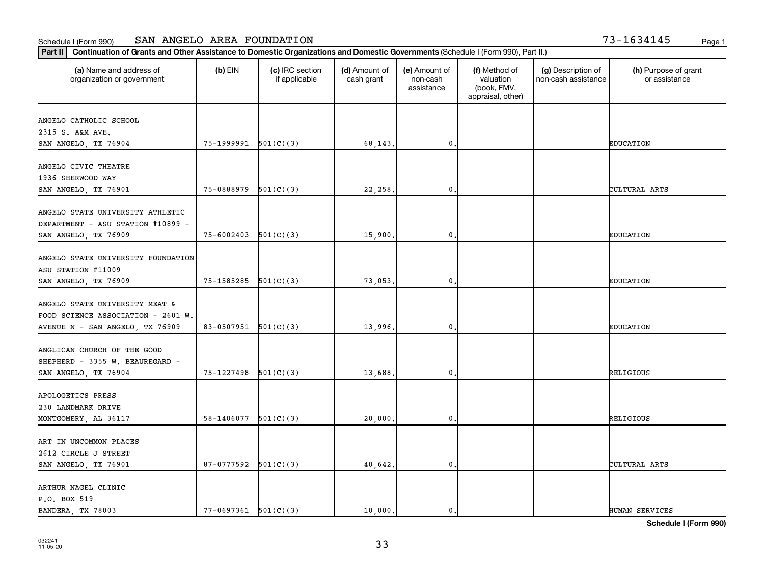Schedule I (Form 990) SAN ANGELO AREA FOUNDATION 73-1634145

**Part II** **Continuation of Grants and Other Assistance to Domestic Organizations and Domestic Governments** (Schedule I (Form 990), Part II.)

| (a) Name and address of organization or government | (b) EIN | (c) IRC section if applicable | (d) Amount of cash grant | (e) Amount of non-cash assistance | (f) Method of valuation (book, FMV, appraisal, other) | (g) Description of non-cash assistance | (h) Purpose of grant or assistance |
|---|---|---|---|---|---|---|---|
| ANGELO CATHOLIC SCHOOL 2315 S. A&M AVE. SAN ANGELO, TX 76904 | 75-1999991 | 501(C)(3) | 68,143. | 0. | | | EDUCATION |
| ANGELO CIVIC THEATRE 1936 SHERWOOD WAY SAN ANGELO, TX 76901 | 75-0888979 | 501(C)(3) | 22,258. | 0. | | | CULTURAL ARTS |
| ANGELO STATE UNIVERSITY ATHLETIC DEPARTMENT - ASU STATION #10899 - SAN ANGELO, TX 76909 | 75-6002403 | 501(C)(3) | 15,900. | 0. | | | EDUCATION |
| ANGELO STATE UNIVERSITY FOUNDATION ASU STATION #11009 SAN ANGELO, TX 76909 | 75-1585285 | 501(C)(3) | 73,053. | 0. | | | EDUCATION |
| ANGELO STATE UNIVERSITY MEAT & FOOD SCIENCE ASSOCIATION - 2601 W. AVENUE N - SAN ANGELO, TX 76909 | 83-0507951 | 501(C)(3) | 13,996. | 0. | | | EDUCATION |
| ANGLICAN CHURCH OF THE GOOD SHEPHERD - 3355 W. BEAUREGARD - SAN ANGELO, TX 76904 | 75-1227498 | 501(C)(3) | 13,688. | 0. | | | RELIGIOUS |
| APOLOGETICS PRESS 230 LANDMARK DRIVE MONTGOMERY, AL 36117 | 58-1406077 | 501(C)(3) | 20,000. | 0. | | | RELIGIOUS |
| ART IN UNCOMMON PLACES 2612 CIRCLE J STREET SAN ANGELO, TX 76901 | 87-0777592 | 501(C)(3) | 40,642. | 0. | | | CULTURAL ARTS |
| ARTHUR NAGEL CLINIC P.O. BOX 519 BANDERA, TX 78003 | 77-0697361 | 501(C)(3) | 10,000. | 0. | | | HUMAN SERVICES |

032241 11-05-20

**Schedule I (Form 990)**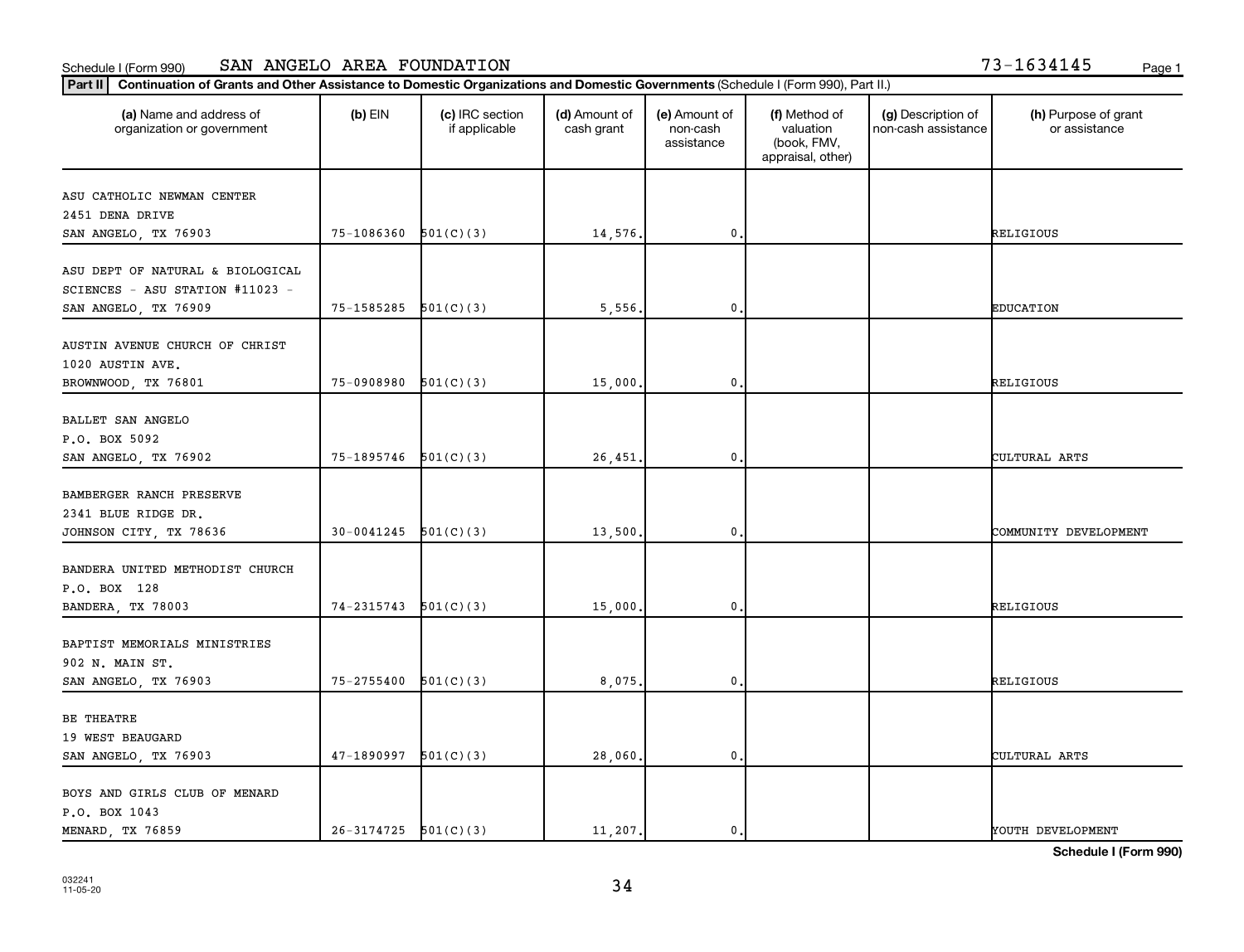Schedule I (Form 990) SAN ANGELO AREA FOUNDATION 73-1634145

**Part II** **Continuation of Grants and Other Assistance to Domestic Organizations and Domestic Governments** (Schedule I (Form 990), Part II.)

| (a) Name and address of organization or government | (b) EIN | (c) IRC section if applicable | (d) Amount of cash grant | (e) Amount of non-cash assistance | (f) Method of valuation (book, FMV, appraisal, other) | (g) Description of non-cash assistance | (h) Purpose of grant or assistance |
|---|---|---|---|---|---|---|---|
| ASU CATHOLIC NEWMAN CENTER<br>2451 DENA DRIVE<br>SAN ANGELO, TX 76903 | 75-1086360 | 501(C)(3) | 14,576. | 0. | | | RELIGIOUS |
| ASU DEPT OF NATURAL & BIOLOGICAL SCIENCES - ASU STATION #11023 -<br>SAN ANGELO, TX 76909 | 75-1585285 | 501(C)(3) | 5,556. | 0. | | | EDUCATION |
| AUSTIN AVENUE CHURCH OF CHRIST<br>1020 AUSTIN AVE.<br>BROWNWOOD, TX 76801 | 75-0908980 | 501(C)(3) | 15,000. | 0. | | | RELIGIOUS |
| BALLET SAN ANGELO<br>P.O. BOX 5092<br>SAN ANGELO, TX 76902 | 75-1895746 | 501(C)(3) | 26,451. | 0. | | | CULTURAL ARTS |
| BAMBERGER RANCH PRESERVE<br>2341 BLUE RIDGE DR.<br>JOHNSON CITY, TX 78636 | 30-0041245 | 501(C)(3) | 13,500. | 0. | | | COMMUNITY DEVELOPMENT |
| BANDERA UNITED METHODIST CHURCH<br>P.O. BOX 128<br>BANDERA, TX 78003 | 74-2315743 | 501(C)(3) | 15,000. | 0. | | | RELIGIOUS |
| BAPTIST MEMORIALS MINISTRIES<br>902 N. MAIN ST.<br>SAN ANGELO, TX 76903 | 75-2755400 | 501(C)(3) | 8,075. | 0. | | | RELIGIOUS |
| BE THEATRE<br>19 WEST BEAUGARD<br>SAN ANGELO, TX 76903 | 47-1890997 | 501(C)(3) | 28,060. | 0. | | | CULTURAL ARTS |
| BOYS AND GIRLS CLUB OF MENARD<br>P.O. BOX 1043<br>MENARD, TX 76859 | 26-3174725 | 501(C)(3) | 11,207. | 0. | | | YOUTH DEVELOPMENT |

**Schedule I (Form 990)**

032241
11-05-20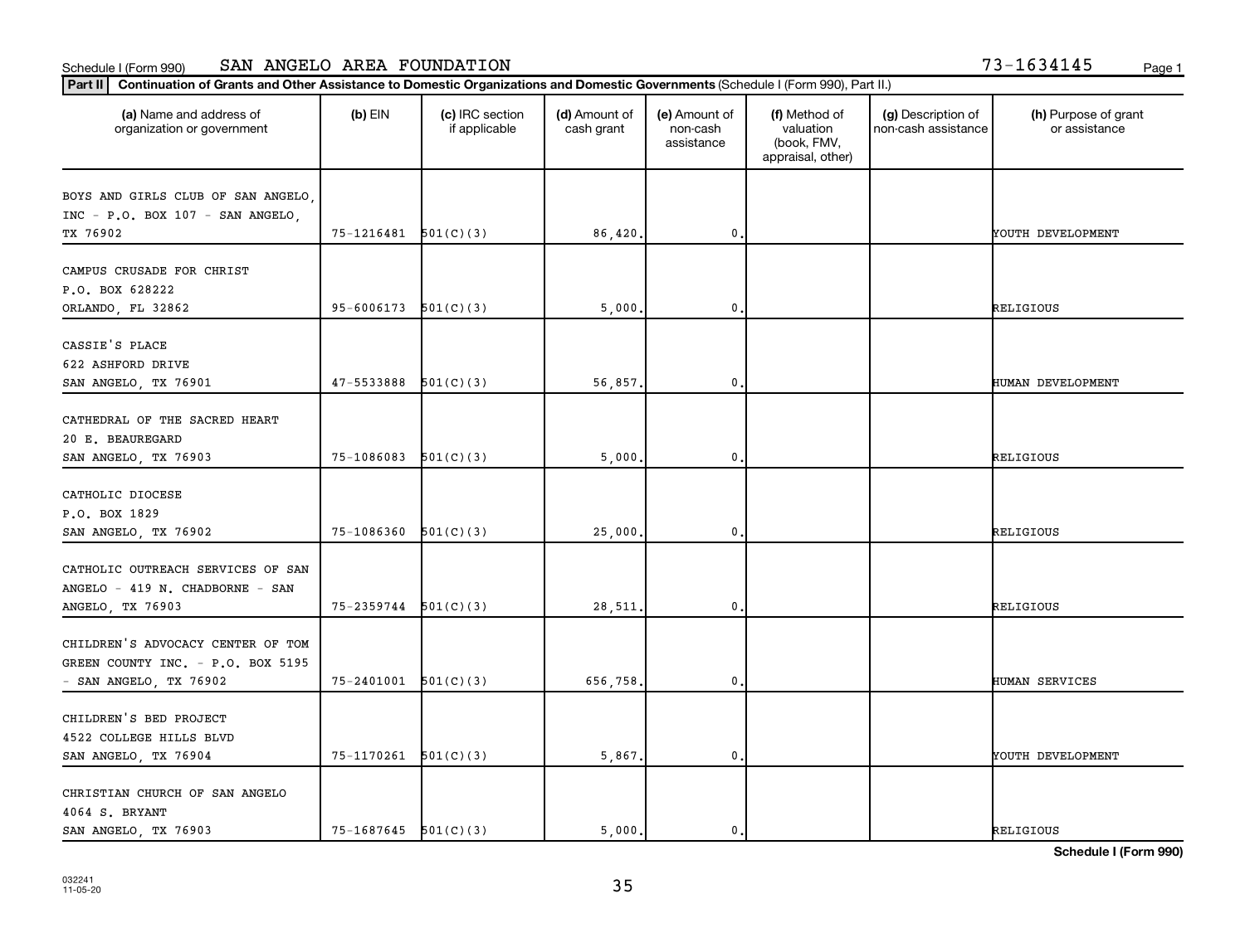Schedule I (Form 990) SAN ANGELO AREA FOUNDATION 73-1634145

**Part II** **Continuation of Grants and Other Assistance to Domestic Organizations and Domestic Governments** (Schedule I (Form 990), Part II.)

| (a) Name and address of organization or government | (b) EIN | (c) IRC section if applicable | (d) Amount of cash grant | (e) Amount of non-cash assistance | (f) Method of valuation (book, FMV, appraisal, other) | (g) Description of non-cash assistance | (h) Purpose of grant or assistance |
|---|---|---|---|---|---|---|---|
| BOYS AND GIRLS CLUB OF SAN ANGELO, INC - P.O. BOX 107 - SAN ANGELO, TX 76902 | 75-1216481 | 501(C)(3) | 86,420. | 0. | | | YOUTH DEVELOPMENT |
| CAMPUS CRUSADE FOR CHRIST P.O. BOX 628222 ORLANDO, FL 32862 | 95-6006173 | 501(C)(3) | 5,000. | 0. | | | RELIGIOUS |
| CASSIE'S PLACE 622 ASHFORD DRIVE SAN ANGELO, TX 76901 | 47-5533888 | 501(C)(3) | 56,857. | 0. | | | HUMAN DEVELOPMENT |
| CATHEDRAL OF THE SACRED HEART 20 E. BEAUREGARD SAN ANGELO, TX 76903 | 75-1086083 | 501(C)(3) | 5,000. | 0. | | | RELIGIOUS |
| CATHOLIC DIOCESE P.O. BOX 1829 SAN ANGELO, TX 76902 | 75-1086360 | 501(C)(3) | 25,000. | 0. | | | RELIGIOUS |
| CATHOLIC OUTREACH SERVICES OF SAN ANGELO - 419 N. CHADBORNE - SAN ANGELO, TX 76903 | 75-2359744 | 501(C)(3) | 28,511. | 0. | | | RELIGIOUS |
| CHILDREN'S ADVOCACY CENTER OF TOM GREEN COUNTY INC. - P.O. BOX 5195 - SAN ANGELO, TX 76902 | 75-2401001 | 501(C)(3) | 656,758. | 0. | | | HUMAN SERVICES |
| CHILDREN'S BED PROJECT 4522 COLLEGE HILLS BLVD SAN ANGELO, TX 76904 | 75-1170261 | 501(C)(3) | 5,867. | 0. | | | YOUTH DEVELOPMENT |
| CHRISTIAN CHURCH OF SAN ANGELO 4064 S. BRYANT SAN ANGELO, TX 76903 | 75-1687645 | 501(C)(3) | 5,000. | 0. | | | RELIGIOUS |

**Schedule I (Form 990)**

032241 11-05-20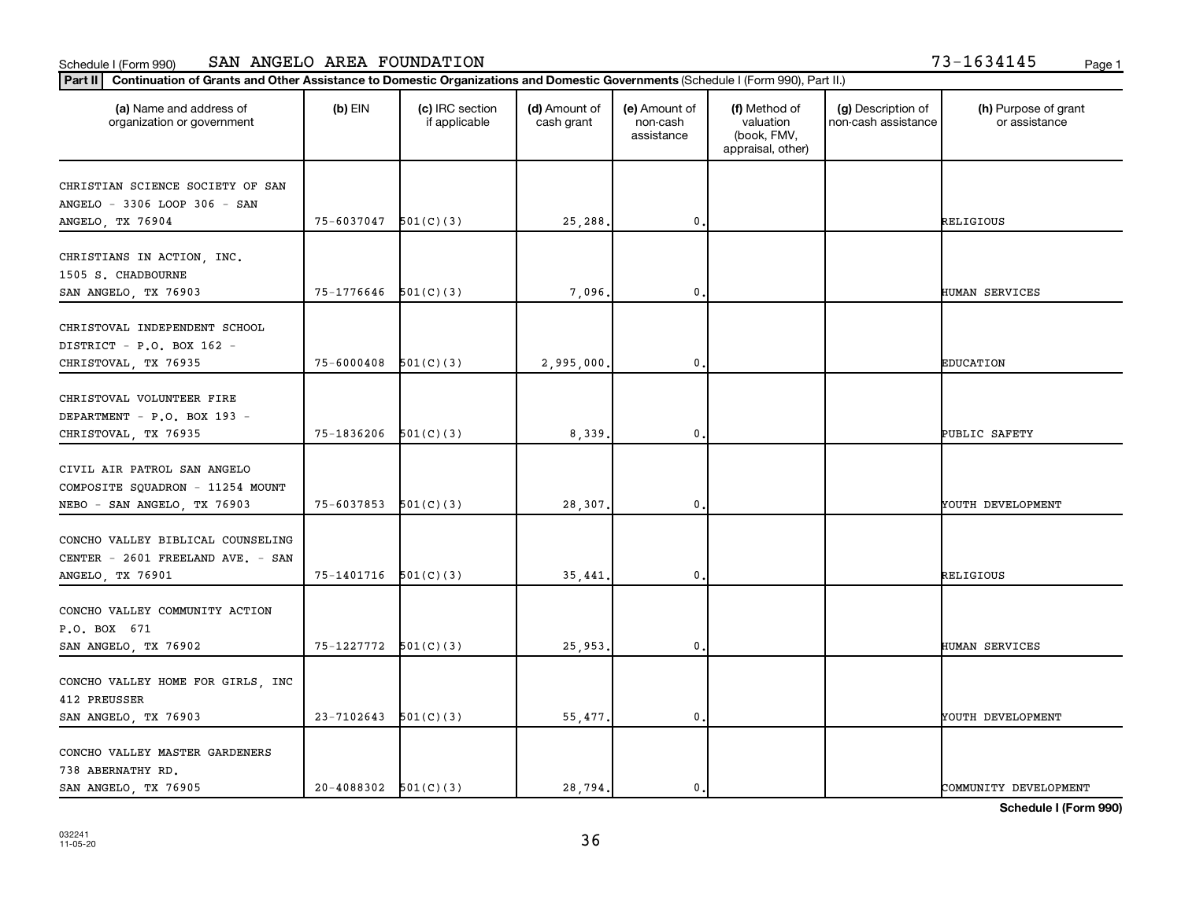Schedule I (Form 990) SAN ANGELO AREA FOUNDATION 73-1634145

**Part II** **Continuation of Grants and Other Assistance to Domestic Organizations and Domestic Governments** (Schedule I (Form 990), Part II.)

| (a) Name and address of organization or government | (b) EIN | (c) IRC section if applicable | (d) Amount of cash grant | (e) Amount of non-cash assistance | (f) Method of valuation (book, FMV, appraisal, other) | (g) Description of non-cash assistance | (h) Purpose of grant or assistance |
|---|---|---|---|---|---|---|---|
| CHRISTIAN SCIENCE SOCIETY OF SAN ANGELO - 3306 LOOP 306 - SAN ANGELO, TX 76904 | 75-6037047 | 501(C)(3) | 25,288. | 0. | | | RELIGIOUS |
| CHRISTIANS IN ACTION, INC. 1505 S. CHADBOURNE SAN ANGELO, TX 76903 | 75-1776646 | 501(C)(3) | 7,096. | 0. | | | HUMAN SERVICES |
| CHRISTOVAL INDEPENDENT SCHOOL DISTRICT - P.O. BOX 162 - CHRISTOVAL, TX 76935 | 75-6000408 | 501(C)(3) | 2,995,000. | 0. | | | EDUCATION |
| CHRISTOVAL VOLUNTEER FIRE DEPARTMENT - P.O. BOX 193 - CHRISTOVAL, TX 76935 | 75-1836206 | 501(C)(3) | 8,339. | 0. | | | PUBLIC SAFETY |
| CIVIL AIR PATROL SAN ANGELO COMPOSITE SQUADRON - 11254 MOUNT NEBO - SAN ANGELO, TX 76903 | 75-6037853 | 501(C)(3) | 28,307. | 0. | | | YOUTH DEVELOPMENT |
| CONCHO VALLEY BIBLICAL COUNSELING CENTER - 2601 FREELAND AVE. - SAN ANGELO, TX 76901 | 75-1401716 | 501(C)(3) | 35,441. | 0. | | | RELIGIOUS |
| CONCHO VALLEY COMMUNITY ACTION P.O. BOX 671 SAN ANGELO, TX 76902 | 75-1227772 | 501(C)(3) | 25,953. | 0. | | | HUMAN SERVICES |
| CONCHO VALLEY HOME FOR GIRLS, INC 412 PREUSSER SAN ANGELO, TX 76903 | 23-7102643 | 501(C)(3) | 55,477. | 0. | | | YOUTH DEVELOPMENT |
| CONCHO VALLEY MASTER GARDENERS 738 ABERNATHY RD. SAN ANGELO, TX 76905 | 20-4088302 | 501(C)(3) | 28,794. | 0. | | | COMMUNITY DEVELOPMENT |

**Schedule I (Form 990)**

032241 11-05-20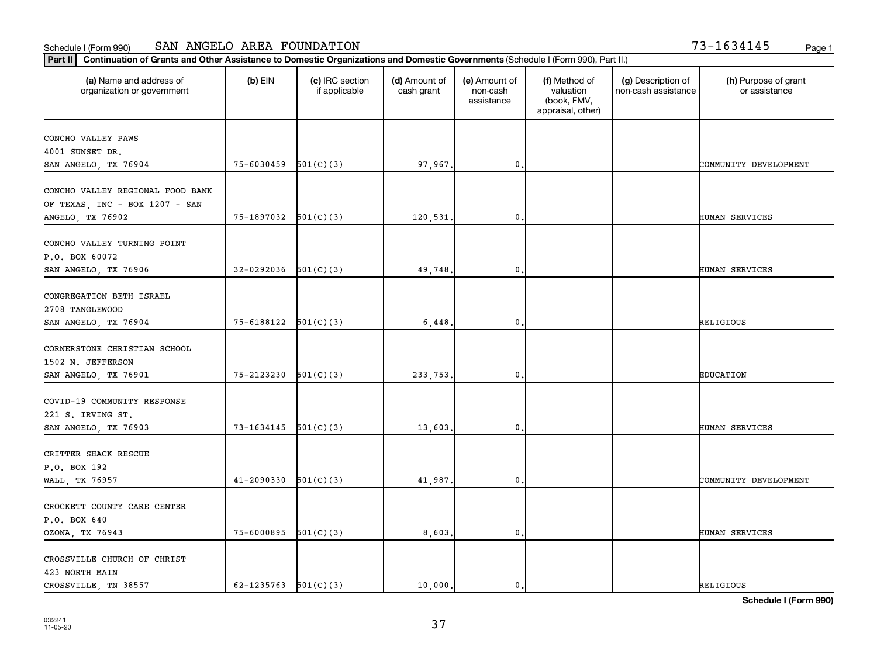Schedule I (Form 990) SAN ANGELO AREA FOUNDATION 73-1634145

**Part II** **Continuation of Grants and Other Assistance to Domestic Organizations and Domestic Governments** (Schedule I (Form 990), Part II.)

| (a) Name and address of organization or government | (b) EIN | (c) IRC section if applicable | (d) Amount of cash grant | (e) Amount of non-cash assistance | (f) Method of valuation (book, FMV, appraisal, other) | (g) Description of non-cash assistance | (h) Purpose of grant or assistance |
|---|---|---|---|---|---|---|---|
| CONCHO VALLEY PAWS 4001 SUNSET DR. SAN ANGELO, TX 76904 | 75-6030459 | 501(C)(3) | 97,967. | 0. | | | COMMUNITY DEVELOPMENT |
| CONCHO VALLEY REGIONAL FOOD BANK OF TEXAS, INC - BOX 1207 - SAN ANGELO, TX 76902 | 75-1897032 | 501(C)(3) | 120,531. | 0. | | | HUMAN SERVICES |
| CONCHO VALLEY TURNING POINT P.O. BOX 60072 SAN ANGELO, TX 76906 | 32-0292036 | 501(C)(3) | 49,748. | 0. | | | HUMAN SERVICES |
| CONGREGATION BETH ISRAEL 2708 TANGLEWOOD SAN ANGELO, TX 76904 | 75-6188122 | 501(C)(3) | 6,448. | 0. | | | RELIGIOUS |
| CORNERSTONE CHRISTIAN SCHOOL 1502 N. JEFFERSON SAN ANGELO, TX 76901 | 75-2123230 | 501(C)(3) | 233,753. | 0. | | | EDUCATION |
| COVID-19 COMMUNITY RESPONSE 221 S. IRVING ST. SAN ANGELO, TX 76903 | 73-1634145 | 501(C)(3) | 13,603. | 0. | | | HUMAN SERVICES |
| CRITTER SHACK RESCUE P.O. BOX 192 WALL, TX 76957 | 41-2090330 | 501(C)(3) | 41,987. | 0. | | | COMMUNITY DEVELOPMENT |
| CROCKETT COUNTY CARE CENTER P.O. BOX 640 OZONA, TX 76943 | 75-6000895 | 501(C)(3) | 8,603. | 0. | | | HUMAN SERVICES |
| CROSSVILLE CHURCH OF CHRIST 423 NORTH MAIN CROSSVILLE, TN 38557 | 62-1235763 | 501(C)(3) | 10,000. | 0. | | | RELIGIOUS |

**Schedule I (Form 990)**

032241 11-05-20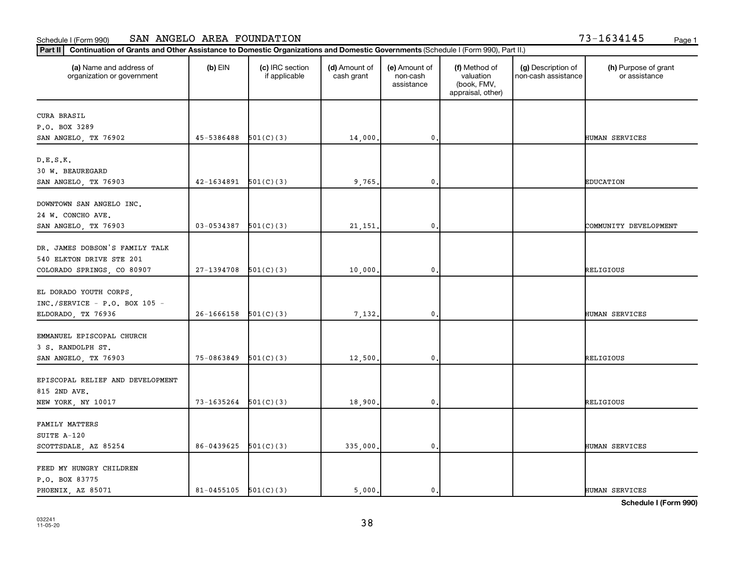Schedule I (Form 990) SAN ANGELO AREA FOUNDATION 73-1634145

**Part II** **Continuation of Grants and Other Assistance to Domestic Organizations and Domestic Governments** (Schedule I (Form 990), Part II.)

| (a) Name and address of organization or government | (b) EIN | (c) IRC section if applicable | (d) Amount of cash grant | (e) Amount of non-cash assistance | (f) Method of valuation (book, FMV, appraisal, other) | (g) Description of non-cash assistance | (h) Purpose of grant or assistance |
|---|---|---|---|---|---|---|---|
| CURA BRASIL<br>P.O. BOX 3289<br>SAN ANGELO, TX 76902 | 45-5386488 | 501(C)(3) | 14,000. | 0. | | | HUMAN SERVICES |
| D.E.S.K.<br>30 W. BEAUREGARD<br>SAN ANGELO, TX 76903 | 42-1634891 | 501(C)(3) | 9,765. | 0. | | | EDUCATION |
| DOWNTOWN SAN ANGELO INC.<br>24 W. CONCHO AVE.<br>SAN ANGELO, TX 76903 | 03-0534387 | 501(C)(3) | 21,151. | 0. | | | COMMUNITY DEVELOPMENT |
| DR. JAMES DOBSON'S FAMILY TALK<br>540 ELKTON DRIVE STE 201<br>COLORADO SPRINGS, CO 80907 | 27-1394708 | 501(C)(3) | 10,000. | 0. | | | RELIGIOUS |
| EL DORADO YOUTH CORPS,<br>INC./SERVICE - P.O. BOX 105 -<br>ELDORADO, TX 76936 | 26-1666158 | 501(C)(3) | 7,132. | 0. | | | HUMAN SERVICES |
| EMMANUEL EPISCOPAL CHURCH<br>3 S. RANDOLPH ST.<br>SAN ANGELO, TX 76903 | 75-0863849 | 501(C)(3) | 12,500. | 0. | | | RELIGIOUS |
| EPISCOPAL RELIEF AND DEVELOPMENT<br>815 2ND AVE.<br>NEW YORK, NY 10017 | 73-1635264 | 501(C)(3) | 18,900. | 0. | | | RELIGIOUS |
| FAMILY MATTERS<br>SUITE A-120<br>SCOTTSDALE, AZ 85254 | 86-0439625 | 501(C)(3) | 335,000. | 0. | | | HUMAN SERVICES |
| FEED MY HUNGRY CHILDREN<br>P.O. BOX 83775<br>PHOENIX, AZ 85071 | 81-0455105 | 501(C)(3) | 5,000. | 0. | | | HUMAN SERVICES |

**Schedule I (Form 990)**

032241
11-05-20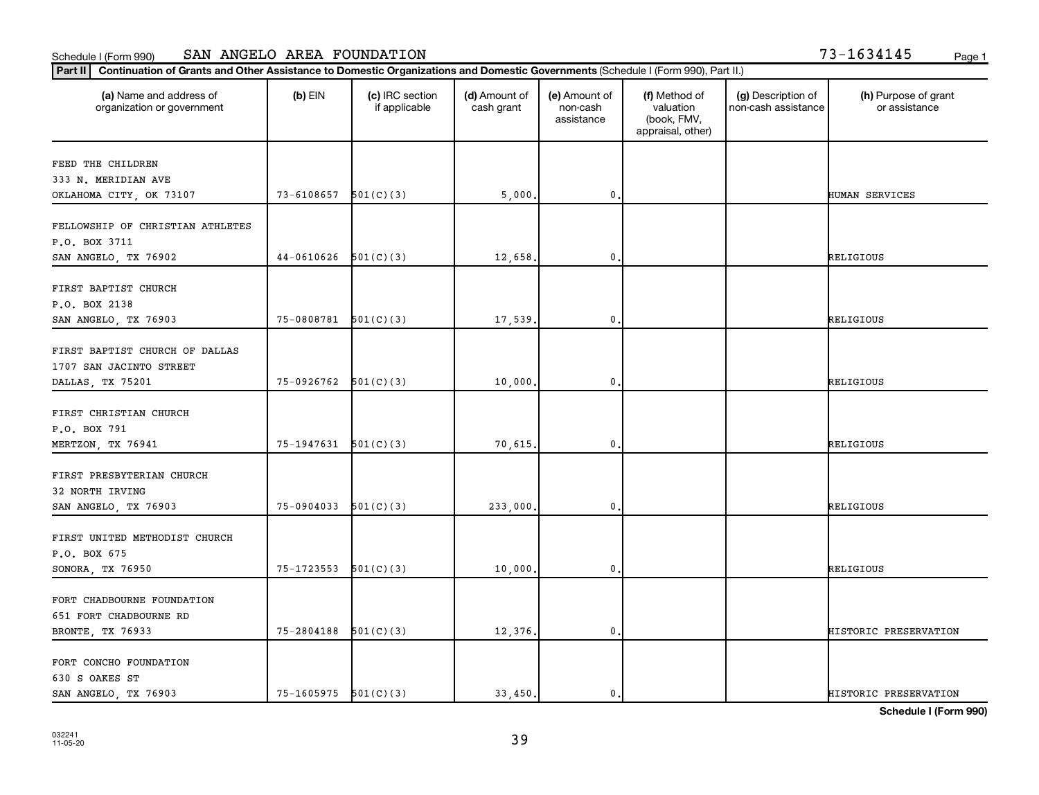Schedule I (Form 990) SAN ANGELO AREA FOUNDATION 73-1634145

**Part II** **Continuation of Grants and Other Assistance to Domestic Organizations and Domestic Governments** (Schedule I (Form 990), Part II.)

| (a) Name and address of organization or government | (b) EIN | (c) IRC section if applicable | (d) Amount of cash grant | (e) Amount of non-cash assistance | (f) Method of valuation (book, FMV, appraisal, other) | (g) Description of non-cash assistance | (h) Purpose of grant or assistance |
|---|---|---|---|---|---|---|---|
| FEED THE CHILDREN<br>333 N. MERIDIAN AVE<br>OKLAHOMA CITY, OK 73107 | 73-6108657 | 501(C)(3) | 5,000. | 0. | | | HUMAN SERVICES |
| FELLOWSHIP OF CHRISTIAN ATHLETES<br>P.O. BOX 3711<br>SAN ANGELO, TX 76902 | 44-0610626 | 501(C)(3) | 12,658. | 0. | | | RELIGIOUS |
| FIRST BAPTIST CHURCH<br>P.O. BOX 2138<br>SAN ANGELO, TX 76903 | 75-0808781 | 501(C)(3) | 17,539. | 0. | | | RELIGIOUS |
| FIRST BAPTIST CHURCH OF DALLAS<br>1707 SAN JACINTO STREET<br>DALLAS, TX 75201 | 75-0926762 | 501(C)(3) | 10,000. | 0. | | | RELIGIOUS |
| FIRST CHRISTIAN CHURCH<br>P.O. BOX 791<br>MERTZON, TX 76941 | 75-1947631 | 501(C)(3) | 70,615. | 0. | | | RELIGIOUS |
| FIRST PRESBYTERIAN CHURCH<br>32 NORTH IRVING<br>SAN ANGELO, TX 76903 | 75-0904033 | 501(C)(3) | 233,000. | 0. | | | RELIGIOUS |
| FIRST UNITED METHODIST CHURCH<br>P.O. BOX 675<br>SONORA, TX 76950 | 75-1723553 | 501(C)(3) | 10,000. | 0. | | | RELIGIOUS |
| FORT CHADBOURNE FOUNDATION<br>651 FORT CHADBOURNE RD<br>BRONTE, TX 76933 | 75-2804188 | 501(C)(3) | 12,376. | 0. | | | HISTORIC PRESERVATION |
| FORT CONCHO FOUNDATION<br>630 S OAKES ST<br>SAN ANGELO, TX 76903 | 75-1605975 | 501(C)(3) | 33,450. | 0. | | | HISTORIC PRESERVATION |

**Schedule I (Form 990)**

032241
11-05-20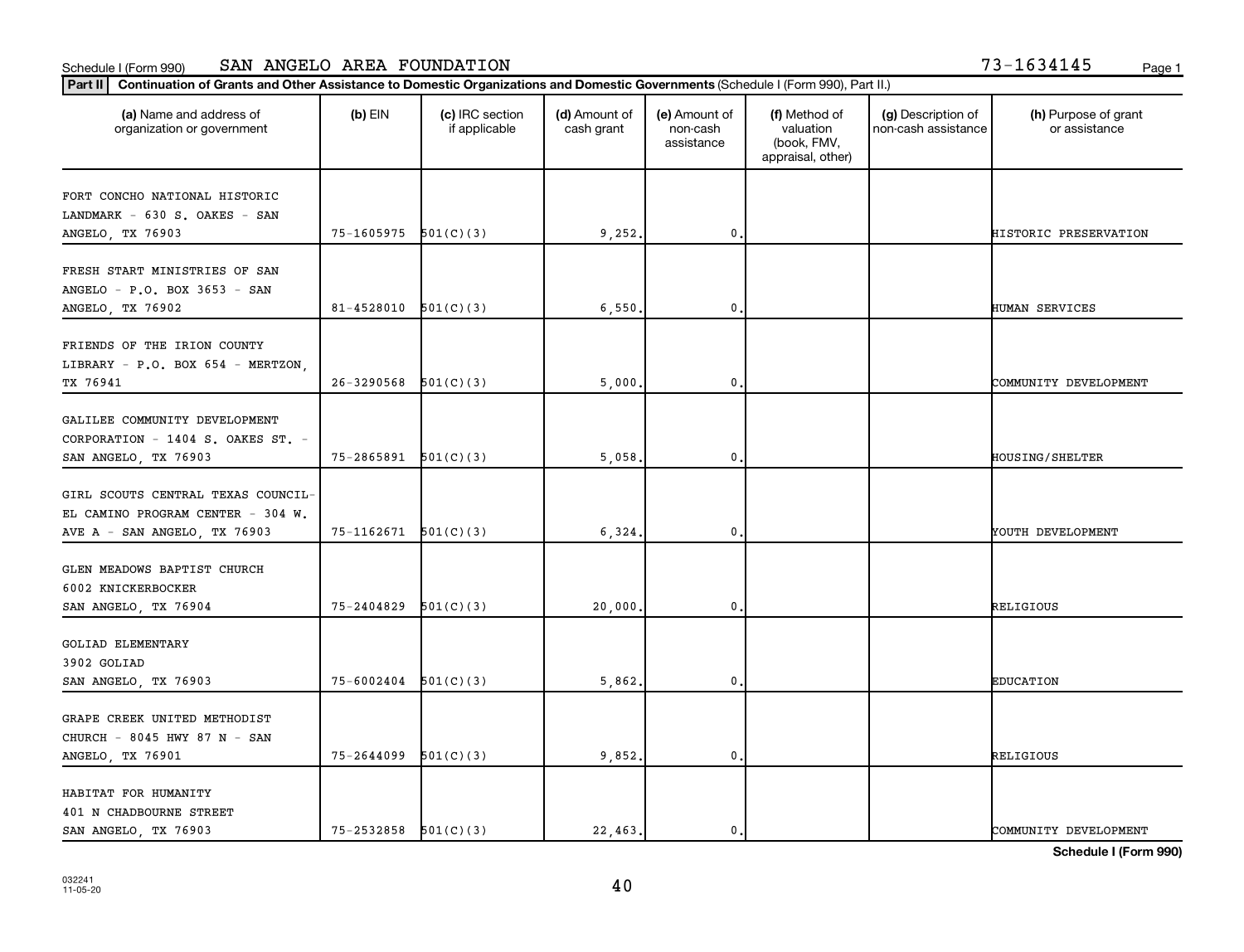Schedule I (Form 990) SAN ANGELO AREA FOUNDATION 73-1634145

**Part II** **Continuation of Grants and Other Assistance to Domestic Organizations and Domestic Governments** (Schedule I (Form 990), Part II.)

| (a) Name and address of organization or government | (b) EIN | (c) IRC section if applicable | (d) Amount of cash grant | (e) Amount of non-cash assistance | (f) Method of valuation (book, FMV, appraisal, other) | (g) Description of non-cash assistance | (h) Purpose of grant or assistance |
|---|---|---|---|---|---|---|---|
| FORT CONCHO NATIONAL HISTORIC LANDMARK - 630 S. OAKES - SAN ANGELO, TX 76903 | 75-1605975 | 501(C)(3) | 9,252. | 0. | | | HISTORIC PRESERVATION |
| FRESH START MINISTRIES OF SAN ANGELO - P.O. BOX 3653 - SAN ANGELO, TX 76902 | 81-4528010 | 501(C)(3) | 6,550. | 0. | | | HUMAN SERVICES |
| FRIENDS OF THE IRION COUNTY LIBRARY - P.O. BOX 654 - MERTZON, TX 76941 | 26-3290568 | 501(C)(3) | 5,000. | 0. | | | COMMUNITY DEVELOPMENT |
| GALILEE COMMUNITY DEVELOPMENT CORPORATION - 1404 S. OAKES ST. - SAN ANGELO, TX 76903 | 75-2865891 | 501(C)(3) | 5,058. | 0. | | | HOUSING/SHELTER |
| GIRL SCOUTS CENTRAL TEXAS COUNCIL-EL CAMINO PROGRAM CENTER - 304 W. AVE A - SAN ANGELO, TX 76903 | 75-1162671 | 501(C)(3) | 6,324. | 0. | | | YOUTH DEVELOPMENT |
| GLEN MEADOWS BAPTIST CHURCH 6002 KNICKERBOCKER SAN ANGELO, TX 76904 | 75-2404829 | 501(C)(3) | 20,000. | 0. | | | RELIGIOUS |
| GOLIAD ELEMENTARY 3902 GOLIAD SAN ANGELO, TX 76903 | 75-6002404 | 501(C)(3) | 5,862. | 0. | | | EDUCATION |
| GRAPE CREEK UNITED METHODIST CHURCH - 8045 HWY 87 N - SAN ANGELO, TX 76901 | 75-2644099 | 501(C)(3) | 9,852. | 0. | | | RELIGIOUS |
| HABITAT FOR HUMANITY 401 N CHADBOURNE STREET SAN ANGELO, TX 76903 | 75-2532858 | 501(C)(3) | 22,463. | 0. | | | COMMUNITY DEVELOPMENT |

**Schedule I (Form 990)**

032241
11-05-20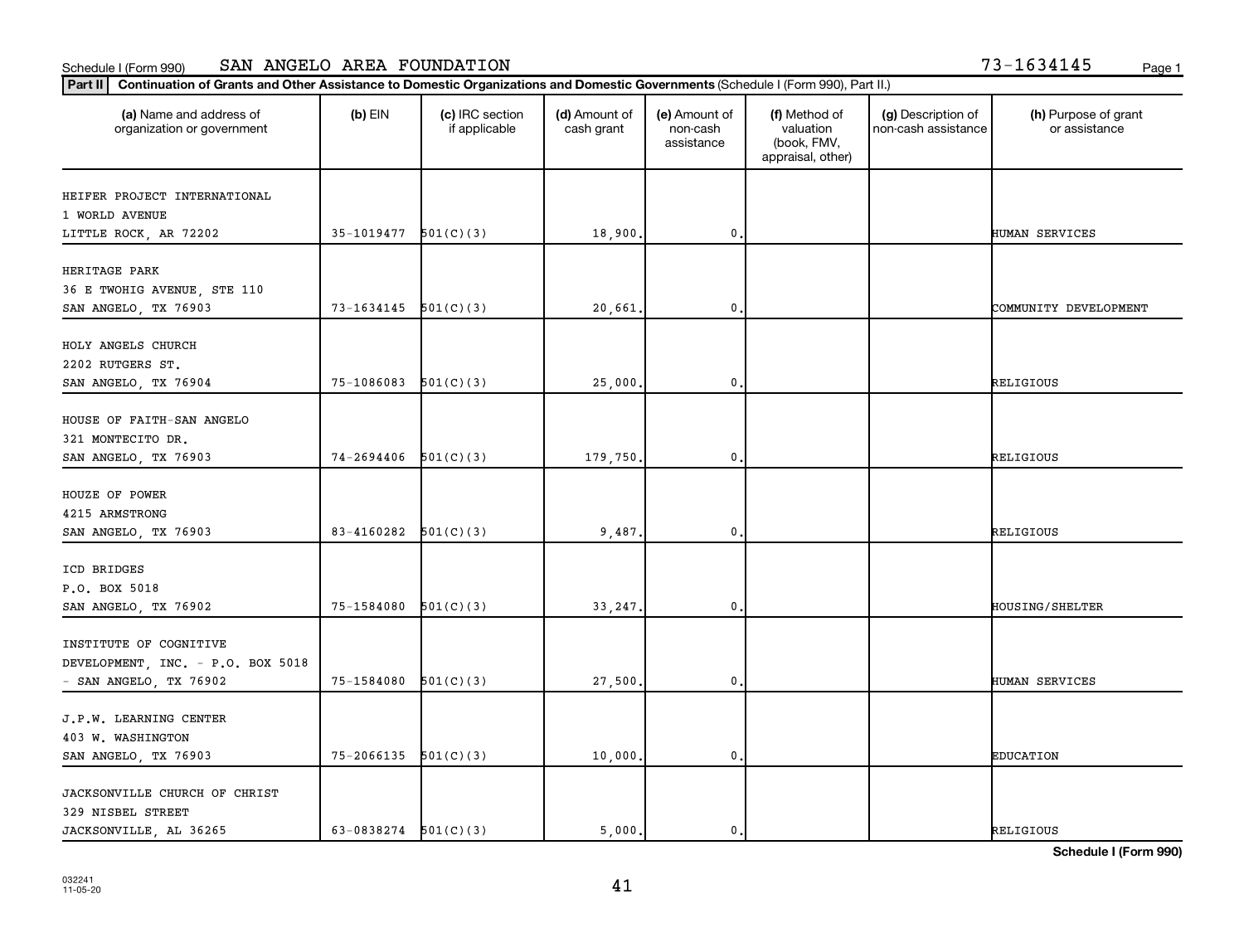Schedule I (Form 990) SAN ANGELO AREA FOUNDATION 73-1634145

**Part II** **Continuation of Grants and Other Assistance to Domestic Organizations and Domestic Governments** (Schedule I (Form 990), Part II.)

| (a) Name and address of organization or government | (b) EIN | (c) IRC section if applicable | (d) Amount of cash grant | (e) Amount of non-cash assistance | (f) Method of valuation (book, FMV, appraisal, other) | (g) Description of non-cash assistance | (h) Purpose of grant or assistance |
|---|---|---|---|---|---|---|---|
| HEIFER PROJECT INTERNATIONAL 1 WORLD AVENUE LITTLE ROCK, AR 72202 | 35-1019477 | 501(C)(3) | 18,900. | 0. | | | HUMAN SERVICES |
| HERITAGE PARK 36 E TWOHIG AVENUE, STE 110 SAN ANGELO, TX 76903 | 73-1634145 | 501(C)(3) | 20,661. | 0. | | | COMMUNITY DEVELOPMENT |
| HOLY ANGELS CHURCH 2202 RUTGERS ST. SAN ANGELO, TX 76904 | 75-1086083 | 501(C)(3) | 25,000. | 0. | | | RELIGIOUS |
| HOUSE OF FAITH-SAN ANGELO 321 MONTECITO DR. SAN ANGELO, TX 76903 | 74-2694406 | 501(C)(3) | 179,750. | 0. | | | RELIGIOUS |
| HOUZE OF POWER 4215 ARMSTRONG SAN ANGELO, TX 76903 | 83-4160282 | 501(C)(3) | 9,487. | 0. | | | RELIGIOUS |
| ICD BRIDGES P.O. BOX 5018 SAN ANGELO, TX 76902 | 75-1584080 | 501(C)(3) | 33,247. | 0. | | | HOUSING/SHELTER |
| INSTITUTE OF COGNITIVE DEVELOPMENT, INC. - P.O. BOX 5018 - SAN ANGELO, TX 76902 | 75-1584080 | 501(C)(3) | 27,500. | 0. | | | HUMAN SERVICES |
| J.P.W. LEARNING CENTER 403 W. WASHINGTON SAN ANGELO, TX 76903 | 75-2066135 | 501(C)(3) | 10,000. | 0. | | | EDUCATION |
| JACKSONVILLE CHURCH OF CHRIST 329 NISBEL STREET JACKSONVILLE, AL 36265 | 63-0838274 | 501(C)(3) | 5,000. | 0. | | | RELIGIOUS |

**Schedule I (Form 990)**

032241 11-05-20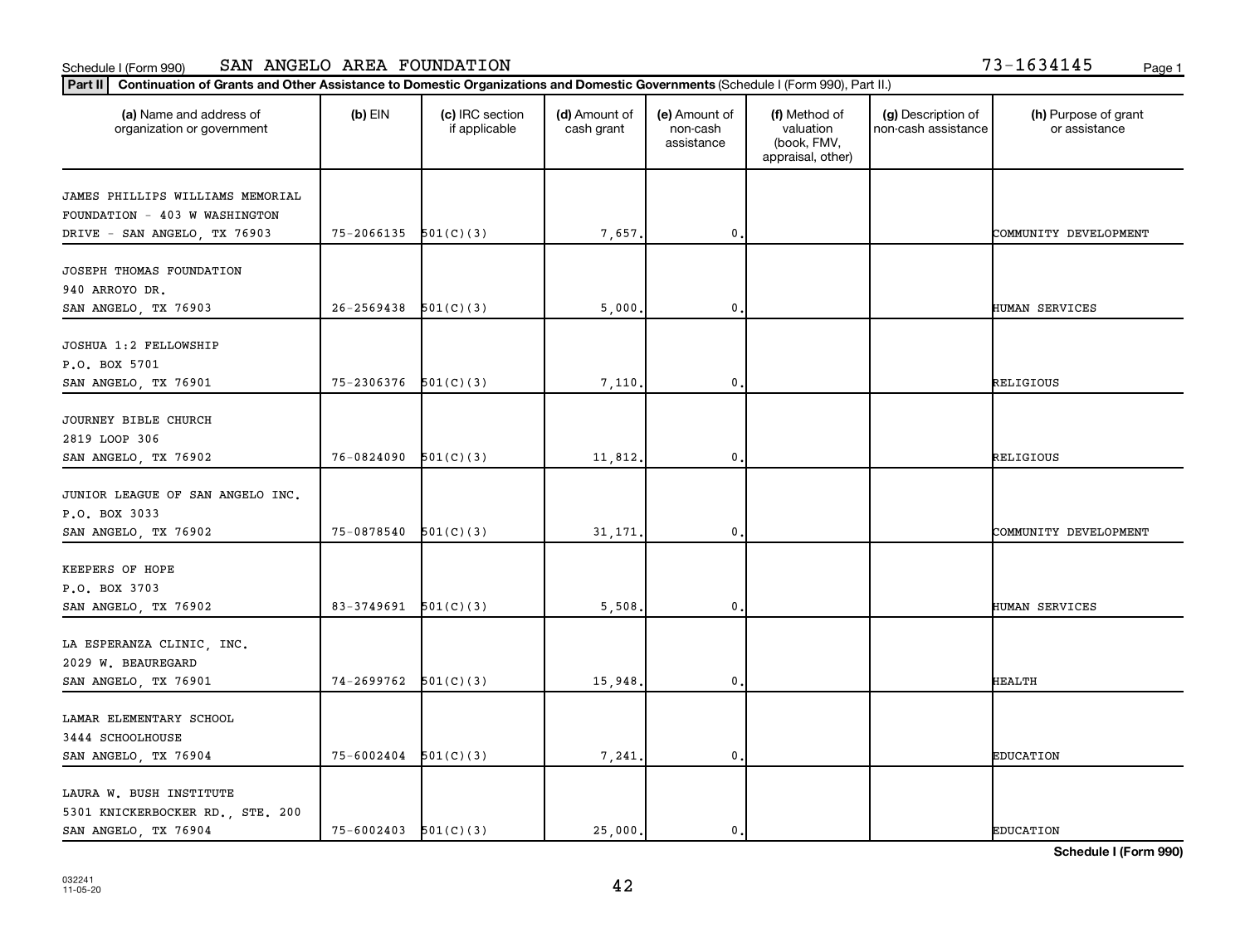Schedule I (Form 990) SAN ANGELO AREA FOUNDATION 73-1634145

**Part II** **Continuation of Grants and Other Assistance to Domestic Organizations and Domestic Governments** (Schedule I (Form 990), Part II.)

| (a) Name and address of organization or government | (b) EIN | (c) IRC section if applicable | (d) Amount of cash grant | (e) Amount of non-cash assistance | (f) Method of valuation (book, FMV, appraisal, other) | (g) Description of non-cash assistance | (h) Purpose of grant or assistance |
|---|---|---|---|---|---|---|---|
| JAMES PHILLIPS WILLIAMS MEMORIAL FOUNDATION - 403 W WASHINGTON DRIVE - SAN ANGELO, TX 76903 | 75-2066135 | 501(C)(3) | 7,657. | 0. | | | COMMUNITY DEVELOPMENT |
| JOSEPH THOMAS FOUNDATION 940 ARROYO DR. SAN ANGELO, TX 76903 | 26-2569438 | 501(C)(3) | 5,000. | 0. | | | HUMAN SERVICES |
| JOSHUA 1:2 FELLOWSHIP P.O. BOX 5701 SAN ANGELO, TX 76901 | 75-2306376 | 501(C)(3) | 7,110. | 0. | | | RELIGIOUS |
| JOURNEY BIBLE CHURCH 2819 LOOP 306 SAN ANGELO, TX 76902 | 76-0824090 | 501(C)(3) | 11,812. | 0. | | | RELIGIOUS |
| JUNIOR LEAGUE OF SAN ANGELO INC. P.O. BOX 3033 SAN ANGELO, TX 76902 | 75-0878540 | 501(C)(3) | 31,171. | 0. | | | COMMUNITY DEVELOPMENT |
| KEEPERS OF HOPE P.O. BOX 3703 SAN ANGELO, TX 76902 | 83-3749691 | 501(C)(3) | 5,508. | 0. | | | HUMAN SERVICES |
| LA ESPERANZA CLINIC, INC. 2029 W. BEAUREGARD SAN ANGELO, TX 76901 | 74-2699762 | 501(C)(3) | 15,948. | 0. | | | HEALTH |
| LAMAR ELEMENTARY SCHOOL 3444 SCHOOLHOUSE SAN ANGELO, TX 76904 | 75-6002404 | 501(C)(3) | 7,241. | 0. | | | EDUCATION |
| LAURA W. BUSH INSTITUTE 5301 KNICKERBOCKER RD., STE. 200 SAN ANGELO, TX 76904 | 75-6002403 | 501(C)(3) | 25,000. | 0. | | | EDUCATION |

Schedule I (Form 990)

032241 11-05-20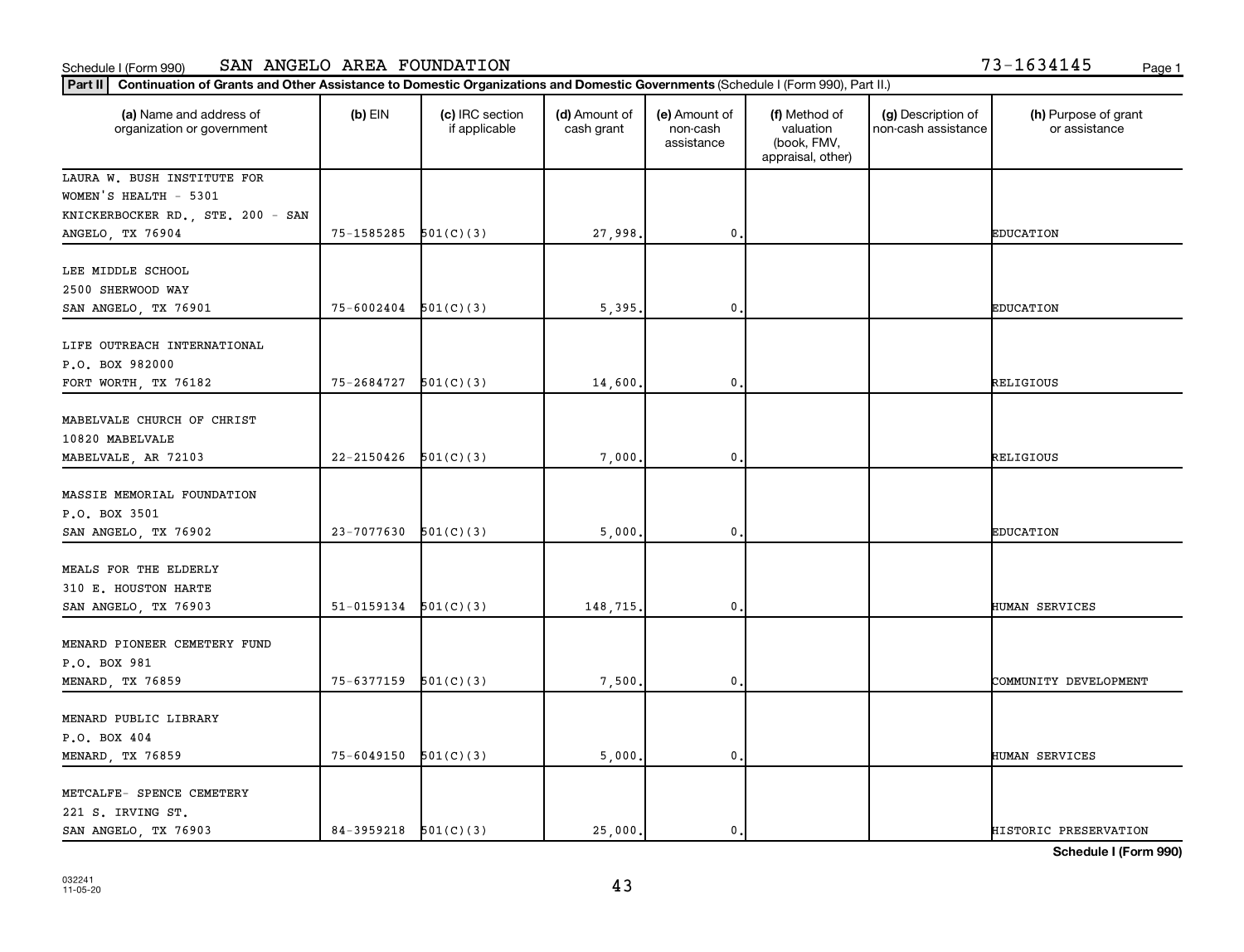Schedule I (Form 990) SAN ANGELO AREA FOUNDATION 73-1634145

**Part II** **Continuation of Grants and Other Assistance to Domestic Organizations and Domestic Governments** (Schedule I (Form 990), Part II.)

| (a) Name and address of organization or government | (b) EIN | (c) IRC section if applicable | (d) Amount of cash grant | (e) Amount of non-cash assistance | (f) Method of valuation (book, FMV, appraisal, other) | (g) Description of non-cash assistance | (h) Purpose of grant or assistance |
|---|---|---|---|---|---|---|---|
| LAURA W. BUSH INSTITUTE FOR WOMEN'S HEALTH - 5301 KNICKERBOCKER RD., STE. 200 - SAN ANGELO, TX 76904 | 75-1585285 | 501(C)(3) | 27,998. | 0. | | | EDUCATION |
| LEE MIDDLE SCHOOL 2500 SHERWOOD WAY SAN ANGELO, TX 76901 | 75-6002404 | 501(C)(3) | 5,395. | 0. | | | EDUCATION |
| LIFE OUTREACH INTERNATIONAL P.O. BOX 982000 FORT WORTH, TX 76182 | 75-2684727 | 501(C)(3) | 14,600. | 0. | | | RELIGIOUS |
| MABELVALE CHURCH OF CHRIST 10820 MABELVALE MABELVALE, AR 72103 | 22-2150426 | 501(C)(3) | 7,000. | 0. | | | RELIGIOUS |
| MASSIE MEMORIAL FOUNDATION P.O. BOX 3501 SAN ANGELO, TX 76902 | 23-7077630 | 501(C)(3) | 5,000. | 0. | | | EDUCATION |
| MEALS FOR THE ELDERLY 310 E. HOUSTON HARTE SAN ANGELO, TX 76903 | 51-0159134 | 501(C)(3) | 148,715. | 0. | | | HUMAN SERVICES |
| MENARD PIONEER CEMETERY FUND P.O. BOX 981 MENARD, TX 76859 | 75-6377159 | 501(C)(3) | 7,500. | 0. | | | COMMUNITY DEVELOPMENT |
| MENARD PUBLIC LIBRARY P.O. BOX 404 MENARD, TX 76859 | 75-6049150 | 501(C)(3) | 5,000. | 0. | | | HUMAN SERVICES |
| METCALFE- SPENCE CEMETERY 221 S. IRVING ST. SAN ANGELO, TX 76903 | 84-3959218 | 501(C)(3) | 25,000. | 0. | | | HISTORIC PRESERVATION |

**Schedule I (Form 990)**

032241 11-05-20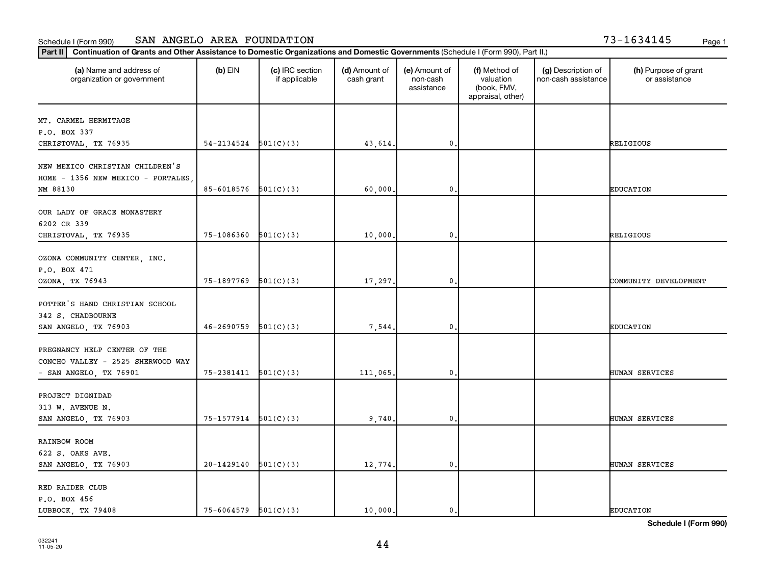Schedule I (Form 990) SAN ANGELO AREA FOUNDATION 73-1634145

**Part II** Continuation of Grants and Other Assistance to Domestic Organizations and Domestic Governments (Schedule I (Form 990), Part II.)

| (a) Name and address of organization or government | (b) EIN | (c) IRC section if applicable | (d) Amount of cash grant | (e) Amount of non-cash assistance | (f) Method of valuation (book, FMV, appraisal, other) | (g) Description of non-cash assistance | (h) Purpose of grant or assistance |
|---|---|---|---|---|---|---|---|
| MT. CARMEL HERMITAGE<br>P.O. BOX 337<br>CHRISTOVAL, TX 76935 | 54-2134524 | 501(C)(3) | 43,614. | 0. | | | RELIGIOUS |
| NEW MEXICO CHRISTIAN CHILDREN'S HOME - 1356 NEW MEXICO - PORTALES, NM 88130 | 85-6018576 | 501(C)(3) | 60,000. | 0. | | | EDUCATION |
| OUR LADY OF GRACE MONASTERY<br>6202 CR 339<br>CHRISTOVAL, TX 76935 | 75-1086360 | 501(C)(3) | 10,000. | 0. | | | RELIGIOUS |
| OZONA COMMUNITY CENTER, INC.<br>P.O. BOX 471<br>OZONA, TX 76943 | 75-1897769 | 501(C)(3) | 17,297. | 0. | | | COMMUNITY DEVELOPMENT |
| POTTER'S HAND CHRISTIAN SCHOOL<br>342 S. CHADBOURNE<br>SAN ANGELO, TX 76903 | 46-2690759 | 501(C)(3) | 7,544. | 0. | | | EDUCATION |
| PREGNANCY HELP CENTER OF THE CONCHO VALLEY - 2525 SHERWOOD WAY - SAN ANGELO, TX 76901 | 75-2381411 | 501(C)(3) | 111,065. | 0. | | | HUMAN SERVICES |
| PROJECT DIGNIDAD<br>313 W. AVENUE N.<br>SAN ANGELO, TX 76903 | 75-1577914 | 501(C)(3) | 9,740. | 0. | | | HUMAN SERVICES |
| RAINBOW ROOM<br>622 S. OAKS AVE.<br>SAN ANGELO, TX 76903 | 20-1429140 | 501(C)(3) | 12,774. | 0. | | | HUMAN SERVICES |
| RED RAIDER CLUB<br>P.O. BOX 456<br>LUBBOCK, TX 79408 | 75-6064579 | 501(C)(3) | 10,000. | 0. | | | EDUCATION |

**Schedule I (Form 990)**

032241
11-05-20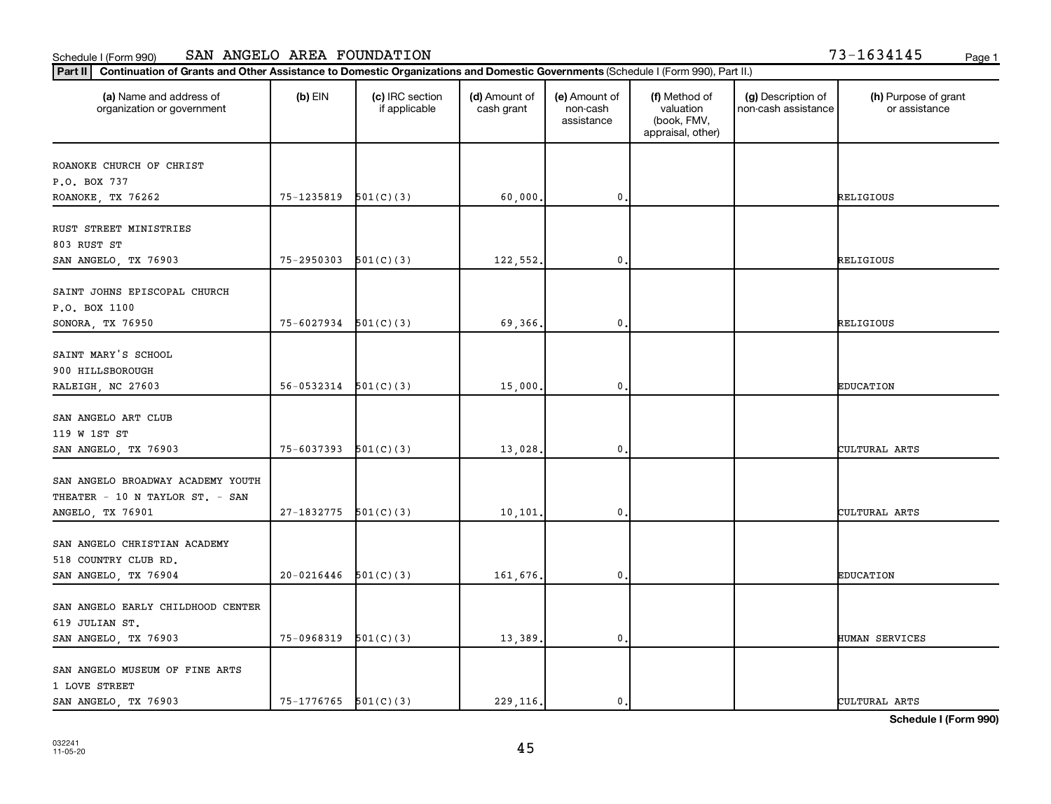Schedule I (Form 990) SAN ANGELO AREA FOUNDATION 73-1634145

**Part II** **Continuation of Grants and Other Assistance to Domestic Organizations and Domestic Governments** (Schedule I (Form 990), Part II.)

| (a) Name and address of organization or government | (b) EIN | (c) IRC section if applicable | (d) Amount of cash grant | (e) Amount of non-cash assistance | (f) Method of valuation (book, FMV, appraisal, other) | (g) Description of non-cash assistance | (h) Purpose of grant or assistance |
|---|---|---|---|---|---|---|---|
| ROANOKE CHURCH OF CHRIST<br>P.O. BOX 737<br>ROANOKE, TX 76262 | 75-1235819 | 501(C)(3) | 60,000. | 0. | | | RELIGIOUS |
| RUST STREET MINISTRIES<br>803 RUST ST<br>SAN ANGELO, TX 76903 | 75-2950303 | 501(C)(3) | 122,552. | 0. | | | RELIGIOUS |
| SAINT JOHNS EPISCOPAL CHURCH<br>P.O. BOX 1100<br>SONORA, TX 76950 | 75-6027934 | 501(C)(3) | 69,366. | 0. | | | RELIGIOUS |
| SAINT MARY'S SCHOOL<br>900 HILLSBOROUGH<br>RALEIGH, NC 27603 | 56-0532314 | 501(C)(3) | 15,000. | 0. | | | EDUCATION |
| SAN ANGELO ART CLUB<br>119 W 1ST ST<br>SAN ANGELO, TX 76903 | 75-6037393 | 501(C)(3) | 13,028. | 0. | | | CULTURAL ARTS |
| SAN ANGELO BROADWAY ACADEMY YOUTH THEATER - 10 N TAYLOR ST. - SAN ANGELO, TX 76901 | 27-1832775 | 501(C)(3) | 10,101. | 0. | | | CULTURAL ARTS |
| SAN ANGELO CHRISTIAN ACADEMY<br>518 COUNTRY CLUB RD.<br>SAN ANGELO, TX 76904 | 20-0216446 | 501(C)(3) | 161,676. | 0. | | | EDUCATION |
| SAN ANGELO EARLY CHILDHOOD CENTER<br>619 JULIAN ST.<br>SAN ANGELO, TX 76903 | 75-0968319 | 501(C)(3) | 13,389. | 0. | | | HUMAN SERVICES |
| SAN ANGELO MUSEUM OF FINE ARTS<br>1 LOVE STREET<br>SAN ANGELO, TX 76903 | 75-1776765 | 501(C)(3) | 229,116. | 0. | | | CULTURAL ARTS |

**Schedule I (Form 990)**

032241
11-05-20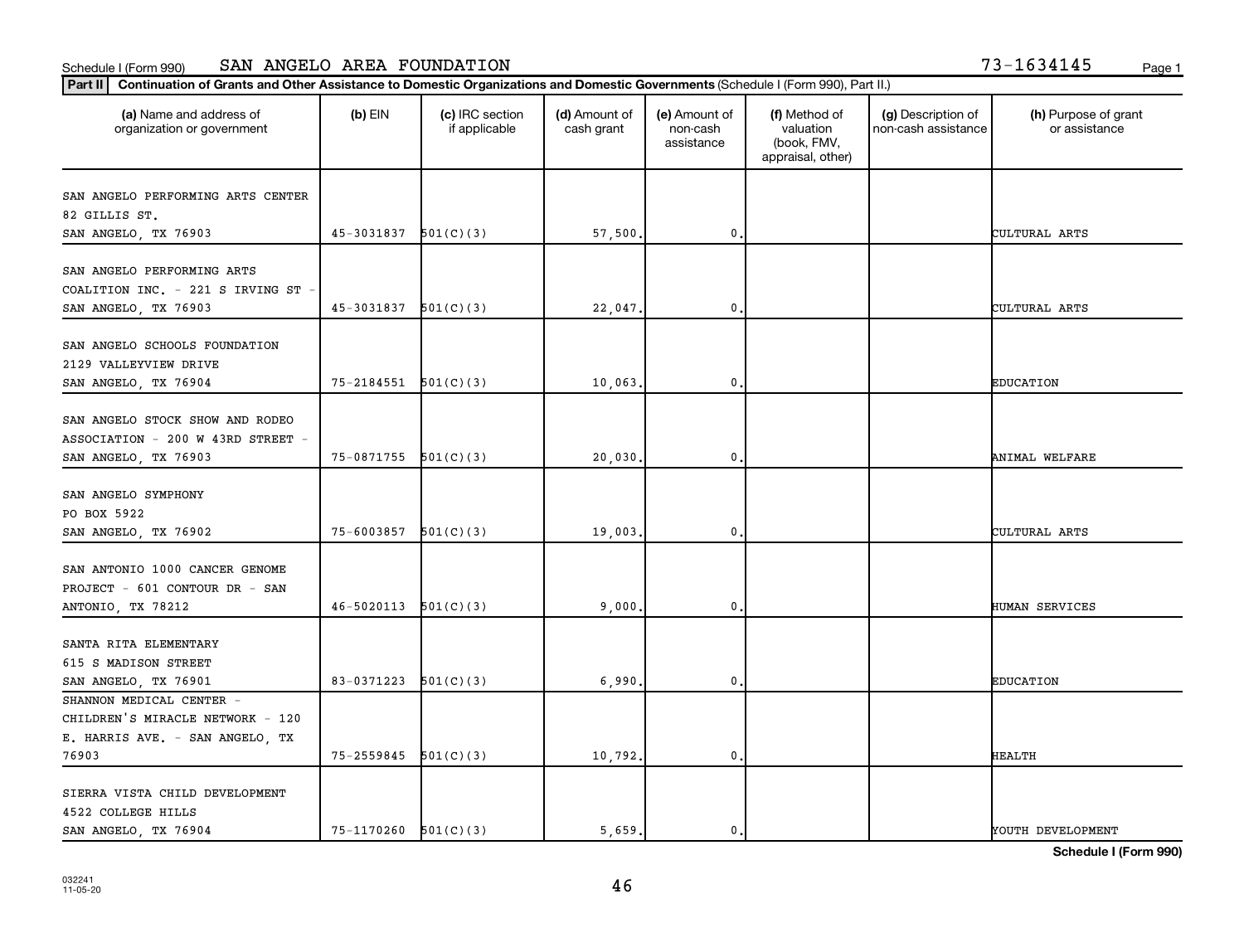Schedule I (Form 990) SAN ANGELO AREA FOUNDATION 73-1634145

**Part II** **Continuation of Grants and Other Assistance to Domestic Organizations and Domestic Governments** (Schedule I (Form 990), Part II.)

| (a) Name and address of organization or government | (b) EIN | (c) IRC section if applicable | (d) Amount of cash grant | (e) Amount of non-cash assistance | (f) Method of valuation (book, FMV, appraisal, other) | (g) Description of non-cash assistance | (h) Purpose of grant or assistance |
|---|---|---|---|---|---|---|---|
| SAN ANGELO PERFORMING ARTS CENTER 82 GILLIS ST. SAN ANGELO, TX 76903 | 45-3031837 | 501(C)(3) | 57,500. | 0. | | | CULTURAL ARTS |
| SAN ANGELO PERFORMING ARTS COALITION INC. - 221 S IRVING ST - SAN ANGELO, TX 76903 | 45-3031837 | 501(C)(3) | 22,047. | 0. | | | CULTURAL ARTS |
| SAN ANGELO SCHOOLS FOUNDATION 2129 VALLEYVIEW DRIVE SAN ANGELO, TX 76904 | 75-2184551 | 501(C)(3) | 10,063. | 0. | | | EDUCATION |
| SAN ANGELO STOCK SHOW AND RODEO ASSOCIATION - 200 W 43RD STREET - SAN ANGELO, TX 76903 | 75-0871755 | 501(C)(3) | 20,030. | 0. | | | ANIMAL WELFARE |
| SAN ANGELO SYMPHONY PO BOX 5922 SAN ANGELO, TX 76902 | 75-6003857 | 501(C)(3) | 19,003. | 0. | | | CULTURAL ARTS |
| SAN ANTONIO 1000 CANCER GENOME PROJECT - 601 CONTOUR DR - SAN ANTONIO, TX 78212 | 46-5020113 | 501(C)(3) | 9,000. | 0. | | | HUMAN SERVICES |
| SANTA RITA ELEMENTARY 615 S MADISON STREET SAN ANGELO, TX 76901 | 83-0371223 | 501(C)(3) | 6,990. | 0. | | | EDUCATION |
| SHANNON MEDICAL CENTER - CHILDREN'S MIRACLE NETWORK - 120 E. HARRIS AVE. - SAN ANGELO, TX 76903 | 75-2559845 | 501(C)(3) | 10,792. | 0. | | | HEALTH |
| SIERRA VISTA CHILD DEVELOPMENT 4522 COLLEGE HILLS SAN ANGELO, TX 76904 | 75-1170260 | 501(C)(3) | 5,659. | 0. | | | YOUTH DEVELOPMENT |

**Schedule I (Form 990)**

032241 11-05-20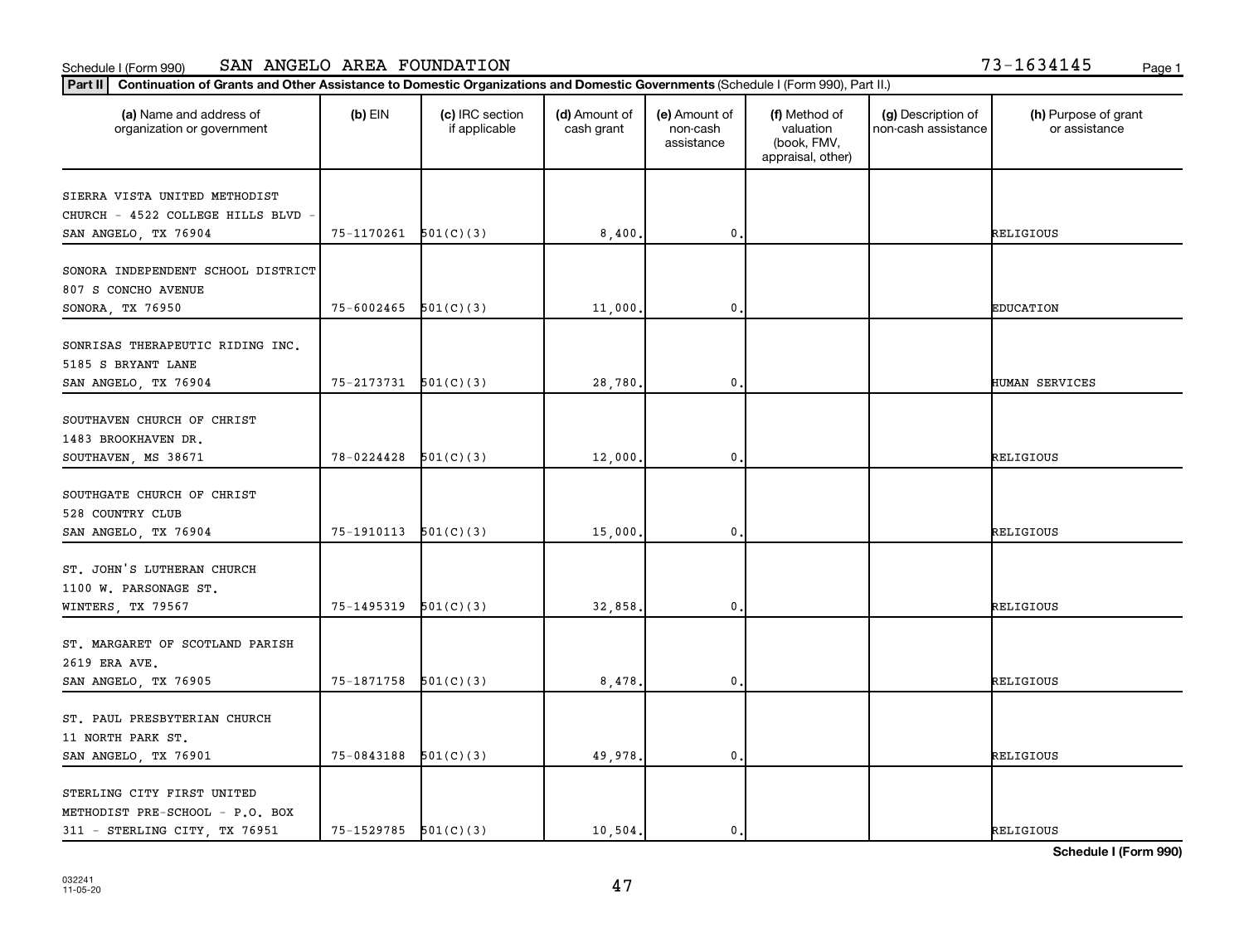Schedule I (Form 990) SAN ANGELO AREA FOUNDATION 73-1634145

**Part II** **Continuation of Grants and Other Assistance to Domestic Organizations and Domestic Governments** (Schedule I (Form 990), Part II.)

| (a) Name and address of organization or government | (b) EIN | (c) IRC section if applicable | (d) Amount of cash grant | (e) Amount of non-cash assistance | (f) Method of valuation (book, FMV, appraisal, other) | (g) Description of non-cash assistance | (h) Purpose of grant or assistance |
|---|---|---|---|---|---|---|---|
| SIERRA VISTA UNITED METHODIST CHURCH - 4522 COLLEGE HILLS BLVD - SAN ANGELO, TX 76904 | 75-1170261 | 501(C)(3) | 8,400. | 0. | | | RELIGIOUS |
| SONORA INDEPENDENT SCHOOL DISTRICT 807 S CONCHO AVENUE SONORA, TX 76950 | 75-6002465 | 501(C)(3) | 11,000. | 0. | | | EDUCATION |
| SONRISAS THERAPEUTIC RIDING INC. 5185 S BRYANT LANE SAN ANGELO, TX 76904 | 75-2173731 | 501(C)(3) | 28,780. | 0. | | | HUMAN SERVICES |
| SOUTHAVEN CHURCH OF CHRIST 1483 BROOKHAVEN DR. SOUTHAVEN, MS 38671 | 78-0224428 | 501(C)(3) | 12,000. | 0. | | | RELIGIOUS |
| SOUTHGATE CHURCH OF CHRIST 528 COUNTRY CLUB SAN ANGELO, TX 76904 | 75-1910113 | 501(C)(3) | 15,000. | 0. | | | RELIGIOUS |
| ST. JOHN'S LUTHERAN CHURCH 1100 W. PARSONAGE ST. WINTERS, TX 79567 | 75-1495319 | 501(C)(3) | 32,858. | 0. | | | RELIGIOUS |
| ST. MARGARET OF SCOTLAND PARISH 2619 ERA AVE. SAN ANGELO, TX 76905 | 75-1871758 | 501(C)(3) | 8,478. | 0. | | | RELIGIOUS |
| ST. PAUL PRESBYTERIAN CHURCH 11 NORTH PARK ST. SAN ANGELO, TX 76901 | 75-0843188 | 501(C)(3) | 49,978. | 0. | | | RELIGIOUS |
| STERLING CITY FIRST UNITED METHODIST PRE-SCHOOL - P.O. BOX 311 - STERLING CITY, TX 76951 | 75-1529785 | 501(C)(3) | 10,504. | 0. | | | RELIGIOUS |

**Schedule I (Form 990)**

032241 11-05-20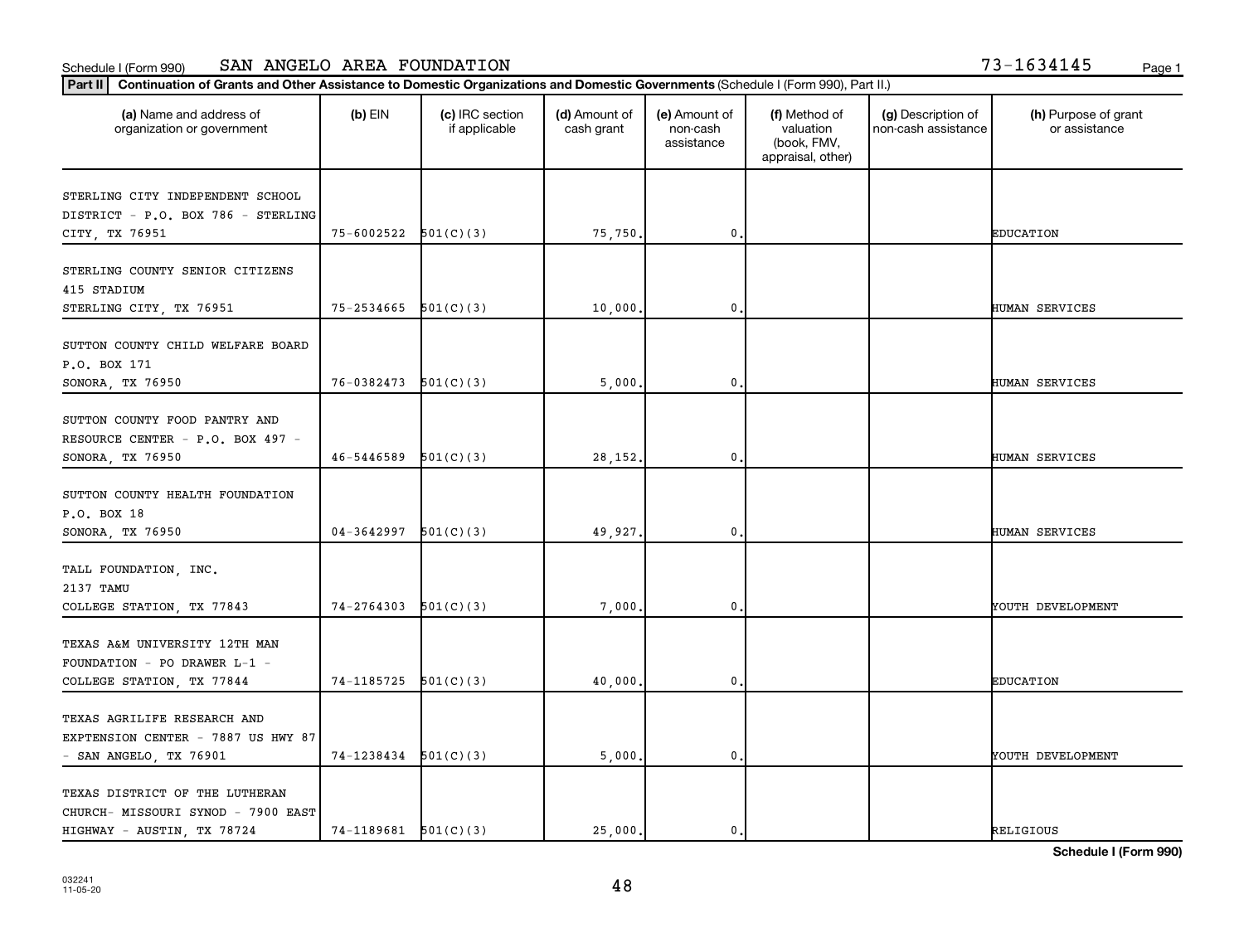Schedule I (Form 990) SAN ANGELO AREA FOUNDATION 73-1634145

**Part II** **Continuation of Grants and Other Assistance to Domestic Organizations and Domestic Governments** (Schedule I (Form 990), Part II.)

| (a) Name and address of organization or government | (b) EIN | (c) IRC section if applicable | (d) Amount of cash grant | (e) Amount of non-cash assistance | (f) Method of valuation (book, FMV, appraisal, other) | (g) Description of non-cash assistance | (h) Purpose of grant or assistance |
|---|---|---|---|---|---|---|---|
| STERLING CITY INDEPENDENT SCHOOL DISTRICT - P.O. BOX 786 - STERLING CITY, TX 76951 | 75-6002522 | 501(C)(3) | 75,750. | 0. | | | EDUCATION |
| STERLING COUNTY SENIOR CITIZENS 415 STADIUM STERLING CITY, TX 76951 | 75-2534665 | 501(C)(3) | 10,000. | 0. | | | HUMAN SERVICES |
| SUTTON COUNTY CHILD WELFARE BOARD P.O. BOX 171 SONORA, TX 76950 | 76-0382473 | 501(C)(3) | 5,000. | 0. | | | HUMAN SERVICES |
| SUTTON COUNTY FOOD PANTRY AND RESOURCE CENTER - P.O. BOX 497 - SONORA, TX 76950 | 46-5446589 | 501(C)(3) | 28,152. | 0. | | | HUMAN SERVICES |
| SUTTON COUNTY HEALTH FOUNDATION P.O. BOX 18 SONORA, TX 76950 | 04-3642997 | 501(C)(3) | 49,927. | 0. | | | HUMAN SERVICES |
| TALL FOUNDATION, INC. 2137 TAMU COLLEGE STATION, TX 77843 | 74-2764303 | 501(C)(3) | 7,000. | 0. | | | YOUTH DEVELOPMENT |
| TEXAS A&M UNIVERSITY 12TH MAN FOUNDATION - PO DRAWER L-1 - COLLEGE STATION, TX 77844 | 74-1185725 | 501(C)(3) | 40,000. | 0. | | | EDUCATION |
| TEXAS AGRILIFE RESEARCH AND EXPTENSION CENTER - 7887 US HWY 87 - SAN ANGELO, TX 76901 | 74-1238434 | 501(C)(3) | 5,000. | 0. | | | YOUTH DEVELOPMENT |
| TEXAS DISTRICT OF THE LUTHERAN CHURCH- MISSOURI SYNOD - 7900 EAST HIGHWAY - AUSTIN, TX 78724 | 74-1189681 | 501(C)(3) | 25,000. | 0. | | | RELIGIOUS |

**Schedule I (Form 990)**

032241
11-05-20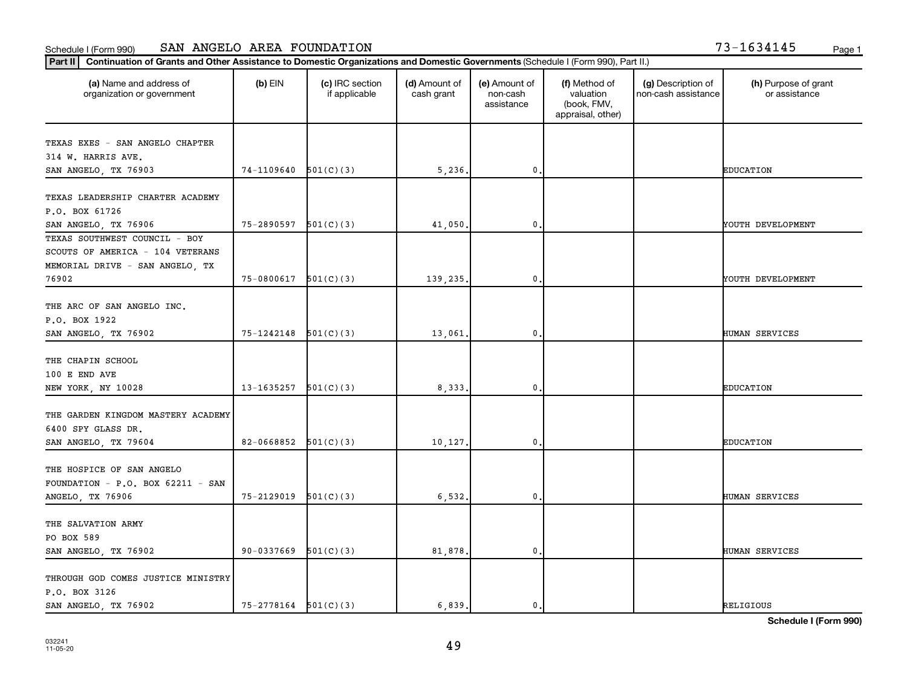Schedule I (Form 990) SAN ANGELO AREA FOUNDATION 73-1634145

**Part II** **Continuation of Grants and Other Assistance to Domestic Organizations and Domestic Governments** (Schedule I (Form 990), Part II.)

| (a) Name and address of organization or government | (b) EIN | (c) IRC section if applicable | (d) Amount of cash grant | (e) Amount of non-cash assistance | (f) Method of valuation (book, FMV, appraisal, other) | (g) Description of non-cash assistance | (h) Purpose of grant or assistance |
|---|---|---|---|---|---|---|---|
| TEXAS EXES - SAN ANGELO CHAPTER 314 W. HARRIS AVE. SAN ANGELO, TX 76903 | 74-1109640 | 501(C)(3) | 5,236. | 0. | | | EDUCATION |
| TEXAS LEADERSHIP CHARTER ACADEMY P.O. BOX 61726 SAN ANGELO, TX 76906 | 75-2890597 | 501(C)(3) | 41,050. | 0. | | | YOUTH DEVELOPMENT |
| TEXAS SOUTHWEST COUNCIL - BOY SCOUTS OF AMERICA - 104 VETERANS MEMORIAL DRIVE - SAN ANGELO, TX 76902 | 75-0800617 | 501(C)(3) | 139,235. | 0. | | | YOUTH DEVELOPMENT |
| THE ARC OF SAN ANGELO INC. P.O. BOX 1922 SAN ANGELO, TX 76902 | 75-1242148 | 501(C)(3) | 13,061. | 0. | | | HUMAN SERVICES |
| THE CHAPIN SCHOOL 100 E END AVE NEW YORK, NY 10028 | 13-1635257 | 501(C)(3) | 8,333. | 0. | | | EDUCATION |
| THE GARDEN KINGDOM MASTERY ACADEMY 6400 SPY GLASS DR. SAN ANGELO, TX 79604 | 82-0668852 | 501(C)(3) | 10,127. | 0. | | | EDUCATION |
| THE HOSPICE OF SAN ANGELO FOUNDATION - P.O. BOX 62211 - SAN ANGELO, TX 76906 | 75-2129019 | 501(C)(3) | 6,532. | 0. | | | HUMAN SERVICES |
| THE SALVATION ARMY PO BOX 589 SAN ANGELO, TX 76902 | 90-0337669 | 501(C)(3) | 81,878. | 0. | | | HUMAN SERVICES |
| THROUGH GOD COMES JUSTICE MINISTRY P.O. BOX 3126 SAN ANGELO, TX 76902 | 75-2778164 | 501(C)(3) | 6,839. | 0. | | | RELIGIOUS |

**Schedule I (Form 990)**

032241 11-05-20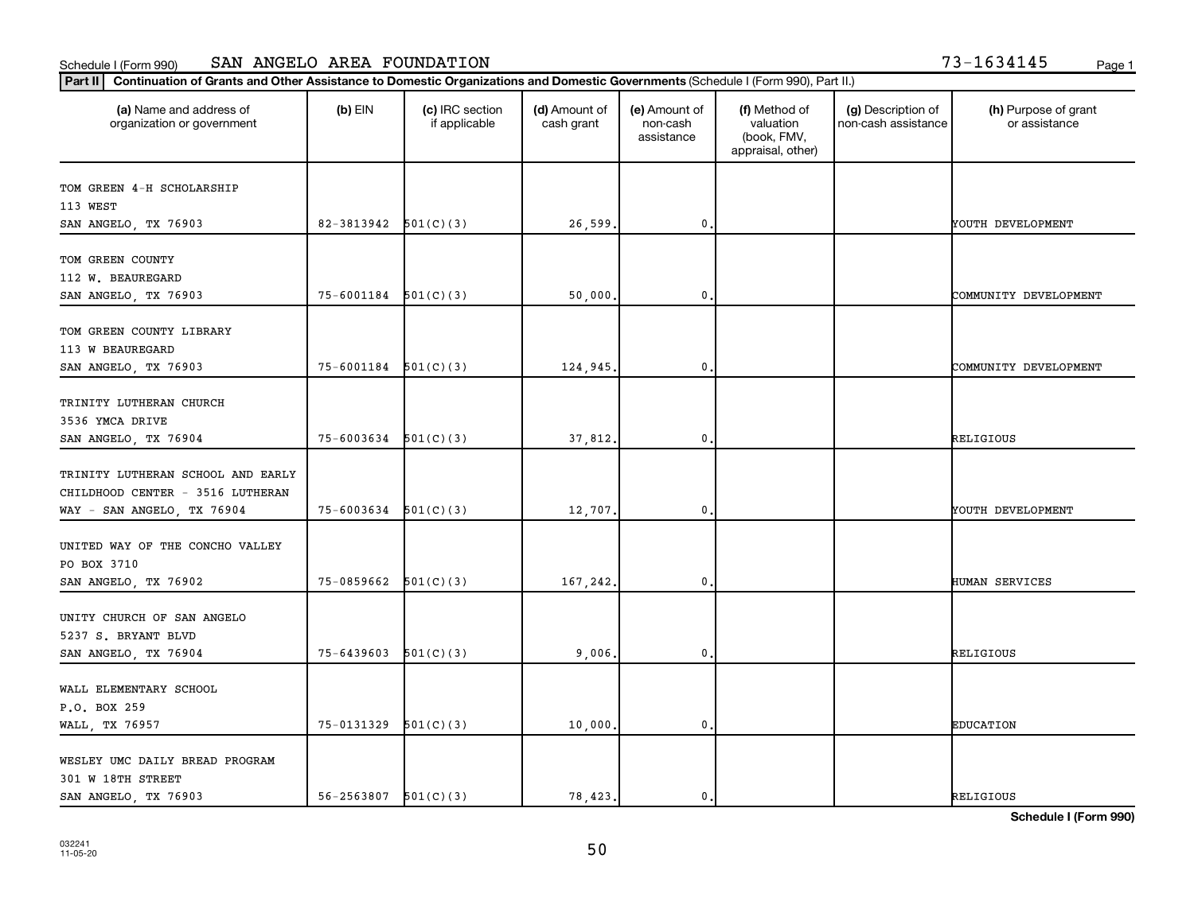Schedule I (Form 990) SAN ANGELO AREA FOUNDATION 73-1634145

**Part II** **Continuation of Grants and Other Assistance to Domestic Organizations and Domestic Governments** (Schedule I (Form 990), Part II.)

| (a) Name and address of organization or government | (b) EIN | (c) IRC section if applicable | (d) Amount of cash grant | (e) Amount of non-cash assistance | (f) Method of valuation (book, FMV, appraisal, other) | (g) Description of non-cash assistance | (h) Purpose of grant or assistance |
|---|---|---|---|---|---|---|---|
| TOM GREEN 4-H SCHOLARSHIP 113 WEST SAN ANGELO, TX 76903 | 82-3813942 | 501(C)(3) | 26,599. | 0. | | | YOUTH DEVELOPMENT |
| TOM GREEN COUNTY 112 W. BEAUREGARD SAN ANGELO, TX 76903 | 75-6001184 | 501(C)(3) | 50,000. | 0. | | | COMMUNITY DEVELOPMENT |
| TOM GREEN COUNTY LIBRARY 113 W BEAUREGARD SAN ANGELO, TX 76903 | 75-6001184 | 501(C)(3) | 124,945. | 0. | | | COMMUNITY DEVELOPMENT |
| TRINITY LUTHERAN CHURCH 3536 YMCA DRIVE SAN ANGELO, TX 76904 | 75-6003634 | 501(C)(3) | 37,812. | 0. | | | RELIGIOUS |
| TRINITY LUTHERAN SCHOOL AND EARLY CHILDHOOD CENTER - 3516 LUTHERAN WAY - SAN ANGELO, TX 76904 | 75-6003634 | 501(C)(3) | 12,707. | 0. | | | YOUTH DEVELOPMENT |
| UNITED WAY OF THE CONCHO VALLEY PO BOX 3710 SAN ANGELO, TX 76902 | 75-0859662 | 501(C)(3) | 167,242. | 0. | | | HUMAN SERVICES |
| UNITY CHURCH OF SAN ANGELO 5237 S. BRYANT BLVD SAN ANGELO, TX 76904 | 75-6439603 | 501(C)(3) | 9,006. | 0. | | | RELIGIOUS |
| WALL ELEMENTARY SCHOOL P.O. BOX 259 WALL, TX 76957 | 75-0131329 | 501(C)(3) | 10,000. | 0. | | | EDUCATION |
| WESLEY UMC DAILY BREAD PROGRAM 301 W 18TH STREET SAN ANGELO, TX 76903 | 56-2563807 | 501(C)(3) | 78,423. | 0. | | | RELIGIOUS |

**Schedule I (Form 990)**

032241 11-05-20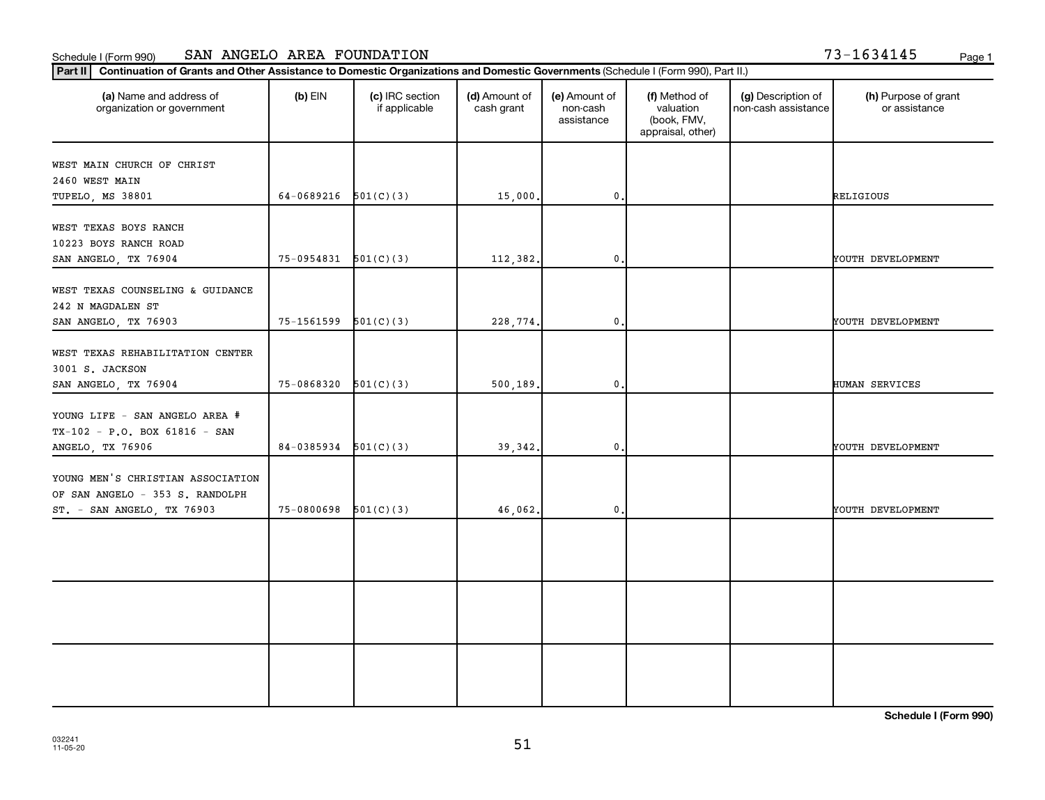Schedule I (Form 990) SAN ANGELO AREA FOUNDATION 73-1634145

**Part II** **Continuation of Grants and Other Assistance to Domestic Organizations and Domestic Governments** (Schedule I (Form 990), Part II.)

| (a) Name and address of organization or government | (b) EIN | (c) IRC section if applicable | (d) Amount of cash grant | (e) Amount of non-cash assistance | (f) Method of valuation (book, FMV, appraisal, other) | (g) Description of non-cash assistance | (h) Purpose of grant or assistance |
|---|---|---|---|---|---|---|---|
| WEST MAIN CHURCH OF CHRIST 2460 WEST MAIN TUPELO, MS 38801 | 64-0689216 | 501(C)(3) | 15,000. | 0. | | | RELIGIOUS |
| WEST TEXAS BOYS RANCH 10223 BOYS RANCH ROAD SAN ANGELO, TX 76904 | 75-0954831 | 501(C)(3) | 112,382. | 0. | | | YOUTH DEVELOPMENT |
| WEST TEXAS COUNSELING & GUIDANCE 242 N MAGDALEN ST SAN ANGELO, TX 76903 | 75-1561599 | 501(C)(3) | 228,774. | 0. | | | YOUTH DEVELOPMENT |
| WEST TEXAS REHABILITATION CENTER 3001 S. JACKSON SAN ANGELO, TX 76904 | 75-0868320 | 501(C)(3) | 500,189. | 0. | | | HUMAN SERVICES |
| YOUNG LIFE - SAN ANGELO AREA # TX-102 - P.O. BOX 61816 - SAN ANGELO, TX 76906 | 84-0385934 | 501(C)(3) | 39,342. | 0. | | | YOUTH DEVELOPMENT |
| YOUNG MEN'S CHRISTIAN ASSOCIATION OF SAN ANGELO - 353 S. RANDOLPH ST. - SAN ANGELO, TX 76903 | 75-0800698 | 501(C)(3) | 46,062. | 0. | | | YOUTH DEVELOPMENT |
| | | | | | | | |
| | | | | | | | |
| | | | | | | | |

**Schedule I (Form 990)**

032241 11-05-20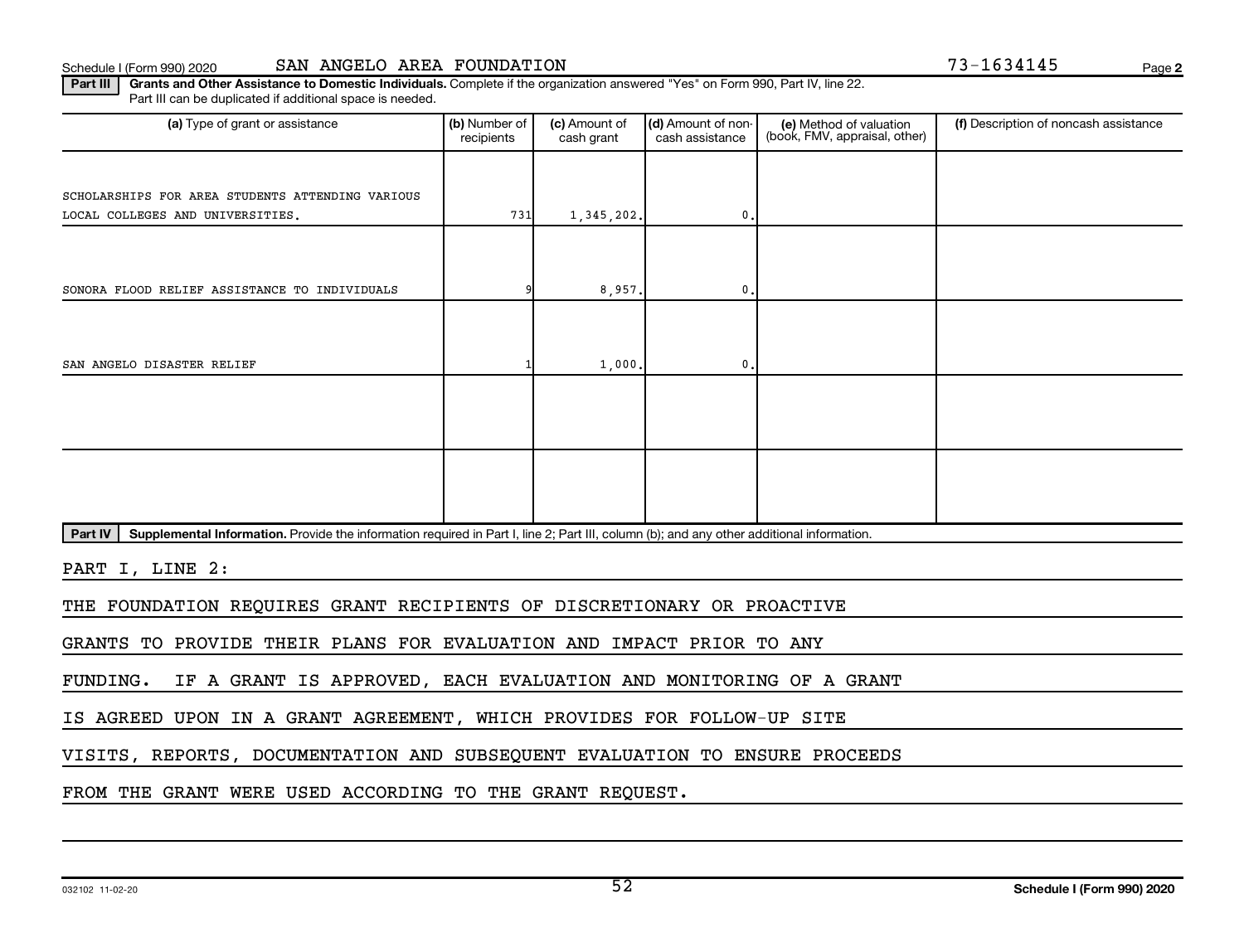Schedule I (Form 990) 2020 SAN ANGELO AREA FOUNDATION 73-1634145

**Part III** **Grants and Other Assistance to Domestic Individuals.** Complete if the organization answered "Yes" on Form 990, Part IV, line 22. Part III can be duplicated if additional space is needed.

| (a) Type of grant or assistance | (b) Number of recipients | (c) Amount of cash grant | (d) Amount of non-cash assistance | (e) Method of valuation (book, FMV, appraisal, other) | (f) Description of noncash assistance |
|---|---|---|---|---|---|
| SCHOLARSHIPS FOR AREA STUDENTS ATTENDING VARIOUS LOCAL COLLEGES AND UNIVERSITIES. | 731 | 1,345,202. | 0. | | |
| SONORA FLOOD RELIEF ASSISTANCE TO INDIVIDUALS | 9 | 8,957. | 0. | | |
| SAN ANGELO DISASTER RELIEF | 1 | 1,000. | 0. | | |
| | | | | | |
| | | | | | |

**Part IV** **Supplemental Information.** Provide the information required in Part I, line 2; Part III, column (b); and any other additional information.

PART I, LINE 2:

THE FOUNDATION REQUIRES GRANT RECIPIENTS OF DISCRETIONARY OR PROACTIVE GRANTS TO PROVIDE THEIR PLANS FOR EVALUATION AND IMPACT PRIOR TO ANY FUNDING. IF A GRANT IS APPROVED, EACH EVALUATION AND MONITORING OF A GRANT IS AGREED UPON IN A GRANT AGREEMENT, WHICH PROVIDES FOR FOLLOW-UP SITE VISITS, REPORTS, DOCUMENTATION AND SUBSEQUENT EVALUATION TO ENSURE PROCEEDS FROM THE GRANT WERE USED ACCORDING TO THE GRANT REQUEST.

032102 11-02-20 **Schedule I (Form 990) 2020**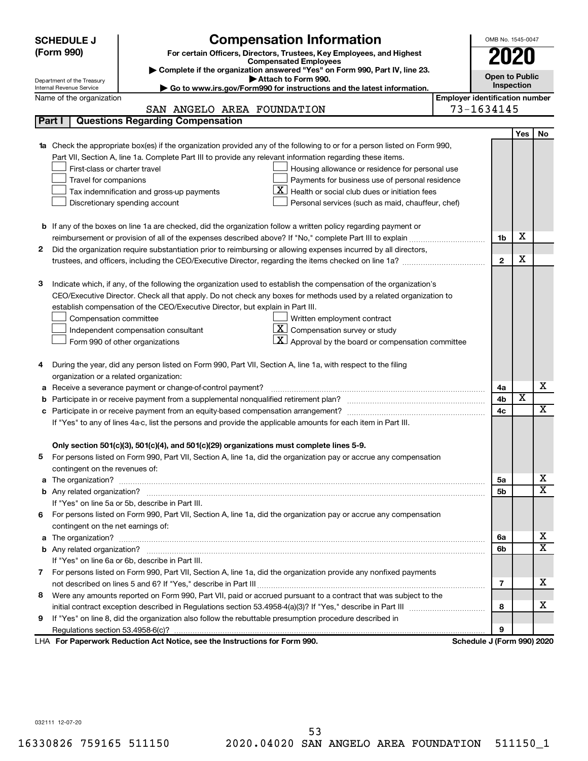**SCHEDULE J (Form 990)**

Department of the Treasury
Internal Revenue Service

# Compensation Information

**For certain Officers, Directors, Trustees, Key Employees, and Highest Compensated Employees**

▶ Complete if the organization answered "Yes" on Form 990, Part IV, line 23.
▶ Attach to Form 990.
▶ Go to www.irs.gov/Form990 for instructions and the latest information.

OMB No. 1545-0047

**2020**

**Open to Public Inspection**

Name of the organization: SAN ANGELO AREA FOUNDATION

Employer identification number: 73-1634145

## Part I | Questions Regarding Compensation

| | | | Yes | No |
|---|---|---|---|---|
| **1a** | Check the appropriate box(es) if the organization provided any of the following to or for a person listed on Form 990, Part VII, Section A, line 1a. Complete Part III to provide any relevant information regarding these items.<br>☐ First-class or charter travel ☐ Housing allowance or residence for personal use<br>☐ Travel for companions ☐ Payments for business use of personal residence<br>☐ Tax indemnification and gross-up payments ☒ Health or social club dues or initiation fees<br>☐ Discretionary spending account ☐ Personal services (such as maid, chauffeur, chef) | | | |
| **b** | If any of the boxes on line 1a are checked, did the organization follow a written policy regarding payment or reimbursement or provision of all of the expenses described above? If "No," complete Part III to explain | 1b | X | |
| **2** | Did the organization require substantiation prior to reimbursing or allowing expenses incurred by all directors, trustees, and officers, including the CEO/Executive Director, regarding the items checked on line 1a? | 2 | X | |
| **3** | Indicate which, if any, of the following the organization used to establish the compensation of the organization's CEO/Executive Director. Check all that apply. Do not check any boxes for methods used by a related organization to establish compensation of the CEO/Executive Director, but explain in Part III.<br>☐ Compensation committee ☐ Written employment contract<br>☐ Independent compensation consultant ☒ Compensation survey or study<br>☐ Form 990 of other organizations ☒ Approval by the board or compensation committee | | | |
| **4** | During the year, did any person listed on Form 990, Part VII, Section A, line 1a, with respect to the filing organization or a related organization: | | | |
| **a** | Receive a severance payment or change-of-control payment? | 4a | | X |
| **b** | Participate in or receive payment from a supplemental nonqualified retirement plan? | 4b | X | |
| **c** | Participate in or receive payment from an equity-based compensation arrangement? | 4c | | X |
| | If "Yes" to any of lines 4a-c, list the persons and provide the applicable amounts for each item in Part III. | | | |
| | **Only section 501(c)(3), 501(c)(4), and 501(c)(29) organizations must complete lines 5-9.** | | | |
| **5** | For persons listed on Form 990, Part VII, Section A, line 1a, did the organization pay or accrue any compensation contingent on the revenues of: | | | |
| **a** | The organization? | 5a | | X |
| **b** | Any related organization? | 5b | | X |
| | If "Yes" on line 5a or 5b, describe in Part III. | | | |
| **6** | For persons listed on Form 990, Part VII, Section A, line 1a, did the organization pay or accrue any compensation contingent on the net earnings of: | | | |
| **a** | The organization? | 6a | | X |
| **b** | Any related organization? | 6b | | X |
| | If "Yes" on line 6a or 6b, describe in Part III. | | | |
| **7** | For persons listed on Form 990, Part VII, Section A, line 1a, did the organization provide any nonfixed payments not described on lines 5 and 6? If "Yes," describe in Part III | 7 | | X |
| **8** | Were any amounts reported on Form 990, Part VII, paid or accrued pursuant to a contract that was subject to the initial contract exception described in Regulations section 53.4958-4(a)(3)? If "Yes," describe in Part III | 8 | | X |
| **9** | If "Yes" on line 8, did the organization also follow the rebuttable presumption procedure described in Regulations section 53.4958-6(c)? | 9 | | |

LHA **For Paperwork Reduction Act Notice, see the Instructions for Form 990.** **Schedule J (Form 990) 2020**

032111 12-07-20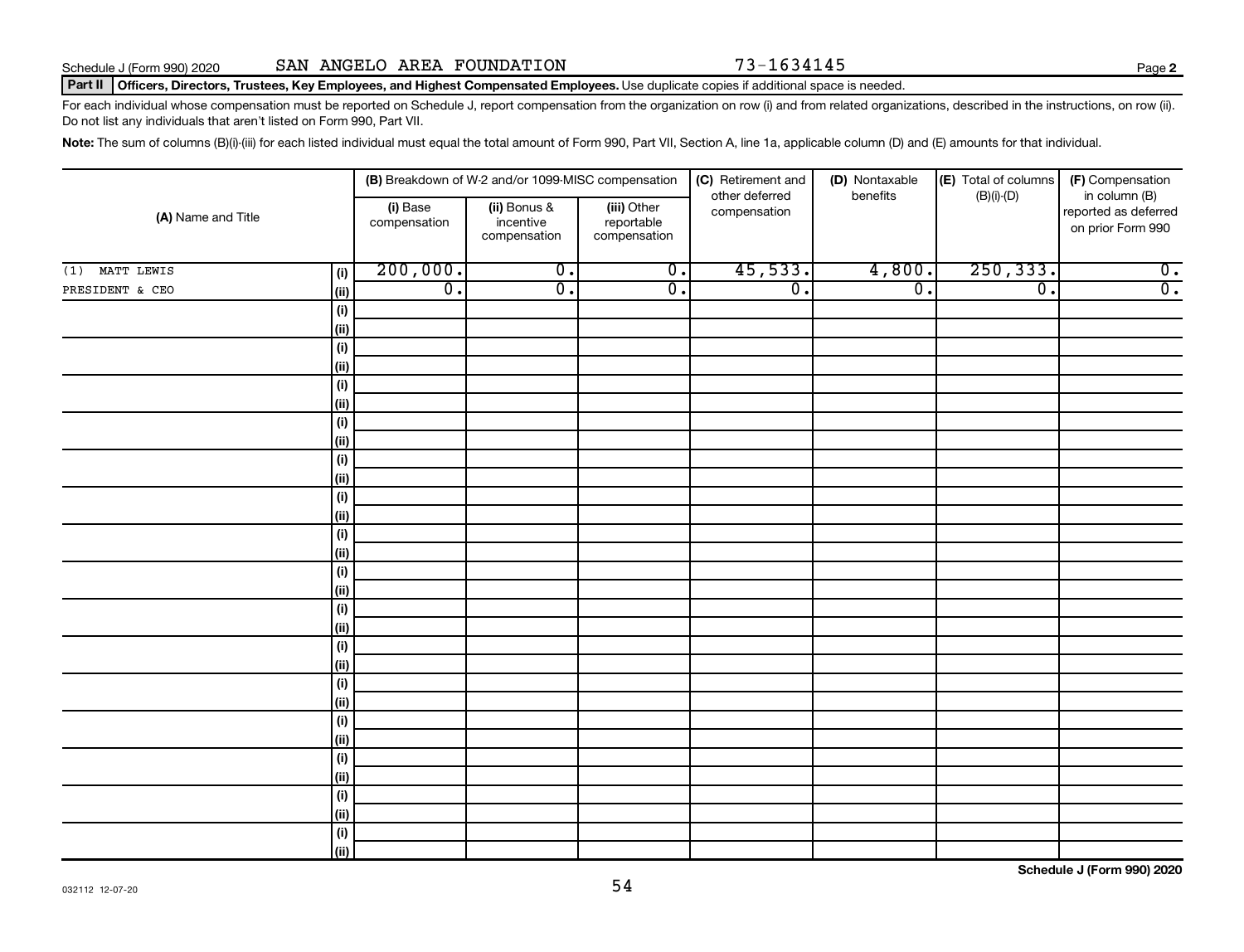Schedule J (Form 990) 2020 SAN ANGELO AREA FOUNDATION 73-1634145 Page **2**

**Part II** **Officers, Directors, Trustees, Key Employees, and Highest Compensated Employees.** Use duplicate copies if additional space is needed.

For each individual whose compensation must be reported on Schedule J, report compensation from the organization on row (i) and from related organizations, described in the instructions, on row (ii). Do not list any individuals that aren't listed on Form 990, Part VII.

**Note:** The sum of columns (B)(i)-(iii) for each listed individual must equal the total amount of Form 990, Part VII, Section A, line 1a, applicable column (D) and (E) amounts for that individual.

| (A) Name and Title | | (B) Breakdown of W-2 and/or 1099-MISC compensation | | | (C) Retirement and other deferred compensation | (D) Nontaxable benefits | (E) Total of columns (B)(i)-(D) | (F) Compensation in column (B) reported as deferred on prior Form 990 |
|---|---|---|---|---|---|---|---|---|
| | | (i) Base compensation | (ii) Bonus & incentive compensation | (iii) Other reportable compensation | | | | |
| (1) MATT LEWIS | (i) | 200,000. | 0. | 0. | 45,533. | 4,800. | 250,333. | 0. |
| PRESIDENT & CEO | (ii) | 0. | 0. | 0. | 0. | 0. | 0. | 0. |
| | (i) | | | | | | | |
| | (ii) | | | | | | | |
| | (i) | | | | | | | |
| | (ii) | | | | | | | |
| | (i) | | | | | | | |
| | (ii) | | | | | | | |
| | (i) | | | | | | | |
| | (ii) | | | | | | | |
| | (i) | | | | | | | |
| | (ii) | | | | | | | |
| | (i) | | | | | | | |
| | (ii) | | | | | | | |
| | (i) | | | | | | | |
| | (ii) | | | | | | | |
| | (i) | | | | | | | |
| | (ii) | | | | | | | |
| | (i) | | | | | | | |
| | (ii) | | | | | | | |
| | (i) | | | | | | | |
| | (ii) | | | | | | | |
| | (i) | | | | | | | |
| | (ii) | | | | | | | |
| | (i) | | | | | | | |
| | (ii) | | | | | | | |
| | (i) | | | | | | | |
| | (ii) | | | | | | | |
| | (i) | | | | | | | |
| | (ii) | | | | | | | |
| | (i) | | | | | | | |
| | (ii) | | | | | | | |

**Schedule J (Form 990) 2020**

032112 12-07-20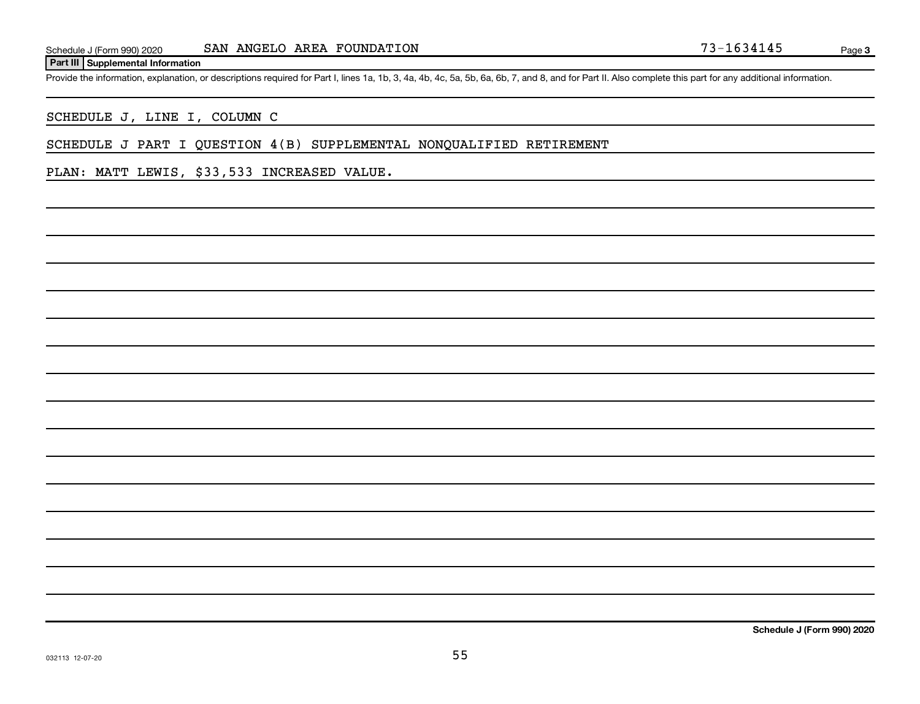## Part III Supplemental Information

Provide the information, explanation, or descriptions required for Part I, lines 1a, 1b, 3, 4a, 4b, 4c, 5a, 5b, 6a, 6b, 7, and 8, and for Part II. Also complete this part for any additional information.

SCHEDULE J, LINE I, COLUMN C

SCHEDULE J PART I QUESTION 4(B) SUPPLEMENTAL NONQUALIFIED RETIREMENT

PLAN: MATT LEWIS, $33,533 INCREASED VALUE.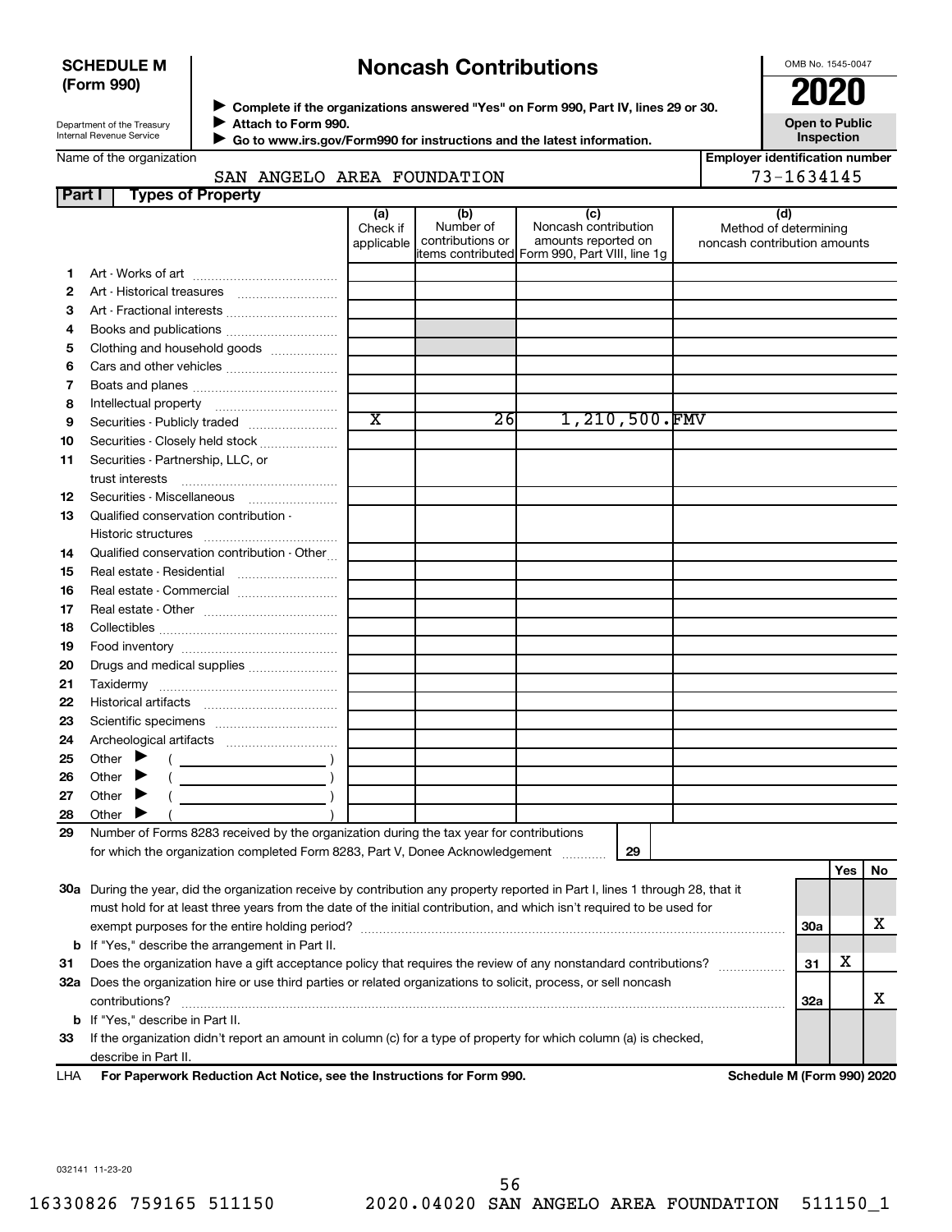**SCHEDULE M (Form 990)**

Department of the Treasury
Internal Revenue Service

# Noncash Contributions

▶ Complete if the organizations answered "Yes" on Form 990, Part IV, lines 29 or 30.
▶ Attach to Form 990.
▶ Go to www.irs.gov/Form990 for instructions and the latest information.

OMB No. 1545-0047

**2020**

**Open to Public Inspection**

Name of the organization: SAN ANGELO AREA FOUNDATION

Employer identification number: 73-1634145

## Part I Types of Property

| | | (a) Check if applicable | (b) Number of contributions or items contributed | (c) Noncash contribution amounts reported on Form 990, Part VIII, line 1g | (d) Method of determining noncash contribution amounts |
|---|---|---|---|---|---|
| 1 | Art - Works of art | | | | |
| 2 | Art - Historical treasures | | | | |
| 3 | Art - Fractional interests | | | | |
| 4 | Books and publications | | | | |
| 5 | Clothing and household goods | | | | |
| 6 | Cars and other vehicles | | | | |
| 7 | Boats and planes | | | | |
| 8 | Intellectual property | | | | |
| 9 | Securities - Publicly traded | X | 26 | 1,210,500. | FMV |
| 10 | Securities - Closely held stock | | | | |
| 11 | Securities - Partnership, LLC, or trust interests | | | | |
| 12 | Securities - Miscellaneous | | | | |
| 13 | Qualified conservation contribution - Historic structures | | | | |
| 14 | Qualified conservation contribution - Other | | | | |
| 15 | Real estate - Residential | | | | |
| 16 | Real estate - Commercial | | | | |
| 17 | Real estate - Other | | | | |
| 18 | Collectibles | | | | |
| 19 | Food inventory | | | | |
| 20 | Drugs and medical supplies | | | | |
| 21 | Taxidermy | | | | |
| 22 | Historical artifacts | | | | |
| 23 | Scientific specimens | | | | |
| 24 | Archeological artifacts | | | | |
| 25 | Other ▶ ( ) | | | | |
| 26 | Other ▶ ( ) | | | | |
| 27 | Other ▶ ( ) | | | | |
| 28 | Other ▶ ( ) | | | | |

29 Number of Forms 8283 received by the organization during the tax year for contributions for which the organization completed Form 8283, Part V, Donee Acknowledgement ..... **29** ______

| | | | Yes | No |
|---|---|---|---|---|
| 30a | During the year, did the organization receive by contribution any property reported in Part I, lines 1 through 28, that it must hold for at least three years from the date of the initial contribution, and which isn't required to be used for exempt purposes for the entire holding period? | 30a | | X |
| b | If "Yes," describe the arrangement in Part II. | | | |
| 31 | Does the organization have a gift acceptance policy that requires the review of any nonstandard contributions? | 31 | X | |
| 32a | Does the organization hire or use third parties or related organizations to solicit, process, or sell noncash contributions? | 32a | | X |
| b | If "Yes," describe in Part II. | | | |
| 33 | If the organization didn't report an amount in column (c) for a type of property for which column (a) is checked, describe in Part II. | | | |

LHA **For Paperwork Reduction Act Notice, see the Instructions for Form 990.** **Schedule M (Form 990) 2020**

032141 11-23-20

16330826 759165 511150 2020.04020 SAN ANGELO AREA FOUNDATION 511150_1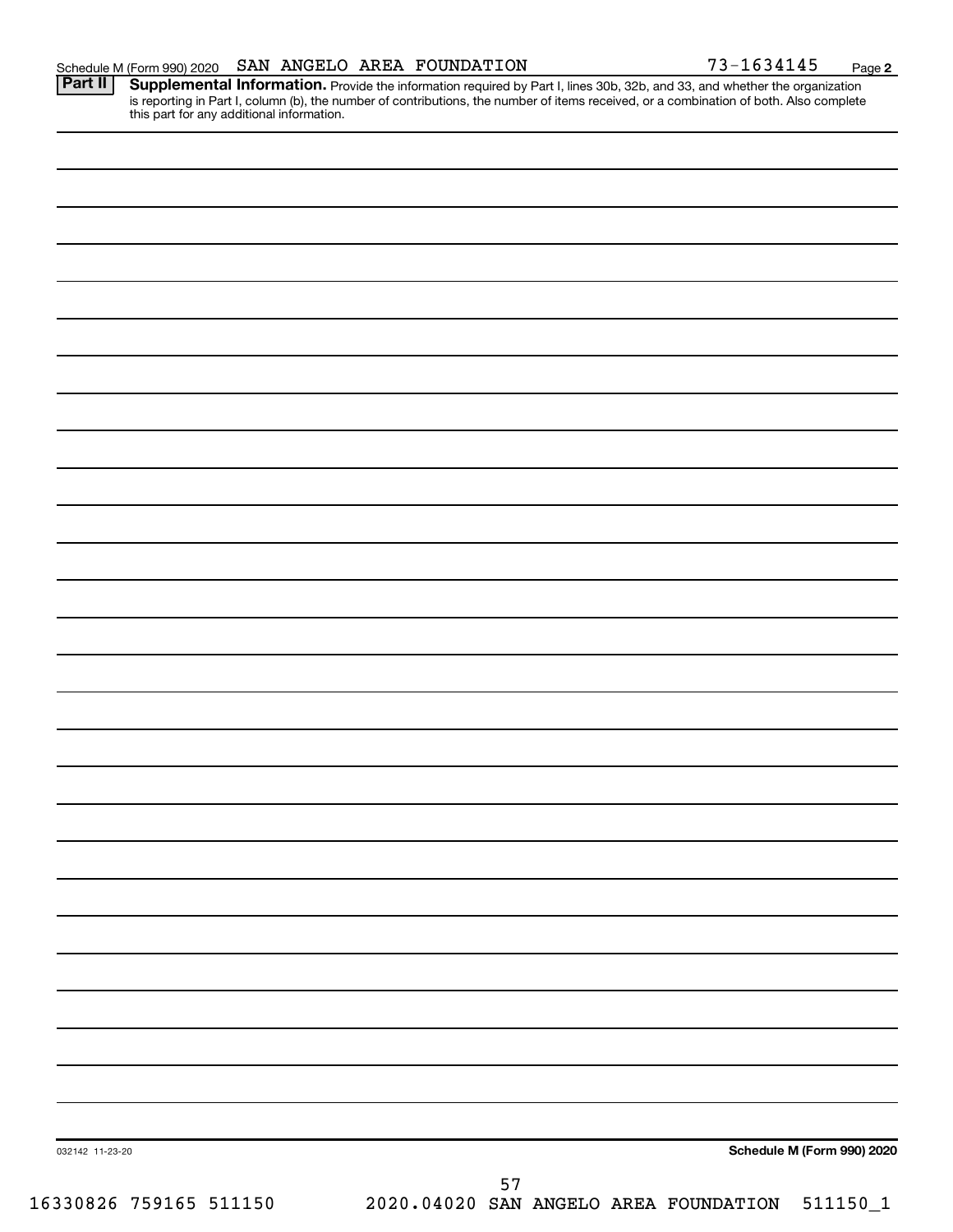Schedule M (Form 990) 2020 SAN ANGELO AREA FOUNDATION 73-1634145 Page **2**

**Part II** **Supplemental Information.** Provide the information required by Part I, lines 30b, 32b, and 33, and whether the organization is reporting in Part I, column (b), the number of contributions, the number of items received, or a combination of both. Also complete this part for any additional information.

032142 11-23-20 **Schedule M (Form 990) 2020**

16330826 759165 511150 2020.04020 SAN ANGELO AREA FOUNDATION 511150_1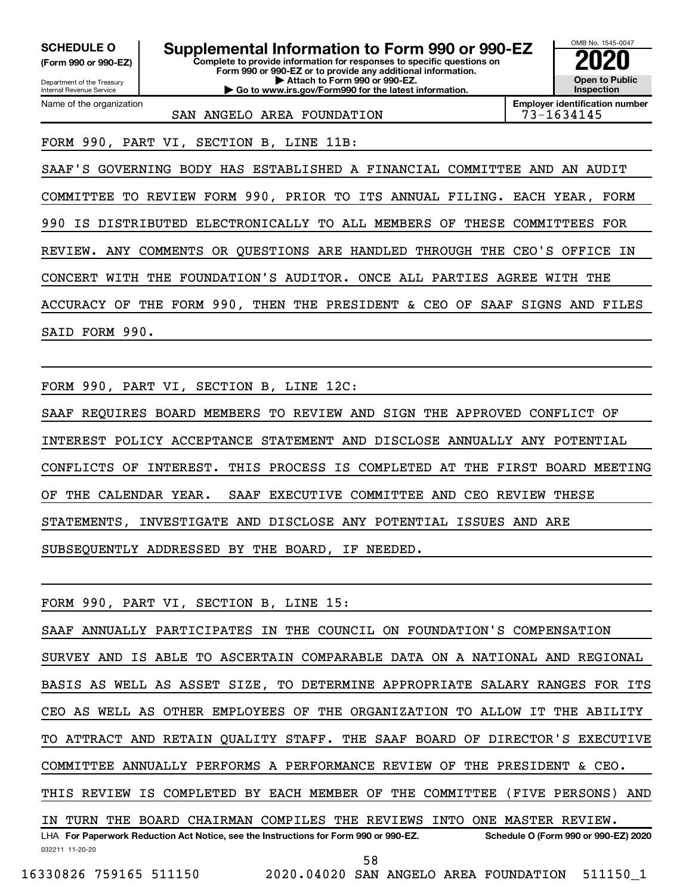**SCHEDULE O**
**(Form 990 or 990-EZ)**

Department of the Treasury
Internal Revenue Service

# Supplemental Information to Form 990 or 990-EZ

**Complete to provide information for responses to specific questions on Form 990 or 990-EZ or to provide any additional information.**
**▶ Attach to Form 990 or 990-EZ.**
**▶ Go to www.irs.gov/Form990 for the latest information.**

OMB No. 1545-0047

**2020**

**Open to Public Inspection**

| Name of the organization | Employer identification number |
|---|---|
| SAN ANGELO AREA FOUNDATION | 73-1634145 |

FORM 990, PART VI, SECTION B, LINE 11B:

SAAF'S GOVERNING BODY HAS ESTABLISHED A FINANCIAL COMMITTEE AND AN AUDIT COMMITTEE TO REVIEW FORM 990, PRIOR TO ITS ANNUAL FILING. EACH YEAR, FORM 990 IS DISTRIBUTED ELECTRONICALLY TO ALL MEMBERS OF THESE COMMITTEES FOR REVIEW. ANY COMMENTS OR QUESTIONS ARE HANDLED THROUGH THE CEO'S OFFICE IN CONCERT WITH THE FOUNDATION'S AUDITOR. ONCE ALL PARTIES AGREE WITH THE ACCURACY OF THE FORM 990, THEN THE PRESIDENT & CEO OF SAAF SIGNS AND FILES SAID FORM 990.

FORM 990, PART VI, SECTION B, LINE 12C:

SAAF REQUIRES BOARD MEMBERS TO REVIEW AND SIGN THE APPROVED CONFLICT OF INTEREST POLICY ACCEPTANCE STATEMENT AND DISCLOSE ANNUALLY ANY POTENTIAL CONFLICTS OF INTEREST. THIS PROCESS IS COMPLETED AT THE FIRST BOARD MEETING OF THE CALENDAR YEAR. SAAF EXECUTIVE COMMITTEE AND CEO REVIEW THESE STATEMENTS, INVESTIGATE AND DISCLOSE ANY POTENTIAL ISSUES AND ARE SUBSEQUENTLY ADDRESSED BY THE BOARD, IF NEEDED.

FORM 990, PART VI, SECTION B, LINE 15:

SAAF ANNUALLY PARTICIPATES IN THE COUNCIL ON FOUNDATION'S COMPENSATION SURVEY AND IS ABLE TO ASCERTAIN COMPARABLE DATA ON A NATIONAL AND REGIONAL BASIS AS WELL AS ASSET SIZE, TO DETERMINE APPROPRIATE SALARY RANGES FOR ITS CEO AS WELL AS OTHER EMPLOYEES OF THE ORGANIZATION TO ALLOW IT THE ABILITY TO ATTRACT AND RETAIN QUALITY STAFF. THE SAAF BOARD OF DIRECTOR'S EXECUTIVE COMMITTEE ANNUALLY PERFORMS A PERFORMANCE REVIEW OF THE PRESIDENT & CEO. THIS REVIEW IS COMPLETED BY EACH MEMBER OF THE COMMITTEE (FIVE PERSONS) AND IN TURN THE BOARD CHAIRMAN COMPILES THE REVIEWS INTO ONE MASTER REVIEW.

LHA **For Paperwork Reduction Act Notice, see the Instructions for Form 990 or 990-EZ.** **Schedule O (Form 990 or 990-EZ) 2020**

032211 11-20-20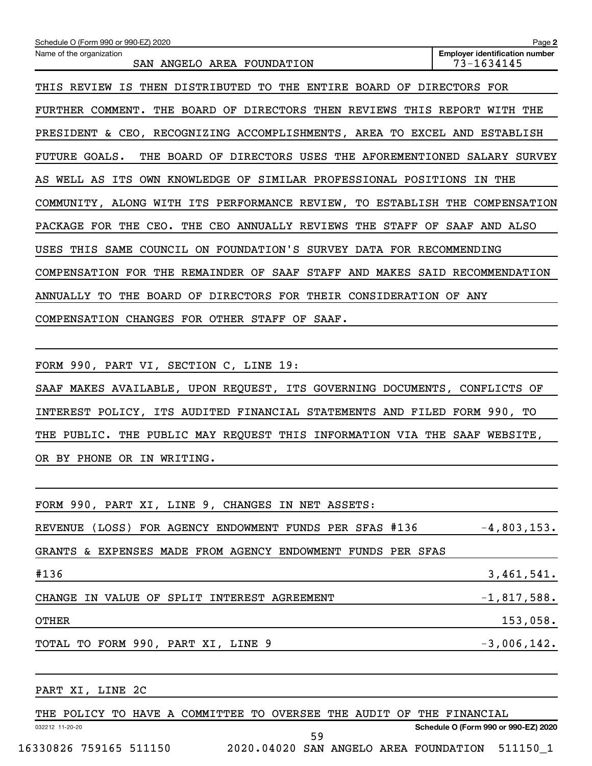Schedule O (Form 990 or 990-EZ) 2020 Page **2**

Name of the organization: SAN ANGELO AREA FOUNDATION

Employer identification number: 73-1634145

THIS REVIEW IS THEN DISTRIBUTED TO THE ENTIRE BOARD OF DIRECTORS FOR FURTHER COMMENT. THE BOARD OF DIRECTORS THEN REVIEWS THIS REPORT WITH THE PRESIDENT & CEO, RECOGNIZING ACCOMPLISHMENTS, AREA TO EXCEL AND ESTABLISH FUTURE GOALS. THE BOARD OF DIRECTORS USES THE AFOREMENTIONED SALARY SURVEY AS WELL AS ITS OWN KNOWLEDGE OF SIMILAR PROFESSIONAL POSITIONS IN THE COMMUNITY, ALONG WITH ITS PERFORMANCE REVIEW, TO ESTABLISH THE COMPENSATION PACKAGE FOR THE CEO. THE CEO ANNUALLY REVIEWS THE STAFF OF SAAF AND ALSO USES THIS SAME COUNCIL ON FOUNDATION'S SURVEY DATA FOR RECOMMENDING COMPENSATION FOR THE REMAINDER OF SAAF STAFF AND MAKES SAID RECOMMENDATION ANNUALLY TO THE BOARD OF DIRECTORS FOR THEIR CONSIDERATION OF ANY COMPENSATION CHANGES FOR OTHER STAFF OF SAAF.

FORM 990, PART VI, SECTION C, LINE 19:

SAAF MAKES AVAILABLE, UPON REQUEST, ITS GOVERNING DOCUMENTS, CONFLICTS OF INTEREST POLICY, ITS AUDITED FINANCIAL STATEMENTS AND FILED FORM 990, TO THE PUBLIC. THE PUBLIC MAY REQUEST THIS INFORMATION VIA THE SAAF WEBSITE, OR BY PHONE OR IN WRITING.

FORM 990, PART XI, LINE 9, CHANGES IN NET ASSETS:

| Description | Amount |
|---|---|
| REVENUE (LOSS) FOR AGENCY ENDOWMENT FUNDS PER SFAS #136 | -4,803,153. |
| GRANTS & EXPENSES MADE FROM AGENCY ENDOWMENT FUNDS PER SFAS #136 | 3,461,541. |
| CHANGE IN VALUE OF SPLIT INTEREST AGREEMENT | -1,817,588. |
| OTHER | 153,058. |
| TOTAL TO FORM 990, PART XI, LINE 9 | -3,006,142. |

PART XI, LINE 2C

THE POLICY TO HAVE A COMMITTEE TO OVERSEE THE AUDIT OF THE FINANCIAL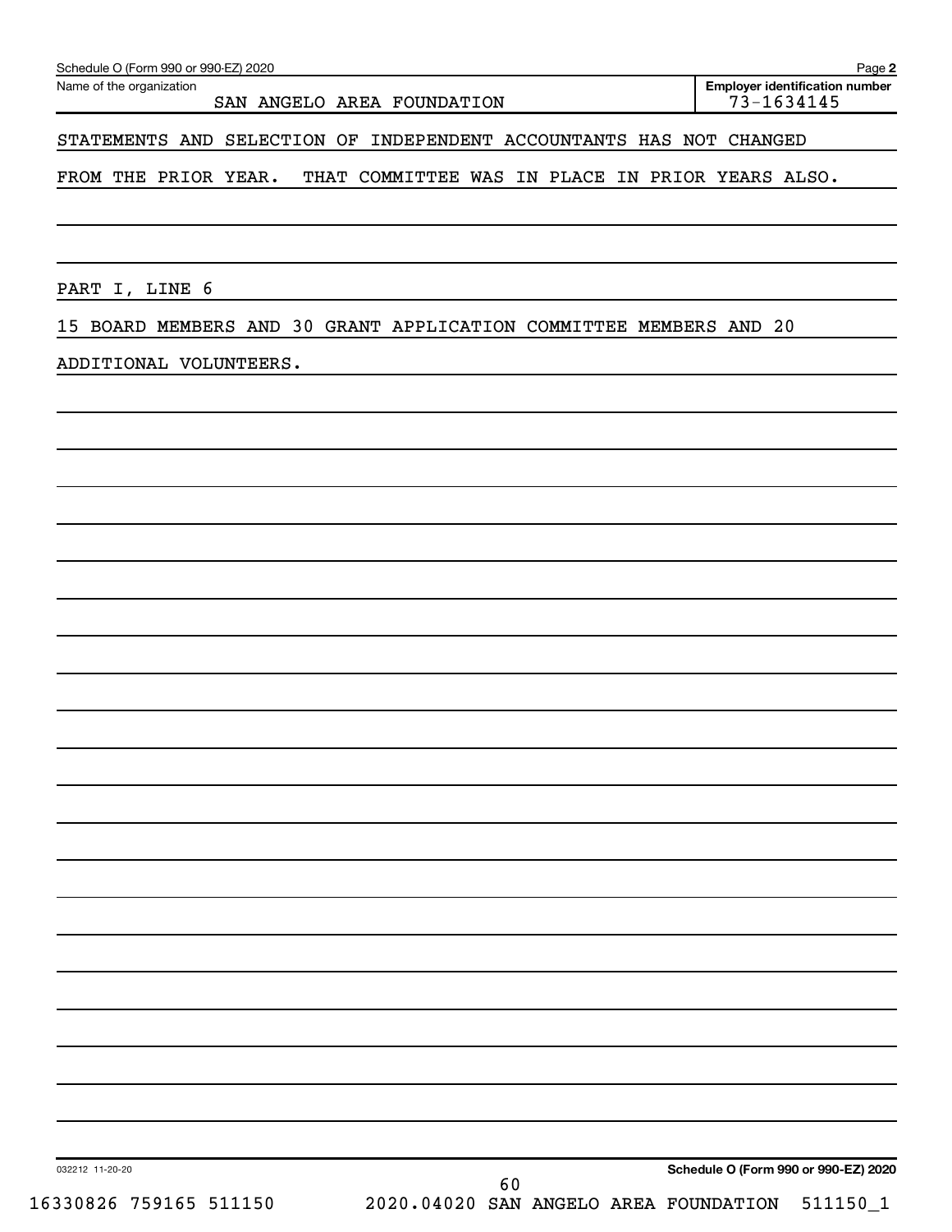Schedule O (Form 990 or 990-EZ) 2020

Name of the organization: SAN ANGELO AREA FOUNDATION

Employer identification number: 73-1634145

STATEMENTS AND SELECTION OF INDEPENDENT ACCOUNTANTS HAS NOT CHANGED FROM THE PRIOR YEAR. THAT COMMITTEE WAS IN PLACE IN PRIOR YEARS ALSO.

PART I, LINE 6

15 BOARD MEMBERS AND 30 GRANT APPLICATION COMMITTEE MEMBERS AND 20 ADDITIONAL VOLUNTEERS.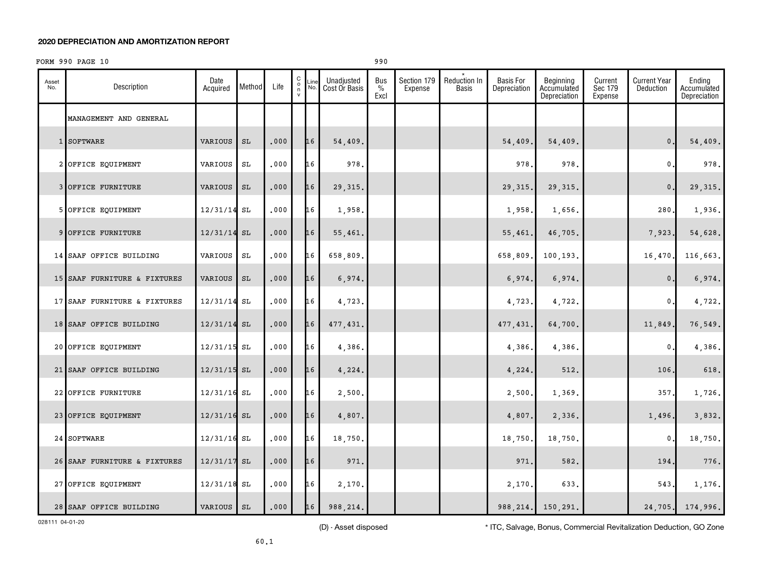## 2020 DEPRECIATION AND AMORTIZATION REPORT

FORM 990 PAGE 10 990

| Asset No. | Description | Date Acquired | Method | Life | C o n v | Line No. | Unadjusted Cost Or Basis | Bus % Excl | Section 179 Expense | * Reduction In Basis | Basis For Depreciation | Beginning Accumulated Depreciation | Current Sec 179 Expense | Current Year Deduction | Ending Accumulated Depreciation |
|---|---|---|---|---|---|---|---|---|---|---|---|---|---|---|---|
| | MANAGEMENT AND GENERAL | | | | | | | | | | | | | | |
| 1 | SOFTWARE | VARIOUS | SL | .000 | | 16 | 54,409. | | | | 54,409. | 54,409. | | 0. | 54,409. |
| 2 | OFFICE EQUIPMENT | VARIOUS | SL | .000 | | 16 | 978. | | | | 978. | 978. | | 0. | 978. |
| 3 | OFFICE FURNITURE | VARIOUS | SL | .000 | | 16 | 29,315. | | | | 29,315. | 29,315. | | 0. | 29,315. |
| 5 | OFFICE EQUIPMENT | 12/31/14 | SL | .000 | | 16 | 1,958. | | | | 1,958. | 1,656. | | 280. | 1,936. |
| 9 | OFFICE FURNITURE | 12/31/14 | SL | .000 | | 16 | 55,461. | | | | 55,461. | 46,705. | | 7,923. | 54,628. |
| 14 | SAAF OFFICE BUILDING | VARIOUS | SL | .000 | | 16 | 658,809. | | | | 658,809. | 100,193. | | 16,470. | 116,663. |
| 15 | SAAF FURNITURE & FIXTURES | VARIOUS | SL | .000 | | 16 | 6,974. | | | | 6,974. | 6,974. | | 0. | 6,974. |
| 17 | SAAF FURNITURE & FIXTURES | 12/31/14 | SL | .000 | | 16 | 4,723. | | | | 4,723. | 4,722. | | 0. | 4,722. |
| 18 | SAAF OFFICE BUILDING | 12/31/14 | SL | .000 | | 16 | 477,431. | | | | 477,431. | 64,700. | | 11,849. | 76,549. |
| 20 | OFFICE EQUIPMENT | 12/31/15 | SL | .000 | | 16 | 4,386. | | | | 4,386. | 4,386. | | 0. | 4,386. |
| 21 | SAAF OFFICE BUILDING | 12/31/15 | SL | .000 | | 16 | 4,224. | | | | 4,224. | 512. | | 106. | 618. |
| 22 | OFFICE FURNITURE | 12/31/16 | SL | .000 | | 16 | 2,500. | | | | 2,500. | 1,369. | | 357. | 1,726. |
| 23 | OFFICE EQUIPMENT | 12/31/16 | SL | .000 | | 16 | 4,807. | | | | 4,807. | 2,336. | | 1,496. | 3,832. |
| 24 | SOFTWARE | 12/31/16 | SL | .000 | | 16 | 18,750. | | | | 18,750. | 18,750. | | 0. | 18,750. |
| 26 | SAAF FURNITURE & FIXTURES | 12/31/17 | SL | .000 | | 16 | 971. | | | | 971. | 582. | | 194. | 776. |
| 27 | OFFICE EQUIPMENT | 12/31/18 | SL | .000 | | 16 | 2,170. | | | | 2,170. | 633. | | 543. | 1,176. |
| 28 | SAAF OFFICE BUILDING | VARIOUS | SL | .000 | | 16 | 988,214. | | | | 988,214. | 150,291. | | 24,705. | 174,996. |

028111 04-01-20

(D) - Asset disposed

* ITC, Salvage, Bonus, Commercial Revitalization Deduction, GO Zone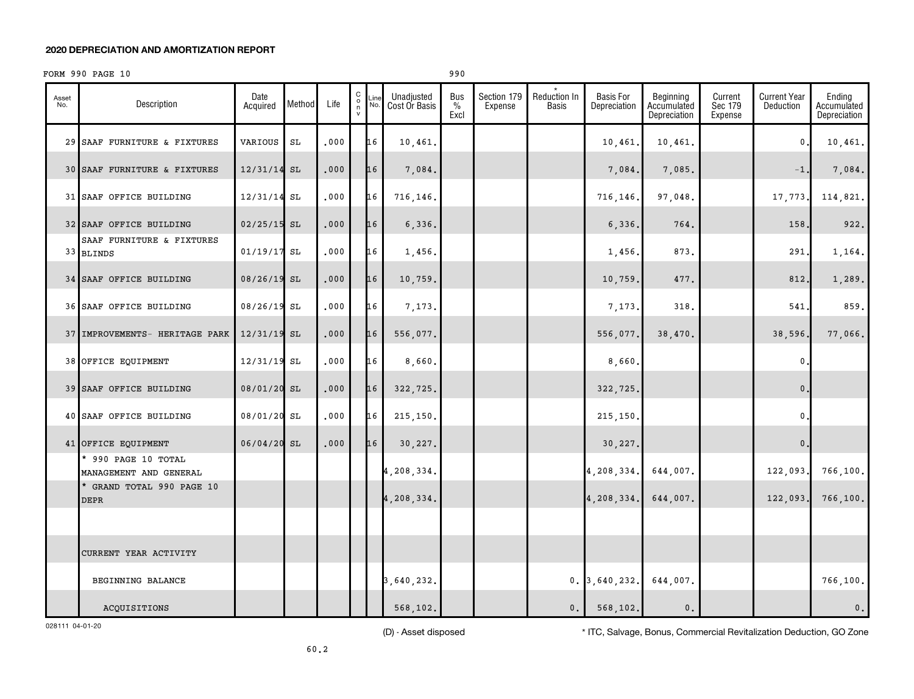## 2020 DEPRECIATION AND AMORTIZATION REPORT

FORM 990 PAGE 10 990

| Asset No. | Description | Date Acquired | Method | Life | C o n v | Line No. | Unadjusted Cost Or Basis | Bus % Excl | Section 179 Expense | * Reduction In Basis | Basis For Depreciation | Beginning Accumulated Depreciation | Current Sec 179 Expense | Current Year Deduction | Ending Accumulated Depreciation |
|---|---|---|---|---|---|---|---|---|---|---|---|---|---|---|---|
| 29 | SAAF FURNITURE & FIXTURES | VARIOUS | SL | .000 | | 16 | 10,461. | | | | 10,461. | 10,461. | | 0. | 10,461. |
| 30 | SAAF FURNITURE & FIXTURES | 12/31/14 | SL | .000 | | 16 | 7,084. | | | | 7,084. | 7,085. | | -1. | 7,084. |
| 31 | SAAF OFFICE BUILDING | 12/31/14 | SL | .000 | | 16 | 716,146. | | | | 716,146. | 97,048. | | 17,773. | 114,821. |
| 32 | SAAF OFFICE BUILDING | 02/25/15 | SL | .000 | | 16 | 6,336. | | | | 6,336. | 764. | | 158. | 922. |
| 33 | SAAF FURNITURE & FIXTURES BLINDS | 01/19/17 | SL | .000 | | 16 | 1,456. | | | | 1,456. | 873. | | 291. | 1,164. |
| 34 | SAAF OFFICE BUILDING | 08/26/19 | SL | .000 | | 16 | 10,759. | | | | 10,759. | 477. | | 812. | 1,289. |
| 36 | SAAF OFFICE BUILDING | 08/26/19 | SL | .000 | | 16 | 7,173. | | | | 7,173. | 318. | | 541. | 859. |
| 37 | IMPROVEMENTS- HERITAGE PARK | 12/31/19 | SL | .000 | | 16 | 556,077. | | | | 556,077. | 38,470. | | 38,596. | 77,066. |
| 38 | OFFICE EQUIPMENT | 12/31/19 | SL | .000 | | 16 | 8,660. | | | | 8,660. | | | 0. | |
| 39 | SAAF OFFICE BUILDING | 08/01/20 | SL | .000 | | 16 | 322,725. | | | | 322,725. | | | 0. | |
| 40 | SAAF OFFICE BUILDING | 08/01/20 | SL | .000 | | 16 | 215,150. | | | | 215,150. | | | 0. | |
| 41 | OFFICE EQUIPMENT | 06/04/20 | SL | .000 | | 16 | 30,227. | | | | 30,227. | | | 0. | |
| | * 990 PAGE 10 TOTAL MANAGEMENT AND GENERAL | | | | | | 4,208,334. | | | | 4,208,334. | 644,007. | | 122,093. | 766,100. |
| | * GRAND TOTAL 990 PAGE 10 DEPR | | | | | | 4,208,334. | | | | 4,208,334. | 644,007. | | 122,093. | 766,100. |
| | | | | | | | | | | | | | | | |
| | CURRENT YEAR ACTIVITY | | | | | | | | | | | | | | |
| | BEGINNING BALANCE | | | | | | 3,640,232. | | | 0. | 3,640,232. | 644,007. | | | 766,100. |
| | ACQUISITIONS | | | | | | 568,102. | | | 0. | 568,102. | 0. | | | 0. |

028111 04-01-20

(D) - Asset disposed

* ITC, Salvage, Bonus, Commercial Revitalization Deduction, GO Zone

60.2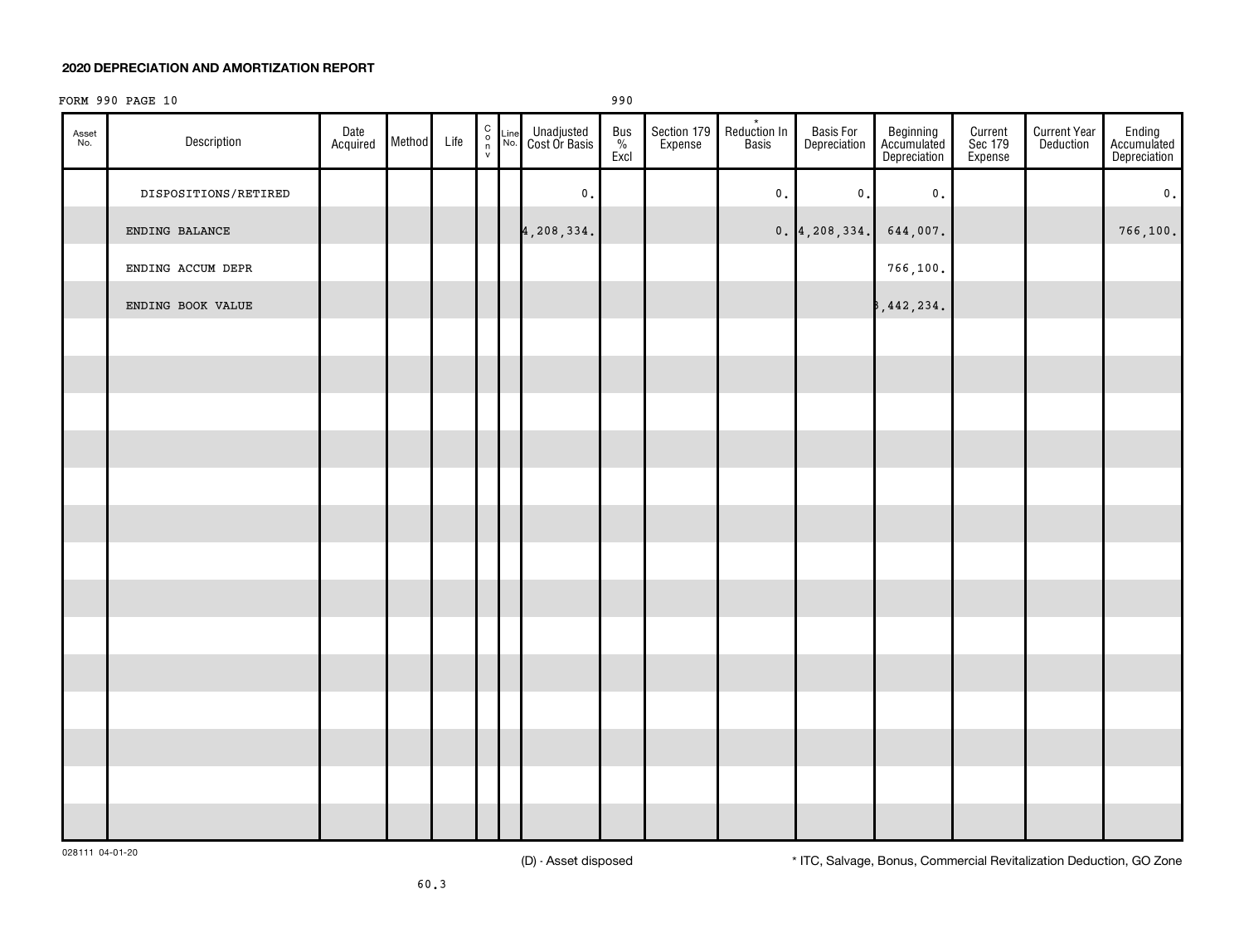**2020 DEPRECIATION AND AMORTIZATION REPORT**

FORM 990 PAGE 10 990

| Asset No. | Description | Date Acquired | Method | Life | C o n v | Line No. | Unadjusted Cost Or Basis | Bus % Excl | Section 179 Expense | * Reduction In Basis | Basis For Depreciation | Beginning Accumulated Depreciation | Current Sec 179 Expense | Current Year Deduction | Ending Accumulated Depreciation |
|---|---|---|---|---|---|---|---|---|---|---|---|---|---|---|---|
| | DISPOSITIONS/RETIRED | | | | | | 0. | | | 0. | 0. | 0. | | | 0. |
| | ENDING BALANCE | | | | | | 4,208,334. | | | 0. | 4,208,334. | 644,007. | | | 766,100. |
| | ENDING ACCUM DEPR | | | | | | | | | | | 766,100. | | | |
| | ENDING BOOK VALUE | | | | | | | | | | | 3,442,234. | | | |

028111 04-01-20

(D) - Asset disposed

* ITC, Salvage, Bonus, Commercial Revitalization Deduction, GO Zone

60.3